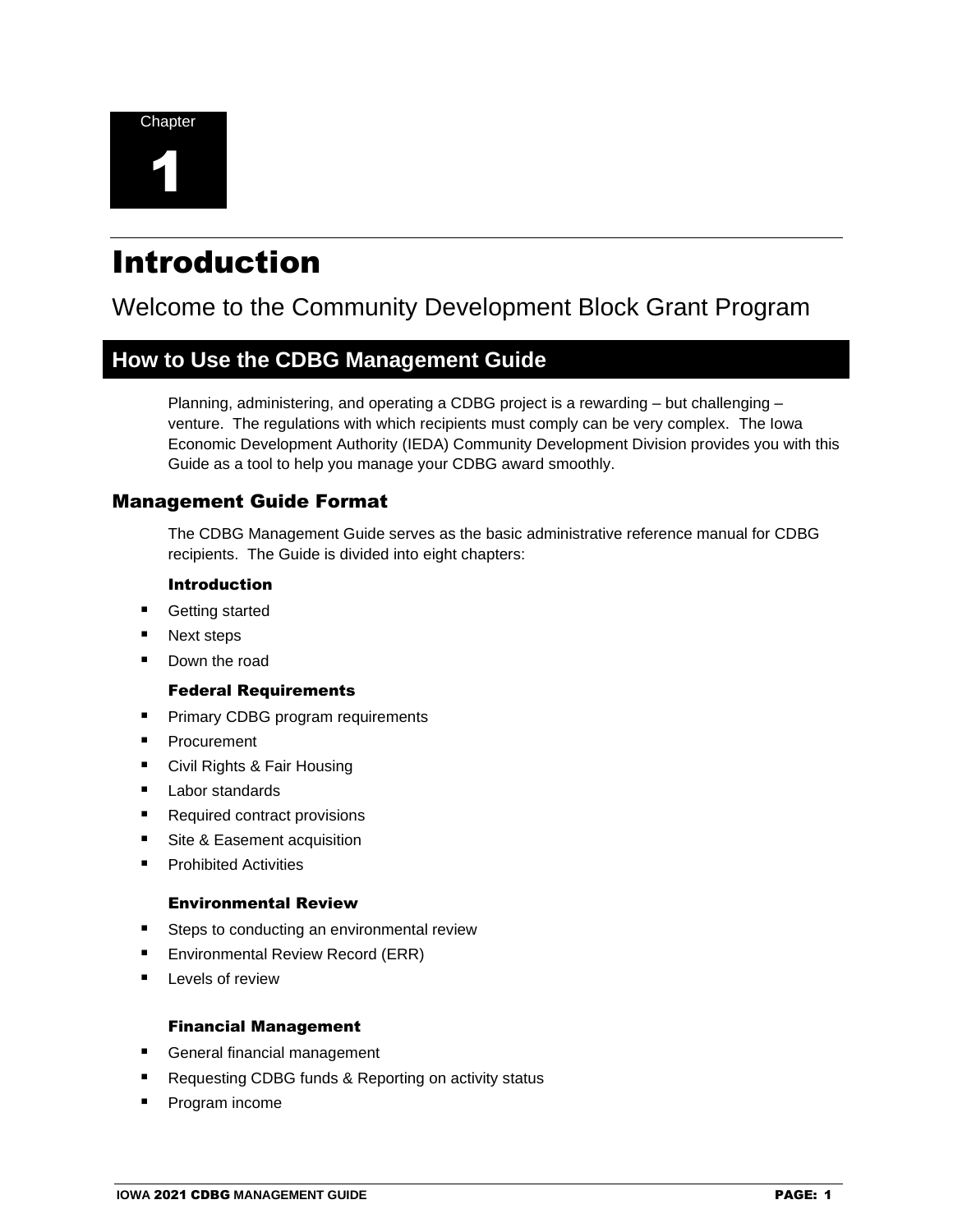Chapter

# 1

# Introduction

## Welcome to the Community Development Block Grant Program

## How to Use the CDBG Management Guide

Planning, administering, and operating a CDBG project is a rewarding – but challenging – venture. The regulations with which recipients must comply can be very complex. The Iowa Economic Development Authority (IEDA) Community Development Division provides you with this Guide as a tool to help you manage your CDBG award smoothly.

### Management Guide Format

The CDBG Management Guide serves as the basic administrative reference manual for CDBG recipients. The Guide is divided into eight chapters:

#### Introduction

- Getting started
- Next steps
- Down the road

#### Federal Requirements

- Primary CDBG program requirements
- Procurement
- Civil Rights & Fair Housing
- Labor standards
- Required contract provisions
- Site & Easement acquisition
- Prohibited Activities

#### Environmental Review

- Steps to conducting an environmental review
- Environmental Review Record (ERR)
- Levels of review

#### Financial Management

- General financial management
- Requesting CDBG funds & Reporting on activity status
- Program income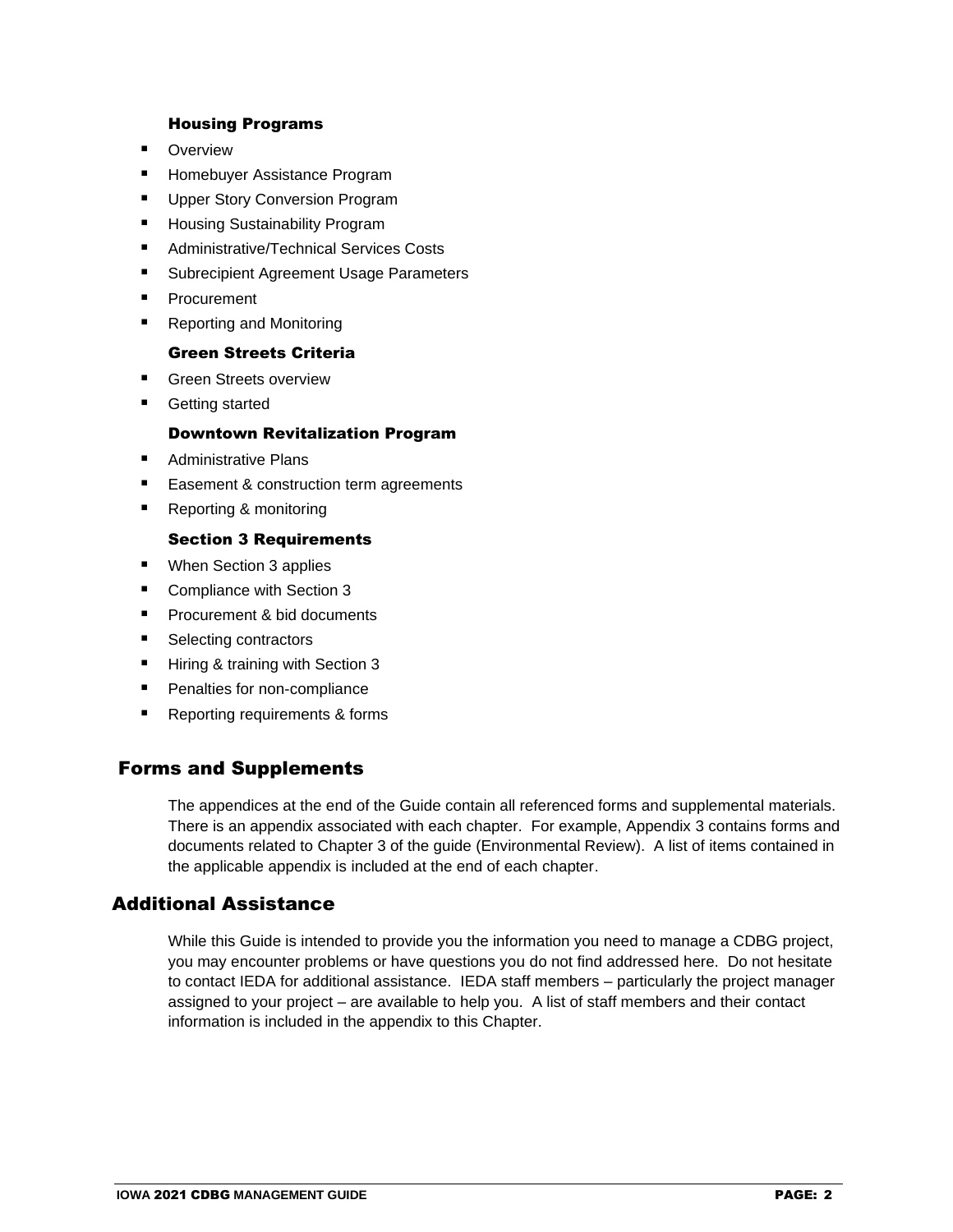#### Housing Programs

- Overview
- Homebuyer Assistance Program
- Upper Story Conversion Program
- Housing Sustainability Program
- Administrative/Technical Services Costs
- Subrecipient Agreement Usage Parameters
- Procurement
- Reporting and Monitoring

#### Green Streets Criteria

- Green Streets overview
- Getting started

#### Downtown Revitalization Program

- Administrative Plans
- Easement & construction term agreements
- Reporting & monitoring

#### Section 3 Requirements

- When Section 3 applies
- Compliance with Section 3
- Procurement & bid documents
- Selecting contractors
- Hiring & training with Section 3
- Penalties for non-compliance
- Reporting requirements & forms

## Forms and Supplements

The appendices at the end of the Guide contain all referenced forms and supplemental materials. There is an appendix associated with each chapter. For example, Appendix 3 contains forms and documents related to Chapter 3 of the guide (Environmental Review). A list of items contained in the applicable appendix is included at the end of each chapter.

## Additional Assistance

While this Guide is intended to provide you the information you need to manage a CDBG project, you may encounter problems or have questions you do not find addressed here. Do not hesitate to contact IEDA for additional assistance. IEDA staff members – particularly the project manager assigned to your project – are available to help you. A list of staff members and their contact information is included in the appendix to this Chapter.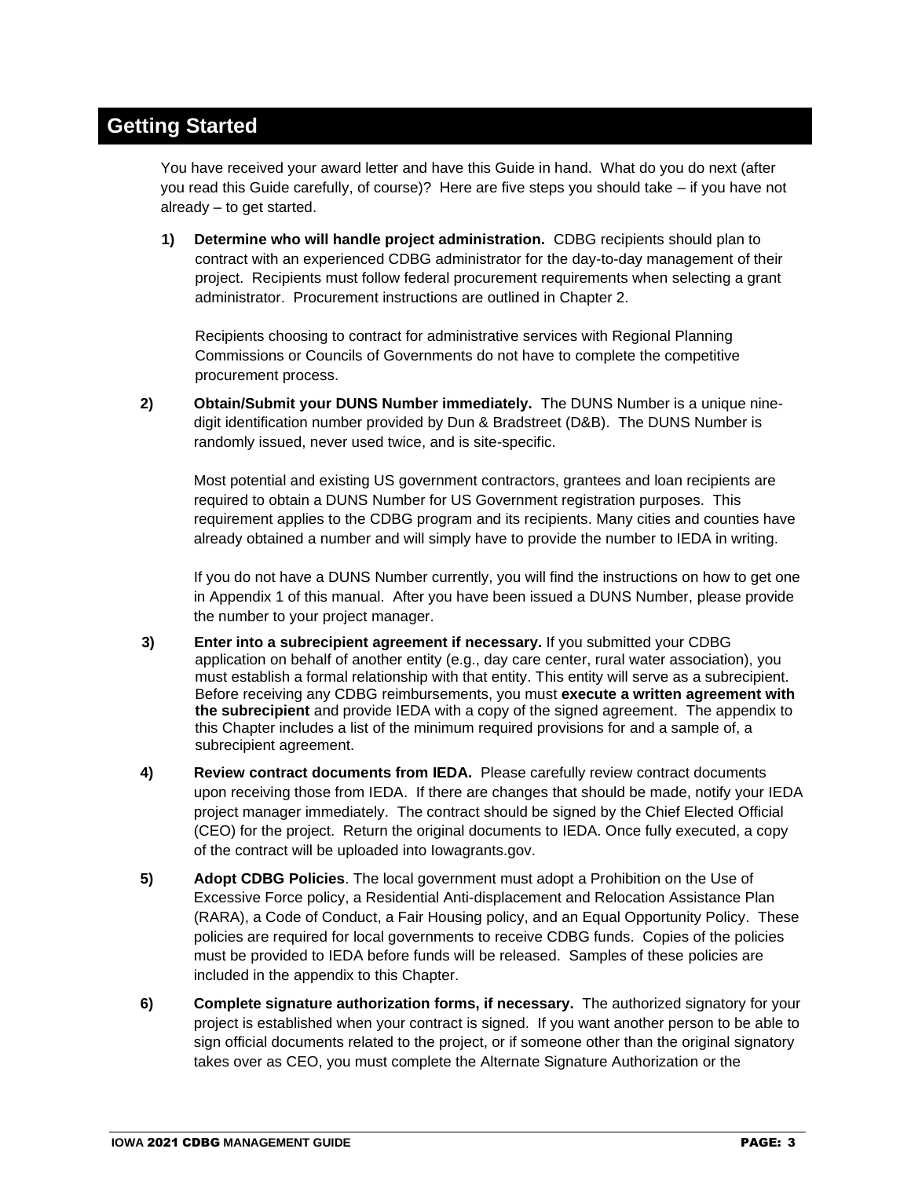## Getting Started

You have received your award letter and have this Guide in hand. What do you do next (after you read this Guide carefully, of course)? Here are five steps you should take – if you have not already – to get started.

1) **Determine who will handle project administration.** CDBG recipients should plan to contract with an experienced CDBG administrator for the day-to-day management of their project. Recipients must follow federal procurement requirements when selecting a grant administrator. Procurement instructions are outlined in Chapter 2.

   Recipients choosing to contract for administrative services with Regional Planning Commissions or Councils of Governments do not have to complete the competitive procurement process.

2) **Obtain/Submit your DUNS Number immediately.** The DUNS Number is a unique nine-digit identification number provided by Dun & Bradstreet (D&B). The DUNS Number is randomly issued, never used twice, and is site-specific.

   Most potential and existing US government contractors, grantees and loan recipients are required to obtain a DUNS Number for US Government registration purposes. This requirement applies to the CDBG program and its recipients. Many cities and counties have already obtained a number and will simply have to provide the number to IEDA in writing.

   If you do not have a DUNS Number currently, you will find the instructions on how to get one in Appendix 1 of this manual. After you have been issued a DUNS Number, please provide the number to your project manager.

3) **Enter into a subrecipient agreement if necessary.** If you submitted your CDBG application on behalf of another entity (e.g., day care center, rural water association), you must establish a formal relationship with that entity. This entity will serve as a subrecipient. Before receiving any CDBG reimbursements, you must **execute a written agreement with the subrecipient** and provide IEDA with a copy of the signed agreement. The appendix to this Chapter includes a list of the minimum required provisions for and a sample of, a subrecipient agreement.

4) **Review contract documents from IEDA.** Please carefully review contract documents upon receiving those from IEDA. If there are changes that should be made, notify your IEDA project manager immediately. The contract should be signed by the Chief Elected Official (CEO) for the project. Return the original documents to IEDA. Once fully executed, a copy of the contract will be uploaded into Iowagrants.gov.

5) **Adopt CDBG Policies**. The local government must adopt a Prohibition on the Use of Excessive Force policy, a Residential Anti-displacement and Relocation Assistance Plan (RARA), a Code of Conduct, a Fair Housing policy, and an Equal Opportunity Policy. These policies are required for local governments to receive CDBG funds. Copies of the policies must be provided to IEDA before funds will be released. Samples of these policies are included in the appendix to this Chapter.

6) **Complete signature authorization forms, if necessary.** The authorized signatory for your project is established when your contract is signed. If you want another person to be able to sign official documents related to the project, or if someone other than the original signatory takes over as CEO, you must complete the Alternate Signature Authorization or the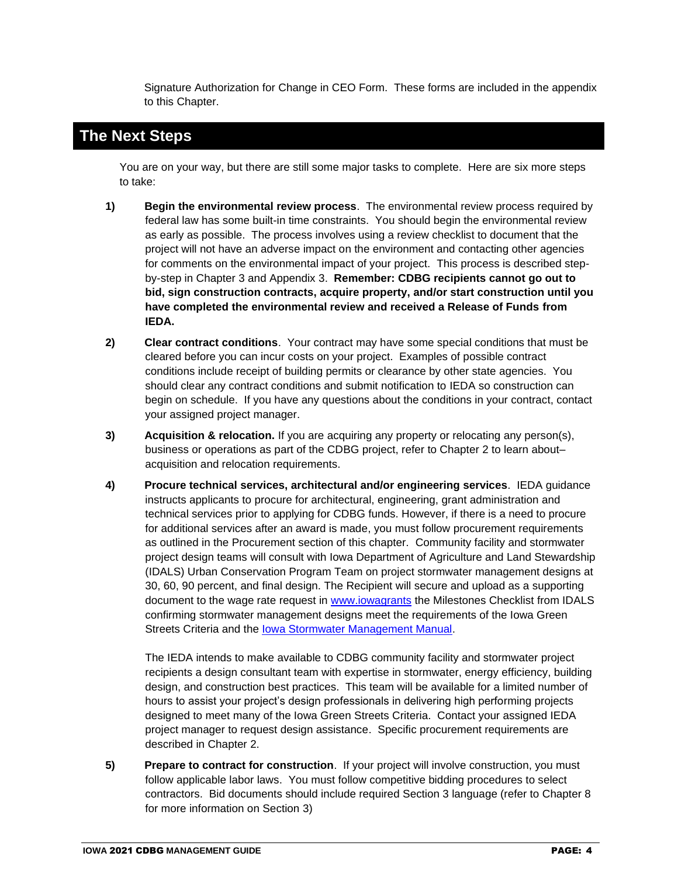Signature Authorization for Change in CEO Form. These forms are included in the appendix to this Chapter.

## The Next Steps

You are on your way, but there are still some major tasks to complete. Here are six more steps to take:

1) **Begin the environmental review process**. The environmental review process required by federal law has some built-in time constraints. You should begin the environmental review as early as possible. The process involves using a review checklist to document that the project will not have an adverse impact on the environment and contacting other agencies for comments on the environmental impact of your project. This process is described step-by-step in Chapter 3 and Appendix 3. **Remember: CDBG recipients cannot go out to bid, sign construction contracts, acquire property, and/or start construction until you have completed the environmental review and received a Release of Funds from IEDA.**

2) **Clear contract conditions**. Your contract may have some special conditions that must be cleared before you can incur costs on your project. Examples of possible contract conditions include receipt of building permits or clearance by other state agencies. You should clear any contract conditions and submit notification to IEDA so construction can begin on schedule. If you have any questions about the conditions in your contract, contact your assigned project manager.

3) **Acquisition & relocation.** If you are acquiring any property or relocating any person(s), business or operations as part of the CDBG project, refer to Chapter 2 to learn about– acquisition and relocation requirements.

4) **Procure technical services, architectural and/or engineering services**. IEDA guidance instructs applicants to procure for architectural, engineering, grant administration and technical services prior to applying for CDBG funds. However, if there is a need to procure for additional services after an award is made, you must follow procurement requirements as outlined in the Procurement section of this chapter. Community facility and stormwater project design teams will consult with Iowa Department of Agriculture and Land Stewardship (IDALS) Urban Conservation Program Team on project stormwater management designs at 30, 60, 90 percent, and final design. The Recipient will secure and upload as a supporting document to the wage rate request in www.iowagrants the Milestones Checklist from IDALS confirming stormwater management designs meet the requirements of the Iowa Green Streets Criteria and the Iowa Stormwater Management Manual.

   The IEDA intends to make available to CDBG community facility and stormwater project recipients a design consultant team with expertise in stormwater, energy efficiency, building design, and construction best practices. This team will be available for a limited number of hours to assist your project's design professionals in delivering high performing projects designed to meet many of the Iowa Green Streets Criteria. Contact your assigned IEDA project manager to request design assistance. Specific procurement requirements are described in Chapter 2.

5) **Prepare to contract for construction**. If your project will involve construction, you must follow applicable labor laws. You must follow competitive bidding procedures to select contractors. Bid documents should include required Section 3 language (refer to Chapter 8 for more information on Section 3)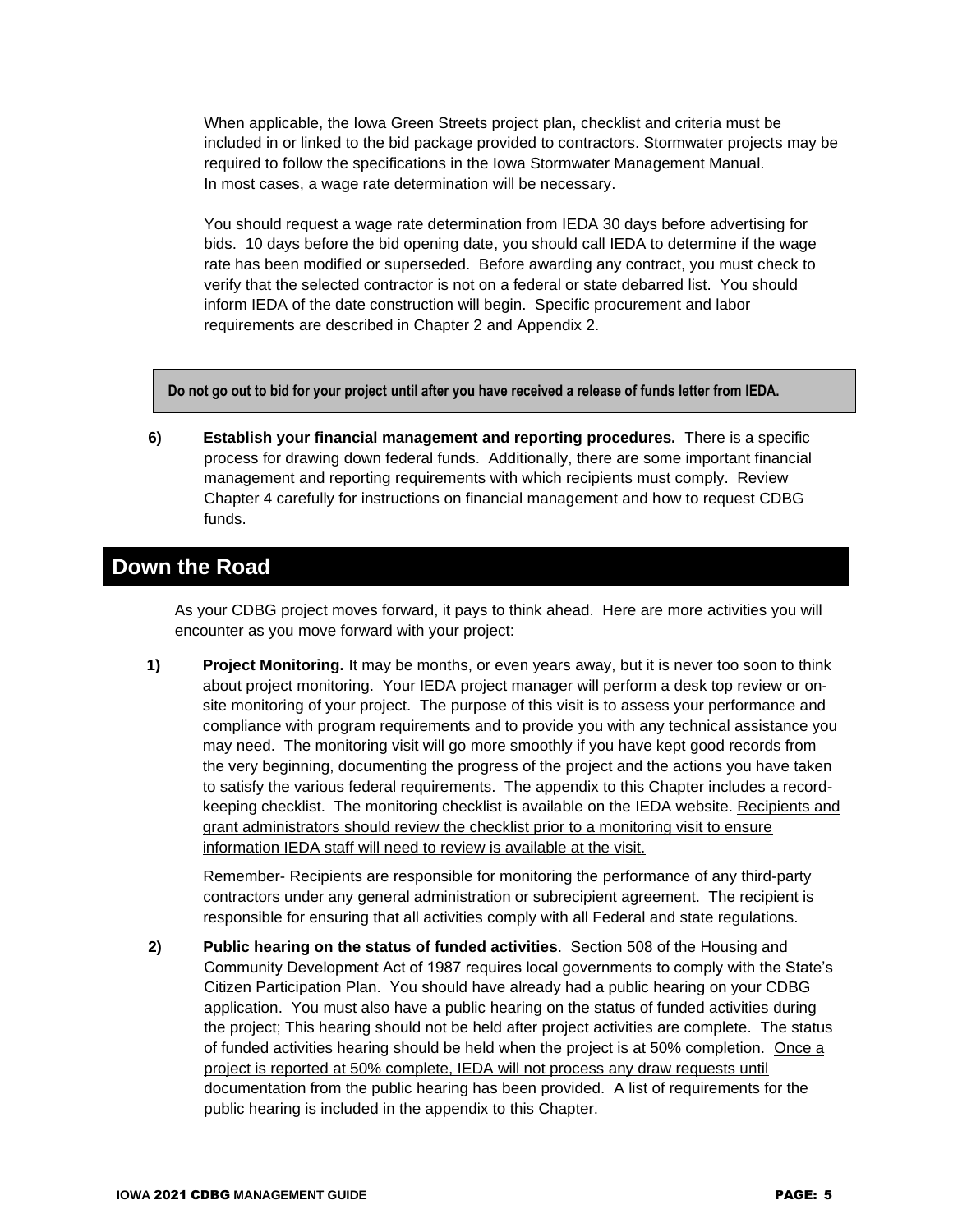When applicable, the Iowa Green Streets project plan, checklist and criteria must be included in or linked to the bid package provided to contractors. Stormwater projects may be required to follow the specifications in the Iowa Stormwater Management Manual. In most cases, a wage rate determination will be necessary.

You should request a wage rate determination from IEDA 30 days before advertising for bids. 10 days before the bid opening date, you should call IEDA to determine if the wage rate has been modified or superseded. Before awarding any contract, you must check to verify that the selected contractor is not on a federal or state debarred list. You should inform IEDA of the date construction will begin. Specific procurement and labor requirements are described in Chapter 2 and Appendix 2.

> **Do not go out to bid for your project until after you have received a release of funds letter from IEDA.**

6) **Establish your financial management and reporting procedures.** There is a specific process for drawing down federal funds. Additionally, there are some important financial management and reporting requirements with which recipients must comply. Review Chapter 4 carefully for instructions on financial management and how to request CDBG funds.

## Down the Road

As your CDBG project moves forward, it pays to think ahead. Here are more activities you will encounter as you move forward with your project:

1) **Project Monitoring.** It may be months, or even years away, but it is never too soon to think about project monitoring. Your IEDA project manager will perform a desk top review or on-site monitoring of your project. The purpose of this visit is to assess your performance and compliance with program requirements and to provide you with any technical assistance you may need. The monitoring visit will go more smoothly if you have kept good records from the very beginning, documenting the progress of the project and the actions you have taken to satisfy the various federal requirements. The appendix to this Chapter includes a record-keeping checklist. The monitoring checklist is available on the IEDA website. <u>Recipients and grant administrators should review the checklist prior to a monitoring visit to ensure information IEDA staff will need to review is available at the visit.</u>

   Remember- Recipients are responsible for monitoring the performance of any third-party contractors under any general administration or subrecipient agreement. The recipient is responsible for ensuring that all activities comply with all Federal and state regulations.

2) **Public hearing on the status of funded activities**. Section 508 of the Housing and Community Development Act of 1987 requires local governments to comply with the State's Citizen Participation Plan. You should have already had a public hearing on your CDBG application. You must also have a public hearing on the status of funded activities during the project; This hearing should not be held after project activities are complete. The status of funded activities hearing should be held when the project is at 50% completion. <u>Once a project is reported at 50% complete, IEDA will not process any draw requests until documentation from the public hearing has been provided.</u> A list of requirements for the public hearing is included in the appendix to this Chapter.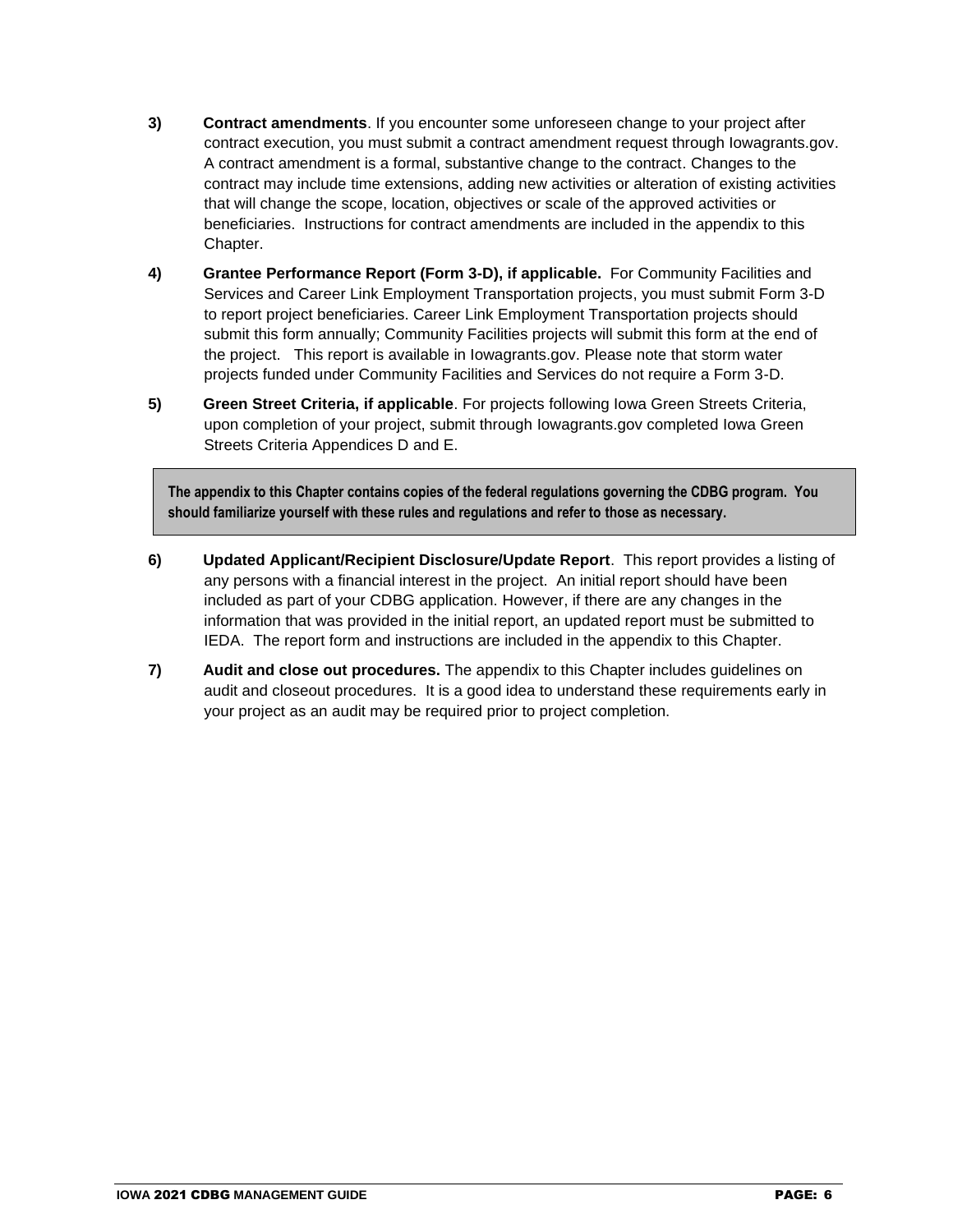3) **Contract amendments**. If you encounter some unforeseen change to your project after contract execution, you must submit a contract amendment request through Iowagrants.gov. A contract amendment is a formal, substantive change to the contract. Changes to the contract may include time extensions, adding new activities or alteration of existing activities that will change the scope, location, objectives or scale of the approved activities or beneficiaries. Instructions for contract amendments are included in the appendix to this Chapter.

4) **Grantee Performance Report (Form 3-D), if applicable.** For Community Facilities and Services and Career Link Employment Transportation projects, you must submit Form 3-D to report project beneficiaries. Career Link Employment Transportation projects should submit this form annually; Community Facilities projects will submit this form at the end of the project. This report is available in Iowagrants.gov. Please note that storm water projects funded under Community Facilities and Services do not require a Form 3-D.

5) **Green Street Criteria, if applicable**. For projects following Iowa Green Streets Criteria, upon completion of your project, submit through Iowagrants.gov completed Iowa Green Streets Criteria Appendices D and E.

> **The appendix to this Chapter contains copies of the federal regulations governing the CDBG program. You should familiarize yourself with these rules and regulations and refer to those as necessary.**

6) **Updated Applicant/Recipient Disclosure/Update Report**. This report provides a listing of any persons with a financial interest in the project. An initial report should have been included as part of your CDBG application. However, if there are any changes in the information that was provided in the initial report, an updated report must be submitted to IEDA. The report form and instructions are included in the appendix to this Chapter.

7) **Audit and close out procedures.** The appendix to this Chapter includes guidelines on audit and closeout procedures. It is a good idea to understand these requirements early in your project as an audit may be required prior to project completion.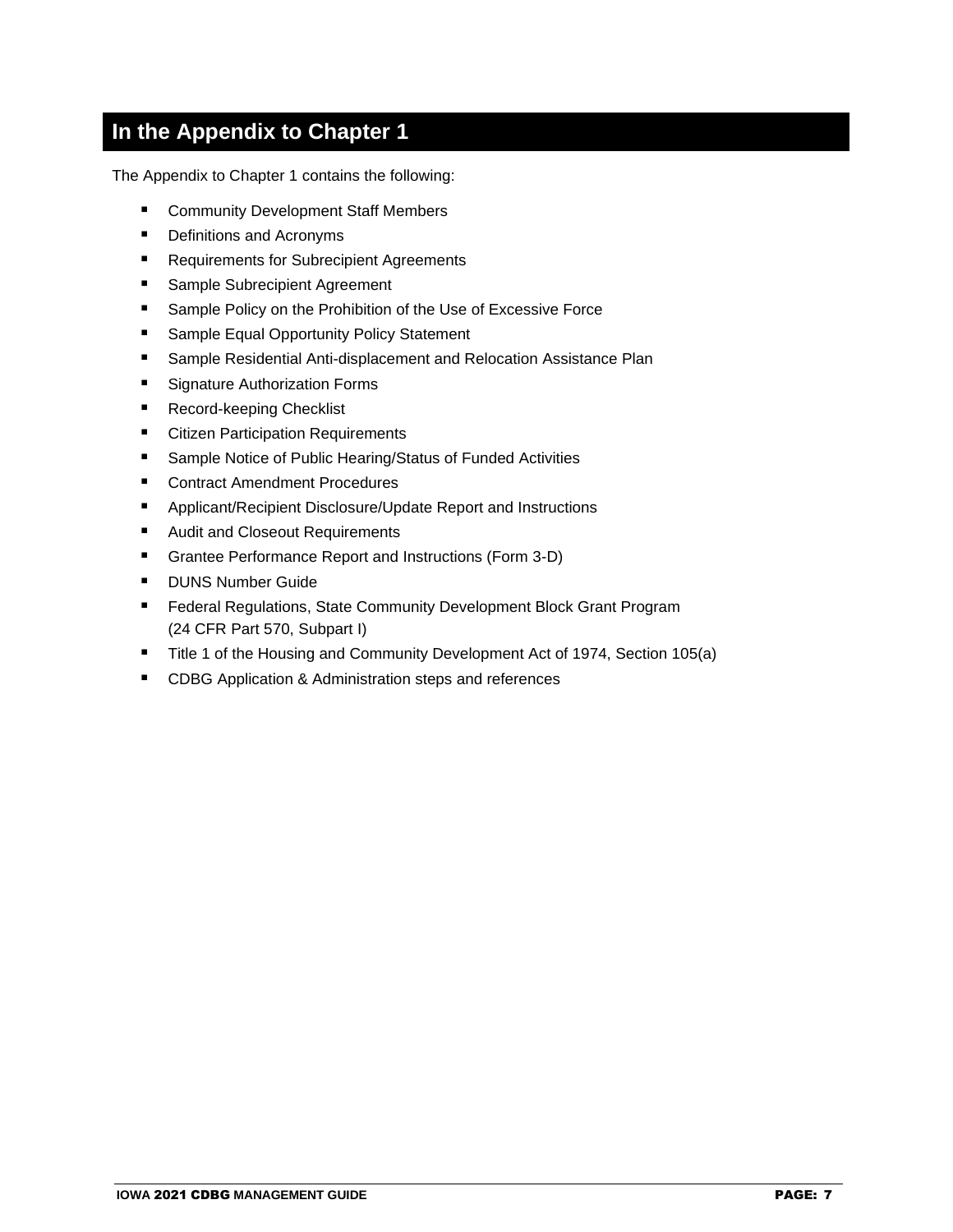# In the Appendix to Chapter 1

The Appendix to Chapter 1 contains the following:

- Community Development Staff Members
- Definitions and Acronyms
- Requirements for Subrecipient Agreements
- Sample Subrecipient Agreement
- Sample Policy on the Prohibition of the Use of Excessive Force
- Sample Equal Opportunity Policy Statement
- Sample Residential Anti-displacement and Relocation Assistance Plan
- Signature Authorization Forms
- Record-keeping Checklist
- Citizen Participation Requirements
- Sample Notice of Public Hearing/Status of Funded Activities
- Contract Amendment Procedures
- Applicant/Recipient Disclosure/Update Report and Instructions
- Audit and Closeout Requirements
- Grantee Performance Report and Instructions (Form 3-D)
- DUNS Number Guide
- Federal Regulations, State Community Development Block Grant Program (24 CFR Part 570, Subpart I)
- Title 1 of the Housing and Community Development Act of 1974, Section 105(a)
- CDBG Application & Administration steps and references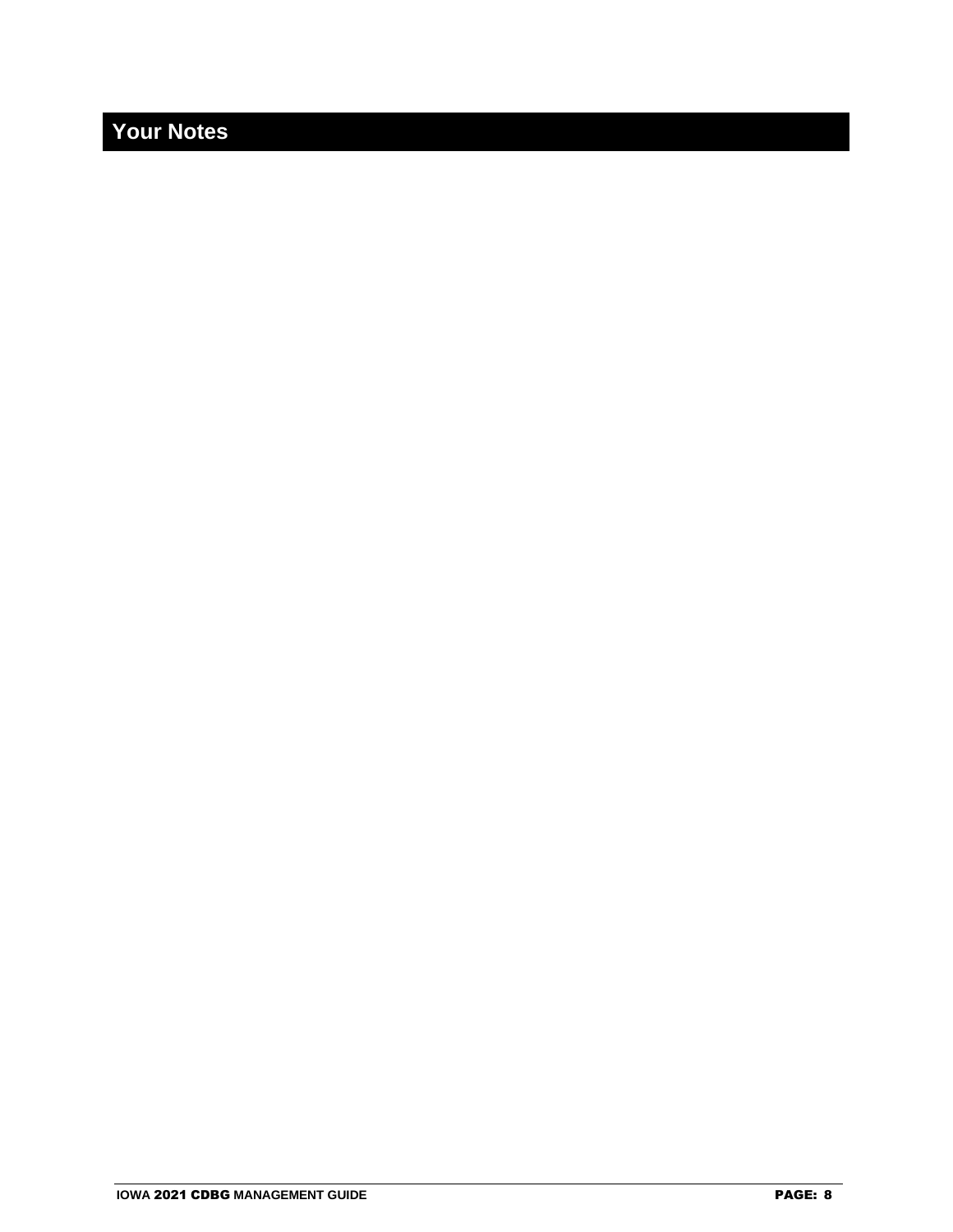# Your Notes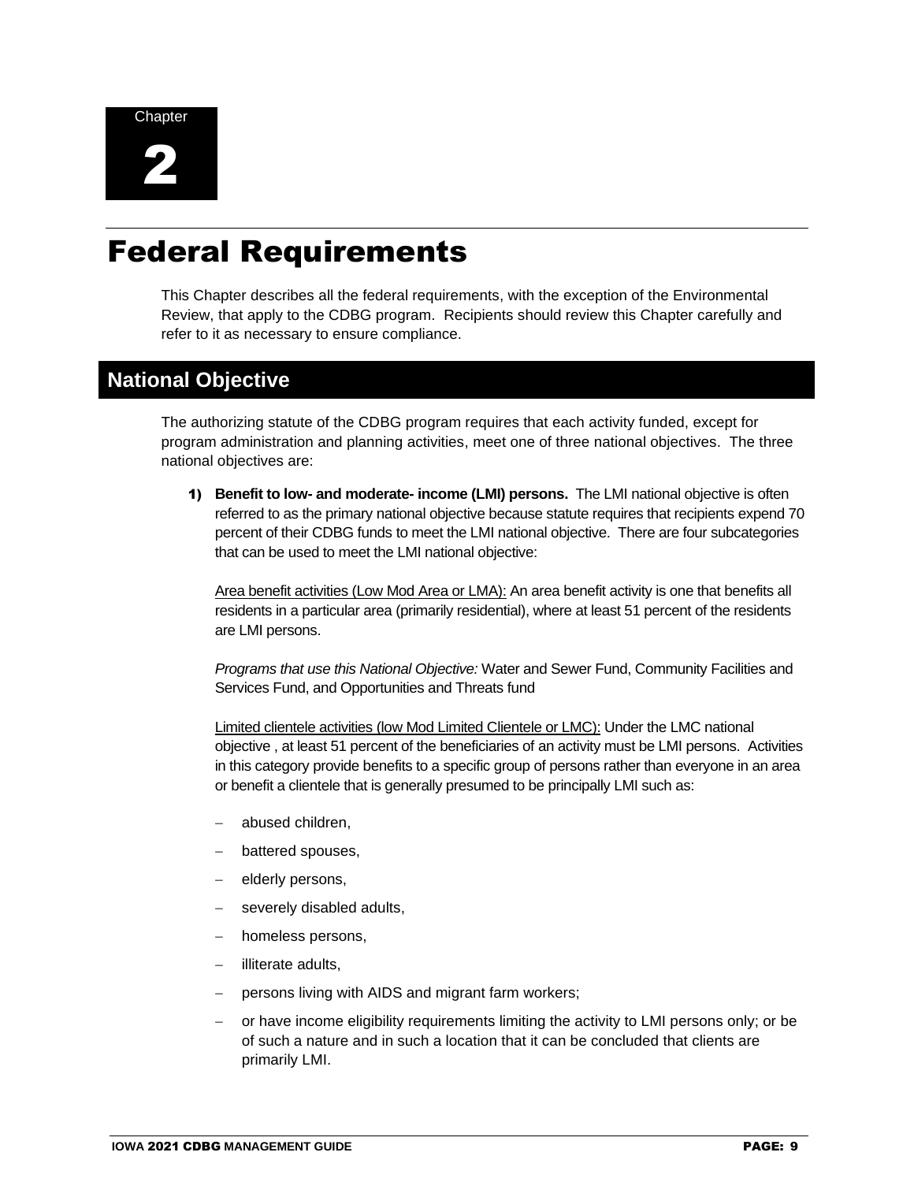Chapter

2

# Federal Requirements

This Chapter describes all the federal requirements, with the exception of the Environmental Review, that apply to the CDBG program. Recipients should review this Chapter carefully and refer to it as necessary to ensure compliance.

## National Objective

The authorizing statute of the CDBG program requires that each activity funded, except for program administration and planning activities, meet one of three national objectives. The three national objectives are:

1) **Benefit to low- and moderate- income (LMI) persons.** The LMI national objective is often referred to as the primary national objective because statute requires that recipients expend 70 percent of their CDBG funds to meet the LMI national objective. There are four subcategories that can be used to meet the LMI national objective:

   Area benefit activities (Low Mod Area or LMA): An area benefit activity is one that benefits all residents in a particular area (primarily residential), where at least 51 percent of the residents are LMI persons.

   *Programs that use this National Objective:* Water and Sewer Fund, Community Facilities and Services Fund, and Opportunities and Threats fund

   Limited clientele activities (low Mod Limited Clientele or LMC): Under the LMC national objective , at least 51 percent of the beneficiaries of an activity must be LMI persons. Activities in this category provide benefits to a specific group of persons rather than everyone in an area or benefit a clientele that is generally presumed to be principally LMI such as:

   - abused children,
   - battered spouses,
   - elderly persons,
   - severely disabled adults,
   - homeless persons,
   - illiterate adults,
   - persons living with AIDS and migrant farm workers;
   - or have income eligibility requirements limiting the activity to LMI persons only; or be of such a nature and in such a location that it can be concluded that clients are primarily LMI.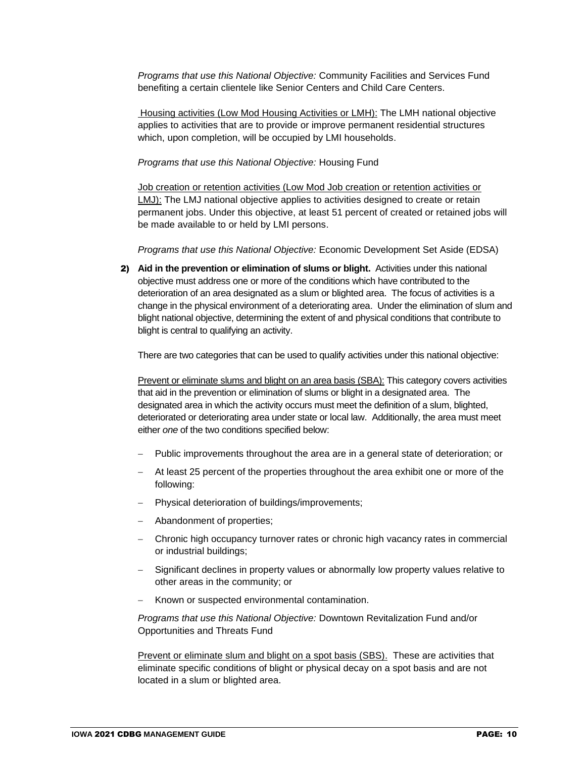*Programs that use this National Objective:* Community Facilities and Services Fund benefiting a certain clientele like Senior Centers and Child Care Centers.

Housing activities (Low Mod Housing Activities or LMH): The LMH national objective applies to activities that are to provide or improve permanent residential structures which, upon completion, will be occupied by LMI households.

*Programs that use this National Objective:* Housing Fund

Job creation or retention activities (Low Mod Job creation or retention activities or LMJ): The LMJ national objective applies to activities designed to create or retain permanent jobs. Under this objective, at least 51 percent of created or retained jobs will be made available to or held by LMI persons.

*Programs that use this National Objective:* Economic Development Set Aside (EDSA)

2) **Aid in the prevention or elimination of slums or blight.** Activities under this national objective must address one or more of the conditions which have contributed to the deterioration of an area designated as a slum or blighted area. The focus of activities is a change in the physical environment of a deteriorating area. Under the elimination of slum and blight national objective, determining the extent of and physical conditions that contribute to blight is central to qualifying an activity.

   There are two categories that can be used to qualify activities under this national objective:

   Prevent or eliminate slums and blight on an area basis (SBA): This category covers activities that aid in the prevention or elimination of slums or blight in a designated area. The designated area in which the activity occurs must meet the definition of a slum, blighted, deteriorated or deteriorating area under state or local law. Additionally, the area must meet either *one* of the two conditions specified below:

   - Public improvements throughout the area are in a general state of deterioration; or
   - At least 25 percent of the properties throughout the area exhibit one or more of the following:
   - Physical deterioration of buildings/improvements;
   - Abandonment of properties;
   - Chronic high occupancy turnover rates or chronic high vacancy rates in commercial or industrial buildings;
   - Significant declines in property values or abnormally low property values relative to other areas in the community; or
   - Known or suspected environmental contamination.

   *Programs that use this National Objective:* Downtown Revitalization Fund and/or Opportunities and Threats Fund

   Prevent or eliminate slum and blight on a spot basis (SBS). These are activities that eliminate specific conditions of blight or physical decay on a spot basis and are not located in a slum or blighted area.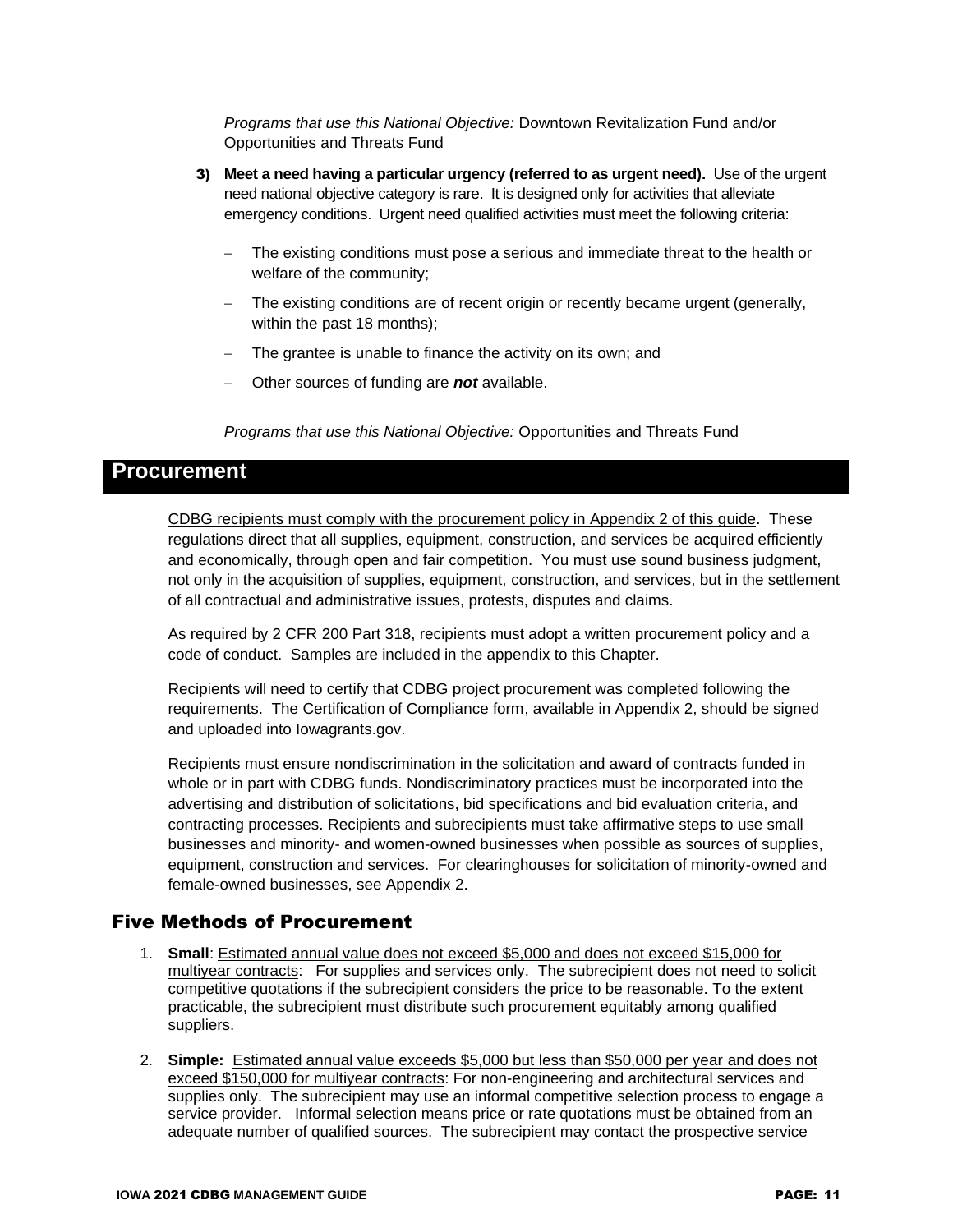*Programs that use this National Objective:* Downtown Revitalization Fund and/or Opportunities and Threats Fund

3) **Meet a need having a particular urgency (referred to as urgent need).** Use of the urgent need national objective category is rare. It is designed only for activities that alleviate emergency conditions. Urgent need qualified activities must meet the following criteria:

   - The existing conditions must pose a serious and immediate threat to the health or welfare of the community;
   - The existing conditions are of recent origin or recently became urgent (generally, within the past 18 months);
   - The grantee is unable to finance the activity on its own; and
   - Other sources of funding are ***not*** available.

   *Programs that use this National Objective:* Opportunities and Threats Fund

# Procurement

CDBG recipients must comply with the procurement policy in Appendix 2 of this guide. These regulations direct that all supplies, equipment, construction, and services be acquired efficiently and economically, through open and fair competition. You must use sound business judgment, not only in the acquisition of supplies, equipment, construction, and services, but in the settlement of all contractual and administrative issues, protests, disputes and claims.

As required by 2 CFR 200 Part 318, recipients must adopt a written procurement policy and a code of conduct. Samples are included in the appendix to this Chapter.

Recipients will need to certify that CDBG project procurement was completed following the requirements. The Certification of Compliance form, available in Appendix 2, should be signed and uploaded into Iowagrants.gov.

Recipients must ensure nondiscrimination in the solicitation and award of contracts funded in whole or in part with CDBG funds. Nondiscriminatory practices must be incorporated into the advertising and distribution of solicitations, bid specifications and bid evaluation criteria, and contracting processes. Recipients and subrecipients must take affirmative steps to use small businesses and minority- and women-owned businesses when possible as sources of supplies, equipment, construction and services. For clearinghouses for solicitation of minority-owned and female-owned businesses, see Appendix 2.

## Five Methods of Procurement

1. **Small**: Estimated annual value does not exceed $5,000 and does not exceed $15,000 for multiyear contracts: For supplies and services only. The subrecipient does not need to solicit competitive quotations if the subrecipient considers the price to be reasonable. To the extent practicable, the subrecipient must distribute such procurement equitably among qualified suppliers.
2. **Simple:** Estimated annual value exceeds $5,000 but less than $50,000 per year and does not exceed $150,000 for multiyear contracts: For non-engineering and architectural services and supplies only. The subrecipient may use an informal competitive selection process to engage a service provider. Informal selection means price or rate quotations must be obtained from an adequate number of qualified sources. The subrecipient may contact the prospective service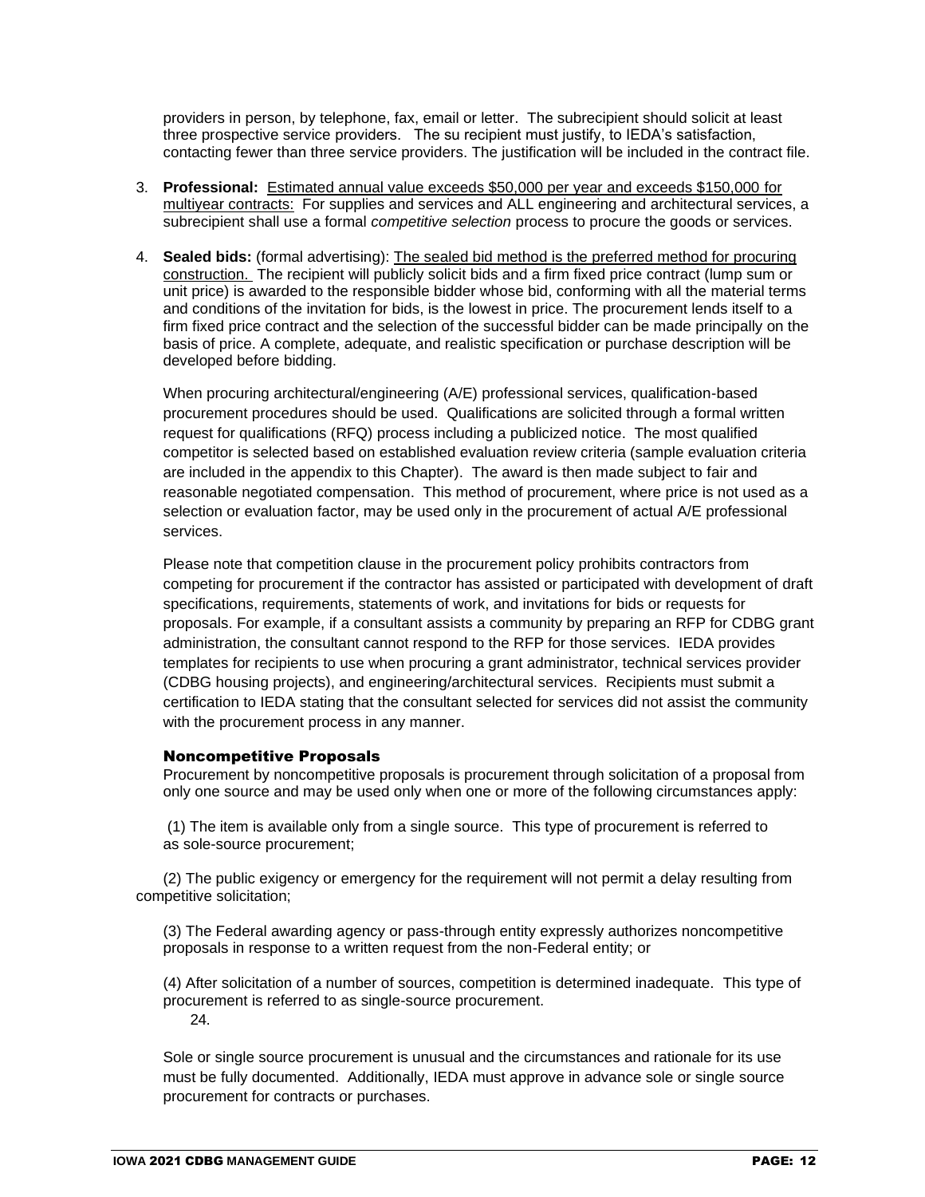providers in person, by telephone, fax, email or letter. The subrecipient should solicit at least three prospective service providers. The su recipient must justify, to IEDA's satisfaction, contacting fewer than three service providers. The justification will be included in the contract file.

3. **Professional:** Estimated annual value exceeds $50,000 per year and exceeds $150,000 for multiyear contracts: For supplies and services and ALL engineering and architectural services, a subrecipient shall use a formal *competitive selection* process to procure the goods or services.

4. **Sealed bids:** (formal advertising): The sealed bid method is the preferred method for procuring construction. The recipient will publicly solicit bids and a firm fixed price contract (lump sum or unit price) is awarded to the responsible bidder whose bid, conforming with all the material terms and conditions of the invitation for bids, is the lowest in price. The procurement lends itself to a firm fixed price contract and the selection of the successful bidder can be made principally on the basis of price. A complete, adequate, and realistic specification or purchase description will be developed before bidding.

   When procuring architectural/engineering (A/E) professional services, qualification-based procurement procedures should be used. Qualifications are solicited through a formal written request for qualifications (RFQ) process including a publicized notice. The most qualified competitor is selected based on established evaluation review criteria (sample evaluation criteria are included in the appendix to this Chapter). The award is then made subject to fair and reasonable negotiated compensation. This method of procurement, where price is not used as a selection or evaluation factor, may be used only in the procurement of actual A/E professional services.

   Please note that competition clause in the procurement policy prohibits contractors from competing for procurement if the contractor has assisted or participated with development of draft specifications, requirements, statements of work, and invitations for bids or requests for proposals. For example, if a consultant assists a community by preparing an RFP for CDBG grant administration, the consultant cannot respond to the RFP for those services. IEDA provides templates for recipients to use when procuring a grant administrator, technical services provider (CDBG housing projects), and engineering/architectural services. Recipients must submit a certification to IEDA stating that the consultant selected for services did not assist the community with the procurement process in any manner.

### Noncompetitive Proposals

Procurement by noncompetitive proposals is procurement through solicitation of a proposal from only one source and may be used only when one or more of the following circumstances apply:

(1) The item is available only from a single source. This type of procurement is referred to as sole-source procurement;

(2) The public exigency or emergency for the requirement will not permit a delay resulting from competitive solicitation;

(3) The Federal awarding agency or pass-through entity expressly authorizes noncompetitive proposals in response to a written request from the non-Federal entity; or

(4) After solicitation of a number of sources, competition is determined inadequate. This type of procurement is referred to as single-source procurement.

24.

Sole or single source procurement is unusual and the circumstances and rationale for its use must be fully documented. Additionally, IEDA must approve in advance sole or single source procurement for contracts or purchases.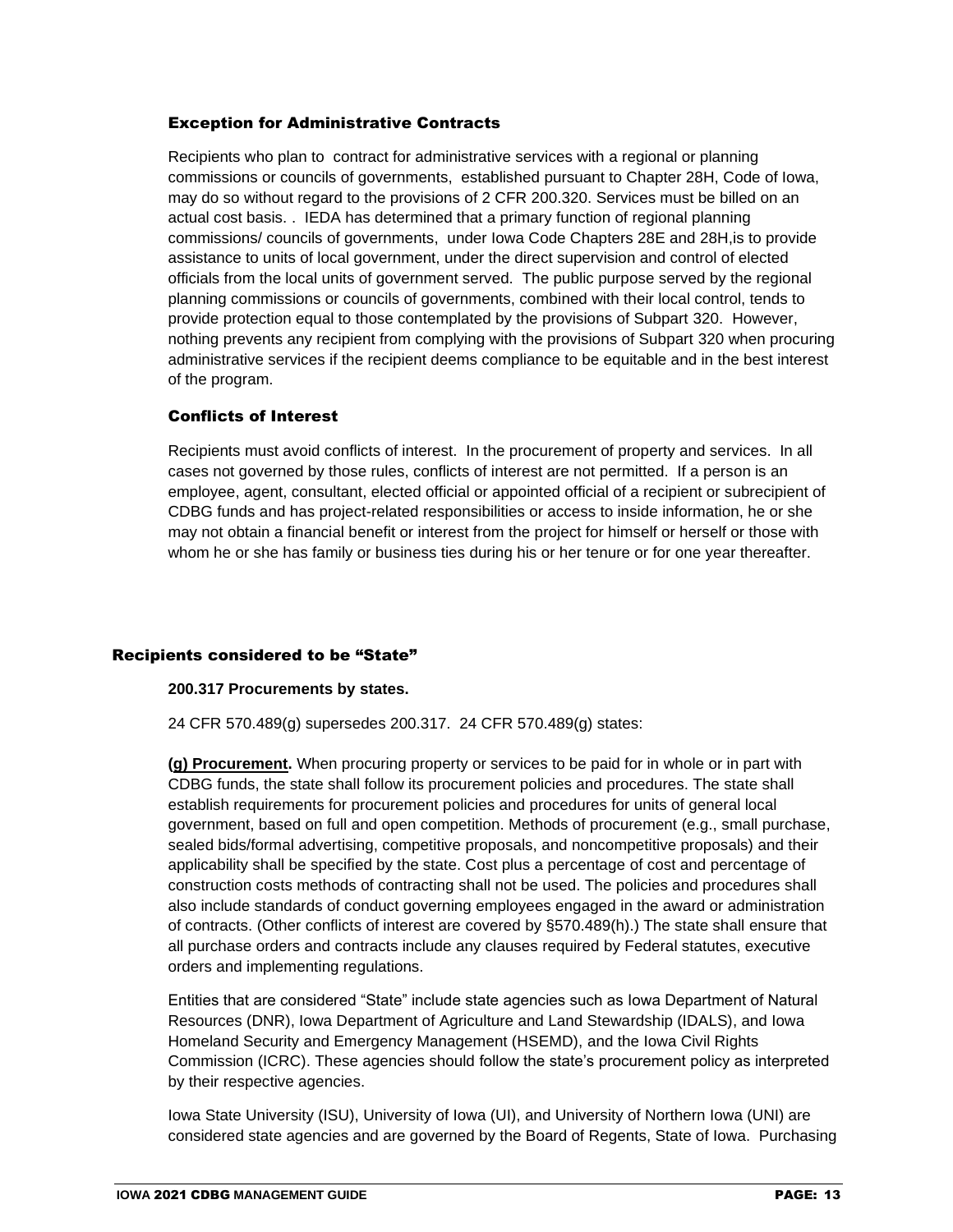### Exception for Administrative Contracts

Recipients who plan to contract for administrative services with a regional or planning commissions or councils of governments, established pursuant to Chapter 28H, Code of Iowa, may do so without regard to the provisions of 2 CFR 200.320. Services must be billed on an actual cost basis. . IEDA has determined that a primary function of regional planning commissions/ councils of governments, under Iowa Code Chapters 28E and 28H,is to provide assistance to units of local government, under the direct supervision and control of elected officials from the local units of government served. The public purpose served by the regional planning commissions or councils of governments, combined with their local control, tends to provide protection equal to those contemplated by the provisions of Subpart 320. However, nothing prevents any recipient from complying with the provisions of Subpart 320 when procuring administrative services if the recipient deems compliance to be equitable and in the best interest of the program.

### Conflicts of Interest

Recipients must avoid conflicts of interest. In the procurement of property and services. In all cases not governed by those rules, conflicts of interest are not permitted. If a person is an employee, agent, consultant, elected official or appointed official of a recipient or subrecipient of CDBG funds and has project-related responsibilities or access to inside information, he or she may not obtain a financial benefit or interest from the project for himself or herself or those with whom he or she has family or business ties during his or her tenure or for one year thereafter.

## Recipients considered to be "State"

**200.317 Procurements by states.**

24 CFR 570.489(g) supersedes 200.317. 24 CFR 570.489(g) states:

**(g) Procurement.** When procuring property or services to be paid for in whole or in part with CDBG funds, the state shall follow its procurement policies and procedures. The state shall establish requirements for procurement policies and procedures for units of general local government, based on full and open competition. Methods of procurement (e.g., small purchase, sealed bids/formal advertising, competitive proposals, and noncompetitive proposals) and their applicability shall be specified by the state. Cost plus a percentage of cost and percentage of construction costs methods of contracting shall not be used. The policies and procedures shall also include standards of conduct governing employees engaged in the award or administration of contracts. (Other conflicts of interest are covered by §570.489(h).) The state shall ensure that all purchase orders and contracts include any clauses required by Federal statutes, executive orders and implementing regulations.

Entities that are considered "State" include state agencies such as Iowa Department of Natural Resources (DNR), Iowa Department of Agriculture and Land Stewardship (IDALS), and Iowa Homeland Security and Emergency Management (HSEMD), and the Iowa Civil Rights Commission (ICRC). These agencies should follow the state's procurement policy as interpreted by their respective agencies.

Iowa State University (ISU), University of Iowa (UI), and University of Northern Iowa (UNI) are considered state agencies and are governed by the Board of Regents, State of Iowa. Purchasing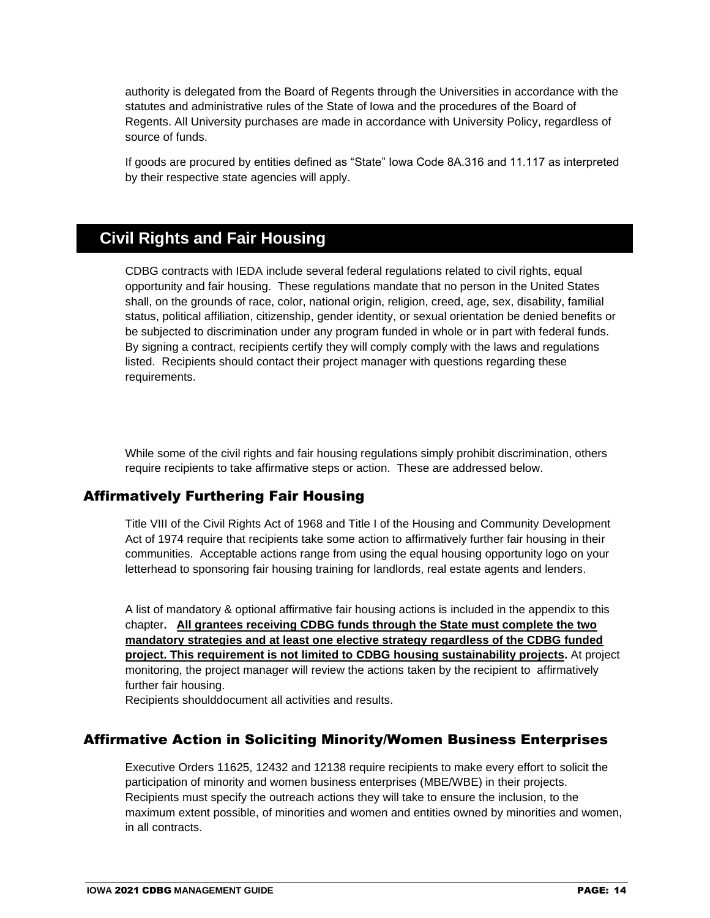authority is delegated from the Board of Regents through the Universities in accordance with the statutes and administrative rules of the State of Iowa and the procedures of the Board of Regents. All University purchases are made in accordance with University Policy, regardless of source of funds.

If goods are procured by entities defined as "State" Iowa Code 8A.316 and 11.117 as interpreted by their respective state agencies will apply.

## Civil Rights and Fair Housing

CDBG contracts with IEDA include several federal regulations related to civil rights, equal opportunity and fair housing. These regulations mandate that no person in the United States shall, on the grounds of race, color, national origin, religion, creed, age, sex, disability, familial status, political affiliation, citizenship, gender identity, or sexual orientation be denied benefits or be subjected to discrimination under any program funded in whole or in part with federal funds. By signing a contract, recipients certify they will comply comply with the laws and regulations listed. Recipients should contact their project manager with questions regarding these requirements.

While some of the civil rights and fair housing regulations simply prohibit discrimination, others require recipients to take affirmative steps or action. These are addressed below.

### Affirmatively Furthering Fair Housing

Title VIII of the Civil Rights Act of 1968 and Title I of the Housing and Community Development Act of 1974 require that recipients take some action to affirmatively further fair housing in their communities. Acceptable actions range from using the equal housing opportunity logo on your letterhead to sponsoring fair housing training for landlords, real estate agents and lenders.

A list of mandatory & optional affirmative fair housing actions is included in the appendix to this chapter. **All grantees receiving CDBG funds through the State must complete the two mandatory strategies and at least one elective strategy regardless of the CDBG funded project. This requirement is not limited to CDBG housing sustainability projects.** At project monitoring, the project manager will review the actions taken by the recipient to affirmatively further fair housing.
Recipients shoulddocument all activities and results.

### Affirmative Action in Soliciting Minority/Women Business Enterprises

Executive Orders 11625, 12432 and 12138 require recipients to make every effort to solicit the participation of minority and women business enterprises (MBE/WBE) in their projects. Recipients must specify the outreach actions they will take to ensure the inclusion, to the maximum extent possible, of minorities and women and entities owned by minorities and women, in all contracts.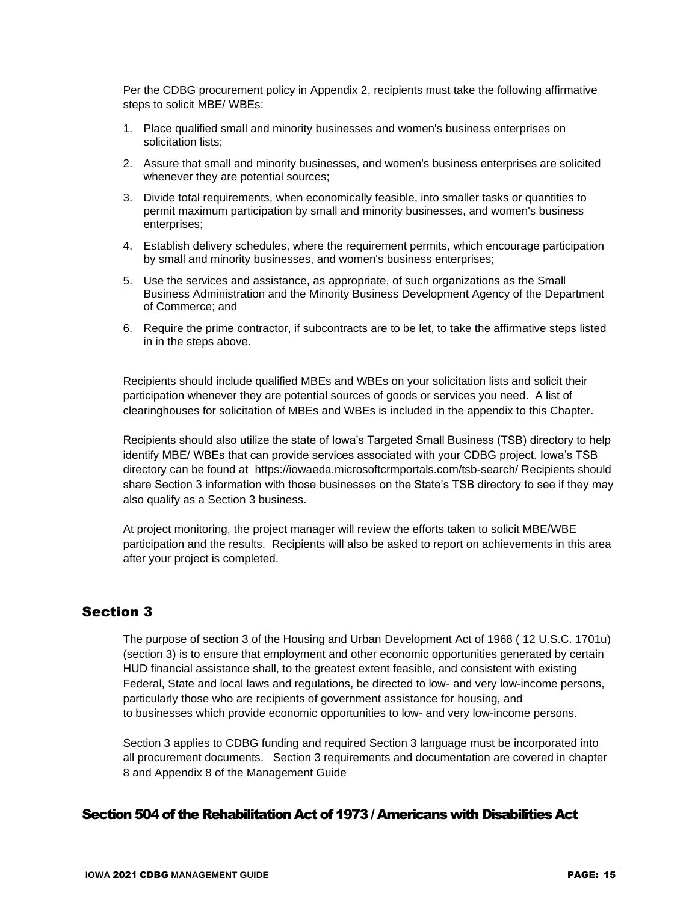Per the CDBG procurement policy in Appendix 2, recipients must take the following affirmative steps to solicit MBE/ WBEs:

1. Place qualified small and minority businesses and women's business enterprises on solicitation lists;
2. Assure that small and minority businesses, and women's business enterprises are solicited whenever they are potential sources;
3. Divide total requirements, when economically feasible, into smaller tasks or quantities to permit maximum participation by small and minority businesses, and women's business enterprises;
4. Establish delivery schedules, where the requirement permits, which encourage participation by small and minority businesses, and women's business enterprises;
5. Use the services and assistance, as appropriate, of such organizations as the Small Business Administration and the Minority Business Development Agency of the Department of Commerce; and
6. Require the prime contractor, if subcontracts are to be let, to take the affirmative steps listed in in the steps above.

Recipients should include qualified MBEs and WBEs on your solicitation lists and solicit their participation whenever they are potential sources of goods or services you need. A list of clearinghouses for solicitation of MBEs and WBEs is included in the appendix to this Chapter.

Recipients should also utilize the state of Iowa's Targeted Small Business (TSB) directory to help identify MBE/ WBEs that can provide services associated with your CDBG project. Iowa's TSB directory can be found at https://iowaeda.microsoftcrmportals.com/tsb-search/ Recipients should share Section 3 information with those businesses on the State's TSB directory to see if they may also qualify as a Section 3 business.

At project monitoring, the project manager will review the efforts taken to solicit MBE/WBE participation and the results. Recipients will also be asked to report on achievements in this area after your project is completed.

## Section 3

The purpose of section 3 of the Housing and Urban Development Act of 1968 ( 12 U.S.C. 1701u) (section 3) is to ensure that employment and other economic opportunities generated by certain HUD financial assistance shall, to the greatest extent feasible, and consistent with existing Federal, State and local laws and regulations, be directed to low- and very low-income persons, particularly those who are recipients of government assistance for housing, and to businesses which provide economic opportunities to low- and very low-income persons.

Section 3 applies to CDBG funding and required Section 3 language must be incorporated into all procurement documents. Section 3 requirements and documentation are covered in chapter 8 and Appendix 8 of the Management Guide

## Section 504 of the Rehabilitation Act of 1973 / Americans with Disabilities Act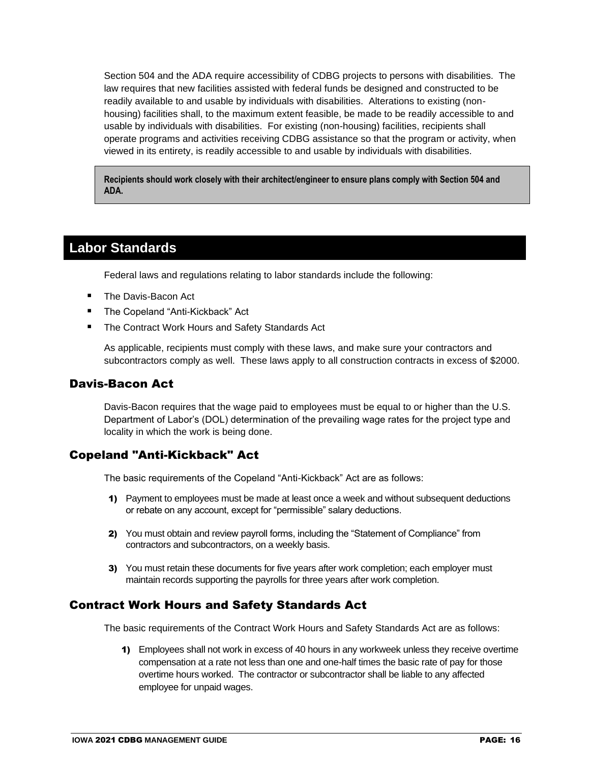Section 504 and the ADA require accessibility of CDBG projects to persons with disabilities. The law requires that new facilities assisted with federal funds be designed and constructed to be readily available to and usable by individuals with disabilities. Alterations to existing (non-housing) facilities shall, to the maximum extent feasible, be made to be readily accessible to and usable by individuals with disabilities. For existing (non-housing) facilities, recipients shall operate programs and activities receiving CDBG assistance so that the program or activity, when viewed in its entirety, is readily accessible to and usable by individuals with disabilities.

**Recipients should work closely with their architect/engineer to ensure plans comply with Section 504 and ADA.**

## Labor Standards

Federal laws and regulations relating to labor standards include the following:

- The Davis-Bacon Act
- The Copeland "Anti-Kickback" Act
- The Contract Work Hours and Safety Standards Act

As applicable, recipients must comply with these laws, and make sure your contractors and subcontractors comply as well. These laws apply to all construction contracts in excess of $2000.

### Davis-Bacon Act

Davis-Bacon requires that the wage paid to employees must be equal to or higher than the U.S. Department of Labor's (DOL) determination of the prevailing wage rates for the project type and locality in which the work is being done.

### Copeland "Anti-Kickback" Act

The basic requirements of the Copeland "Anti-Kickback" Act are as follows:

1) Payment to employees must be made at least once a week and without subsequent deductions or rebate on any account, except for "permissible" salary deductions.

2) You must obtain and review payroll forms, including the "Statement of Compliance" from contractors and subcontractors, on a weekly basis.

3) You must retain these documents for five years after work completion; each employer must maintain records supporting the payrolls for three years after work completion.

### Contract Work Hours and Safety Standards Act

The basic requirements of the Contract Work Hours and Safety Standards Act are as follows:

1) Employees shall not work in excess of 40 hours in any workweek unless they receive overtime compensation at a rate not less than one and one-half times the basic rate of pay for those overtime hours worked. The contractor or subcontractor shall be liable to any affected employee for unpaid wages.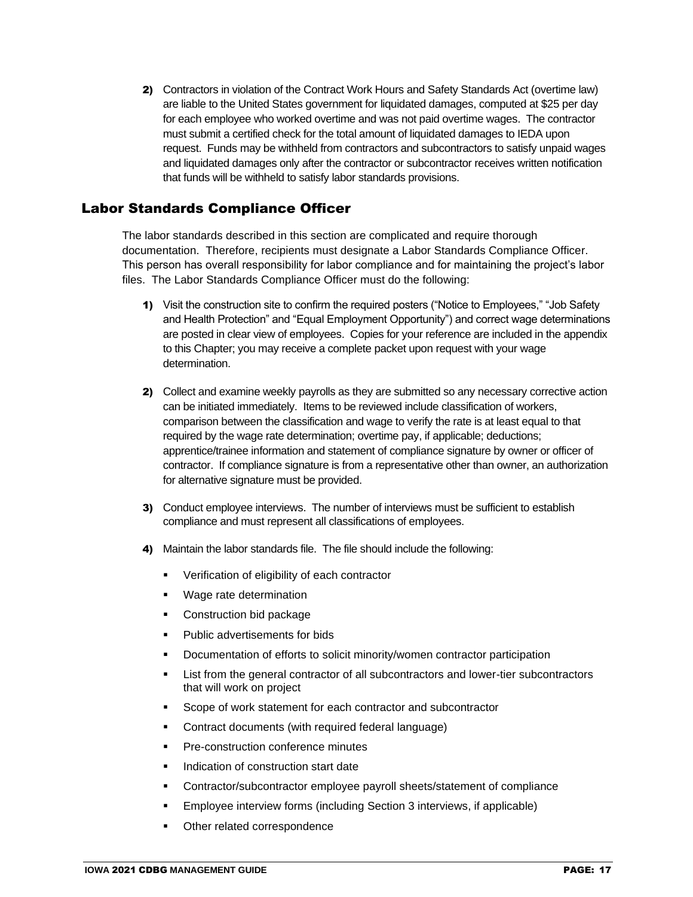2) Contractors in violation of the Contract Work Hours and Safety Standards Act (overtime law) are liable to the United States government for liquidated damages, computed at $25 per day for each employee who worked overtime and was not paid overtime wages. The contractor must submit a certified check for the total amount of liquidated damages to IEDA upon request. Funds may be withheld from contractors and subcontractors to satisfy unpaid wages and liquidated damages only after the contractor or subcontractor receives written notification that funds will be withheld to satisfy labor standards provisions.

## Labor Standards Compliance Officer

The labor standards described in this section are complicated and require thorough documentation. Therefore, recipients must designate a Labor Standards Compliance Officer. This person has overall responsibility for labor compliance and for maintaining the project's labor files. The Labor Standards Compliance Officer must do the following:

1) Visit the construction site to confirm the required posters ("Notice to Employees," "Job Safety and Health Protection" and "Equal Employment Opportunity") and correct wage determinations are posted in clear view of employees. Copies for your reference are included in the appendix to this Chapter; you may receive a complete packet upon request with your wage determination.

2) Collect and examine weekly payrolls as they are submitted so any necessary corrective action can be initiated immediately. Items to be reviewed include classification of workers, comparison between the classification and wage to verify the rate is at least equal to that required by the wage rate determination; overtime pay, if applicable; deductions; apprentice/trainee information and statement of compliance signature by owner or officer of contractor. If compliance signature is from a representative other than owner, an authorization for alternative signature must be provided.

3) Conduct employee interviews. The number of interviews must be sufficient to establish compliance and must represent all classifications of employees.

4) Maintain the labor standards file. The file should include the following:

   - Verification of eligibility of each contractor
   - Wage rate determination
   - Construction bid package
   - Public advertisements for bids
   - Documentation of efforts to solicit minority/women contractor participation
   - List from the general contractor of all subcontractors and lower-tier subcontractors that will work on project
   - Scope of work statement for each contractor and subcontractor
   - Contract documents (with required federal language)
   - Pre-construction conference minutes
   - Indication of construction start date
   - Contractor/subcontractor employee payroll sheets/statement of compliance
   - Employee interview forms (including Section 3 interviews, if applicable)
   - Other related correspondence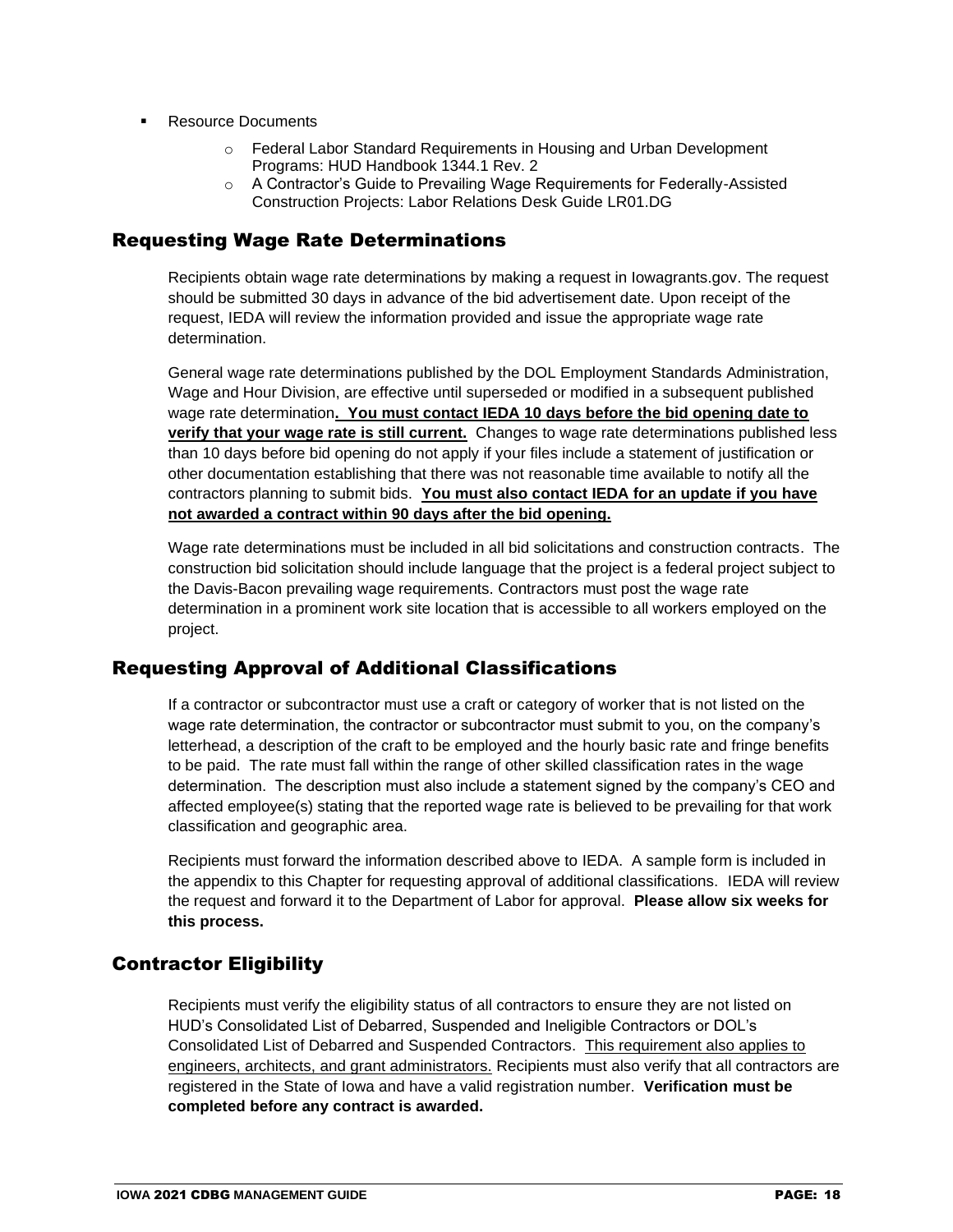- Resource Documents
    - Federal Labor Standard Requirements in Housing and Urban Development Programs: HUD Handbook 1344.1 Rev. 2
    - A Contractor's Guide to Prevailing Wage Requirements for Federally-Assisted Construction Projects: Labor Relations Desk Guide LR01.DG

## Requesting Wage Rate Determinations

Recipients obtain wage rate determinations by making a request in Iowagrants.gov. The request should be submitted 30 days in advance of the bid advertisement date. Upon receipt of the request, IEDA will review the information provided and issue the appropriate wage rate determination.

General wage rate determinations published by the DOL Employment Standards Administration, Wage and Hour Division, are effective until superseded or modified in a subsequent published wage rate determination**. <u>You must contact IEDA 10 days before the bid opening date to verify that your wage rate is still current.</u>** Changes to wage rate determinations published less than 10 days before bid opening do not apply if your files include a statement of justification or other documentation establishing that there was not reasonable time available to notify all the contractors planning to submit bids. **<u>You must also contact IEDA for an update if you have not awarded a contract within 90 days after the bid opening.</u>**

Wage rate determinations must be included in all bid solicitations and construction contracts. The construction bid solicitation should include language that the project is a federal project subject to the Davis-Bacon prevailing wage requirements. Contractors must post the wage rate determination in a prominent work site location that is accessible to all workers employed on the project.

## Requesting Approval of Additional Classifications

If a contractor or subcontractor must use a craft or category of worker that is not listed on the wage rate determination, the contractor or subcontractor must submit to you, on the company's letterhead, a description of the craft to be employed and the hourly basic rate and fringe benefits to be paid. The rate must fall within the range of other skilled classification rates in the wage determination. The description must also include a statement signed by the company's CEO and affected employee(s) stating that the reported wage rate is believed to be prevailing for that work classification and geographic area.

Recipients must forward the information described above to IEDA. A sample form is included in the appendix to this Chapter for requesting approval of additional classifications. IEDA will review the request and forward it to the Department of Labor for approval. **Please allow six weeks for this process.**

## Contractor Eligibility

Recipients must verify the eligibility status of all contractors to ensure they are not listed on HUD's Consolidated List of Debarred, Suspended and Ineligible Contractors or DOL's Consolidated List of Debarred and Suspended Contractors. <u>This requirement also applies to engineers, architects, and grant administrators.</u> Recipients must also verify that all contractors are registered in the State of Iowa and have a valid registration number. **Verification must be completed before any contract is awarded.**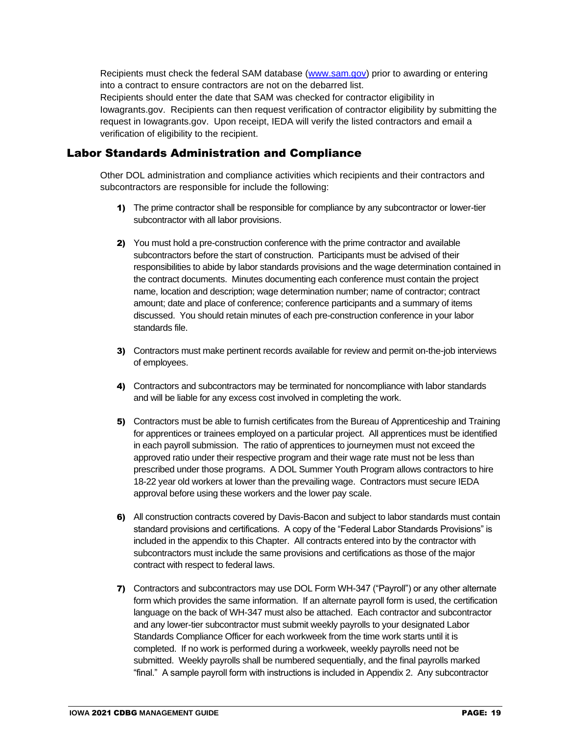Recipients must check the federal SAM database ([www.sam.gov](http://www.sam.gov)) prior to awarding or entering into a contract to ensure contractors are not on the debarred list.
Recipients should enter the date that SAM was checked for contractor eligibility in Iowagrants.gov. Recipients can then request verification of contractor eligibility by submitting the request in Iowagrants.gov. Upon receipt, IEDA will verify the listed contractors and email a verification of eligibility to the recipient.

## Labor Standards Administration and Compliance

Other DOL administration and compliance activities which recipients and their contractors and subcontractors are responsible for include the following:

1) The prime contractor shall be responsible for compliance by any subcontractor or lower-tier subcontractor with all labor provisions.

2) You must hold a pre-construction conference with the prime contractor and available subcontractors before the start of construction. Participants must be advised of their responsibilities to abide by labor standards provisions and the wage determination contained in the contract documents. Minutes documenting each conference must contain the project name, location and description; wage determination number; name of contractor; contract amount; date and place of conference; conference participants and a summary of items discussed. You should retain minutes of each pre-construction conference in your labor standards file.

3) Contractors must make pertinent records available for review and permit on-the-job interviews of employees.

4) Contractors and subcontractors may be terminated for noncompliance with labor standards and will be liable for any excess cost involved in completing the work.

5) Contractors must be able to furnish certificates from the Bureau of Apprenticeship and Training for apprentices or trainees employed on a particular project. All apprentices must be identified in each payroll submission. The ratio of apprentices to journeymen must not exceed the approved ratio under their respective program and their wage rate must not be less than prescribed under those programs. A DOL Summer Youth Program allows contractors to hire 18-22 year old workers at lower than the prevailing wage. Contractors must secure IEDA approval before using these workers and the lower pay scale.

6) All construction contracts covered by Davis-Bacon and subject to labor standards must contain standard provisions and certifications. A copy of the "Federal Labor Standards Provisions" is included in the appendix to this Chapter. All contracts entered into by the contractor with subcontractors must include the same provisions and certifications as those of the major contract with respect to federal laws.

7) Contractors and subcontractors may use DOL Form WH-347 ("Payroll") or any other alternate form which provides the same information. If an alternate payroll form is used, the certification language on the back of WH-347 must also be attached. Each contractor and subcontractor and any lower-tier subcontractor must submit weekly payrolls to your designated Labor Standards Compliance Officer for each workweek from the time work starts until it is completed. If no work is performed during a workweek, weekly payrolls need not be submitted. Weekly payrolls shall be numbered sequentially, and the final payrolls marked "final." A sample payroll form with instructions is included in Appendix 2. Any subcontractor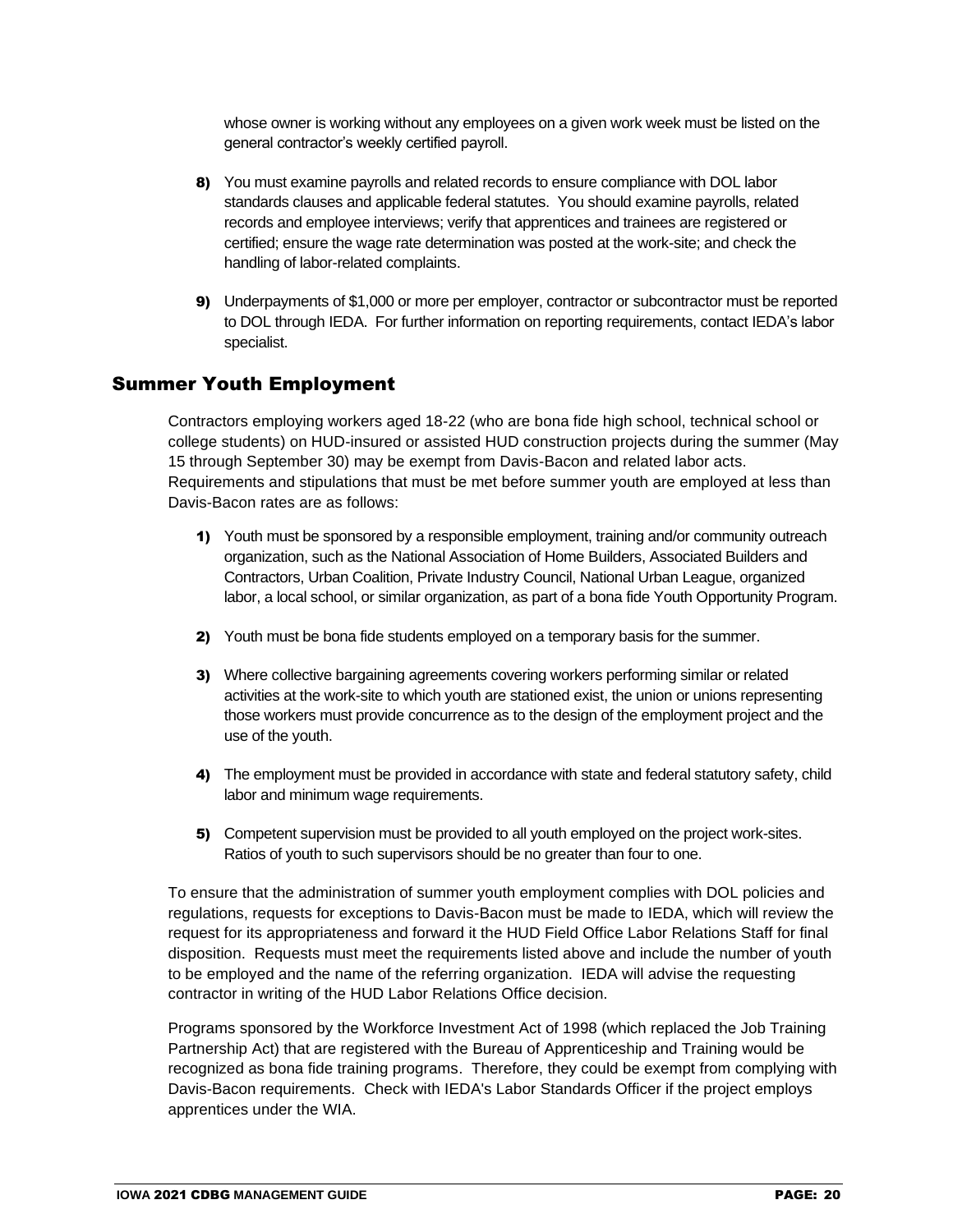whose owner is working without any employees on a given work week must be listed on the general contractor's weekly certified payroll.

8) You must examine payrolls and related records to ensure compliance with DOL labor standards clauses and applicable federal statutes. You should examine payrolls, related records and employee interviews; verify that apprentices and trainees are registered or certified; ensure the wage rate determination was posted at the work-site; and check the handling of labor-related complaints.

9) Underpayments of $1,000 or more per employer, contractor or subcontractor must be reported to DOL through IEDA. For further information on reporting requirements, contact IEDA's labor specialist.

## Summer Youth Employment

Contractors employing workers aged 18-22 (who are bona fide high school, technical school or college students) on HUD-insured or assisted HUD construction projects during the summer (May 15 through September 30) may be exempt from Davis-Bacon and related labor acts. Requirements and stipulations that must be met before summer youth are employed at less than Davis-Bacon rates are as follows:

1) Youth must be sponsored by a responsible employment, training and/or community outreach organization, such as the National Association of Home Builders, Associated Builders and Contractors, Urban Coalition, Private Industry Council, National Urban League, organized labor, a local school, or similar organization, as part of a bona fide Youth Opportunity Program.

2) Youth must be bona fide students employed on a temporary basis for the summer.

3) Where collective bargaining agreements covering workers performing similar or related activities at the work-site to which youth are stationed exist, the union or unions representing those workers must provide concurrence as to the design of the employment project and the use of the youth.

4) The employment must be provided in accordance with state and federal statutory safety, child labor and minimum wage requirements.

5) Competent supervision must be provided to all youth employed on the project work-sites. Ratios of youth to such supervisors should be no greater than four to one.

To ensure that the administration of summer youth employment complies with DOL policies and regulations, requests for exceptions to Davis-Bacon must be made to IEDA, which will review the request for its appropriateness and forward it the HUD Field Office Labor Relations Staff for final disposition. Requests must meet the requirements listed above and include the number of youth to be employed and the name of the referring organization. IEDA will advise the requesting contractor in writing of the HUD Labor Relations Office decision.

Programs sponsored by the Workforce Investment Act of 1998 (which replaced the Job Training Partnership Act) that are registered with the Bureau of Apprenticeship and Training would be recognized as bona fide training programs. Therefore, they could be exempt from complying with Davis-Bacon requirements. Check with IEDA's Labor Standards Officer if the project employs apprentices under the WIA.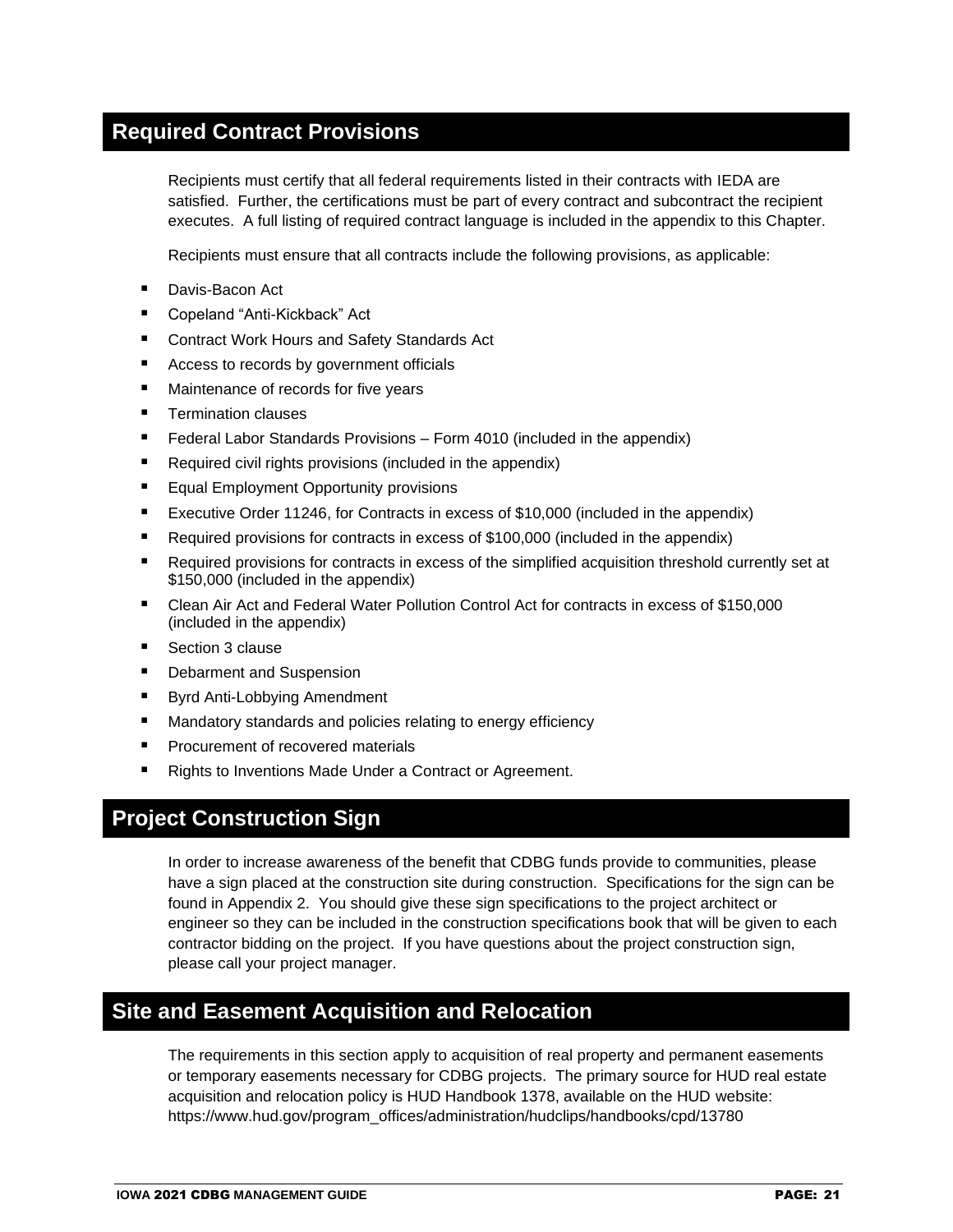## Required Contract Provisions

Recipients must certify that all federal requirements listed in their contracts with IEDA are satisfied. Further, the certifications must be part of every contract and subcontract the recipient executes. A full listing of required contract language is included in the appendix to this Chapter.

Recipients must ensure that all contracts include the following provisions, as applicable:

- Davis-Bacon Act
- Copeland “Anti-Kickback” Act
- Contract Work Hours and Safety Standards Act
- Access to records by government officials
- Maintenance of records for five years
- Termination clauses
- Federal Labor Standards Provisions – Form 4010 (included in the appendix)
- Required civil rights provisions (included in the appendix)
- Equal Employment Opportunity provisions
- Executive Order 11246, for Contracts in excess of $10,000 (included in the appendix)
- Required provisions for contracts in excess of $100,000 (included in the appendix)
- Required provisions for contracts in excess of the simplified acquisition threshold currently set at $150,000 (included in the appendix)
- Clean Air Act and Federal Water Pollution Control Act for contracts in excess of $150,000 (included in the appendix)
- Section 3 clause
- Debarment and Suspension
- Byrd Anti-Lobbying Amendment
- Mandatory standards and policies relating to energy efficiency
- Procurement of recovered materials
- Rights to Inventions Made Under a Contract or Agreement.

## Project Construction Sign

In order to increase awareness of the benefit that CDBG funds provide to communities, please have a sign placed at the construction site during construction. Specifications for the sign can be found in Appendix 2. You should give these sign specifications to the project architect or engineer so they can be included in the construction specifications book that will be given to each contractor bidding on the project. If you have questions about the project construction sign, please call your project manager.

## Site and Easement Acquisition and Relocation

The requirements in this section apply to acquisition of real property and permanent easements or temporary easements necessary for CDBG projects. The primary source for HUD real estate acquisition and relocation policy is HUD Handbook 1378, available on the HUD website: https://www.hud.gov/program_offices/administration/hudclips/handbooks/cpd/13780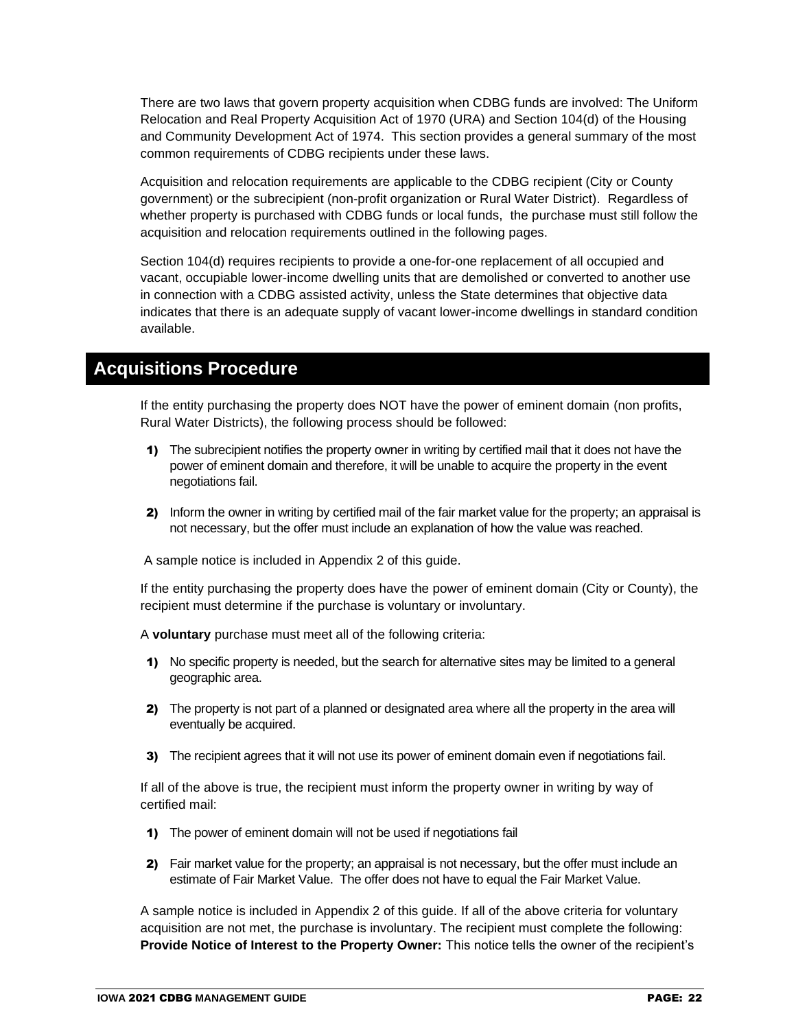There are two laws that govern property acquisition when CDBG funds are involved: The Uniform Relocation and Real Property Acquisition Act of 1970 (URA) and Section 104(d) of the Housing and Community Development Act of 1974. This section provides a general summary of the most common requirements of CDBG recipients under these laws.

Acquisition and relocation requirements are applicable to the CDBG recipient (City or County government) or the subrecipient (non-profit organization or Rural Water District). Regardless of whether property is purchased with CDBG funds or local funds, the purchase must still follow the acquisition and relocation requirements outlined in the following pages.

Section 104(d) requires recipients to provide a one-for-one replacement of all occupied and vacant, occupiable lower-income dwelling units that are demolished or converted to another use in connection with a CDBG assisted activity, unless the State determines that objective data indicates that there is an adequate supply of vacant lower-income dwellings in standard condition available.

## Acquisitions Procedure

If the entity purchasing the property does NOT have the power of eminent domain (non profits, Rural Water Districts), the following process should be followed:

1) The subrecipient notifies the property owner in writing by certified mail that it does not have the power of eminent domain and therefore, it will be unable to acquire the property in the event negotiations fail.
2) Inform the owner in writing by certified mail of the fair market value for the property; an appraisal is not necessary, but the offer must include an explanation of how the value was reached.

A sample notice is included in Appendix 2 of this guide.

If the entity purchasing the property does have the power of eminent domain (City or County), the recipient must determine if the purchase is voluntary or involuntary.

A **voluntary** purchase must meet all of the following criteria:

1) No specific property is needed, but the search for alternative sites may be limited to a general geographic area.
2) The property is not part of a planned or designated area where all the property in the area will eventually be acquired.
3) The recipient agrees that it will not use its power of eminent domain even if negotiations fail.

If all of the above is true, the recipient must inform the property owner in writing by way of certified mail:

1) The power of eminent domain will not be used if negotiations fail
2) Fair market value for the property; an appraisal is not necessary, but the offer must include an estimate of Fair Market Value. The offer does not have to equal the Fair Market Value.

A sample notice is included in Appendix 2 of this guide. If all of the above criteria for voluntary acquisition are not met, the purchase is involuntary. The recipient must complete the following: **Provide Notice of Interest to the Property Owner:** This notice tells the owner of the recipient's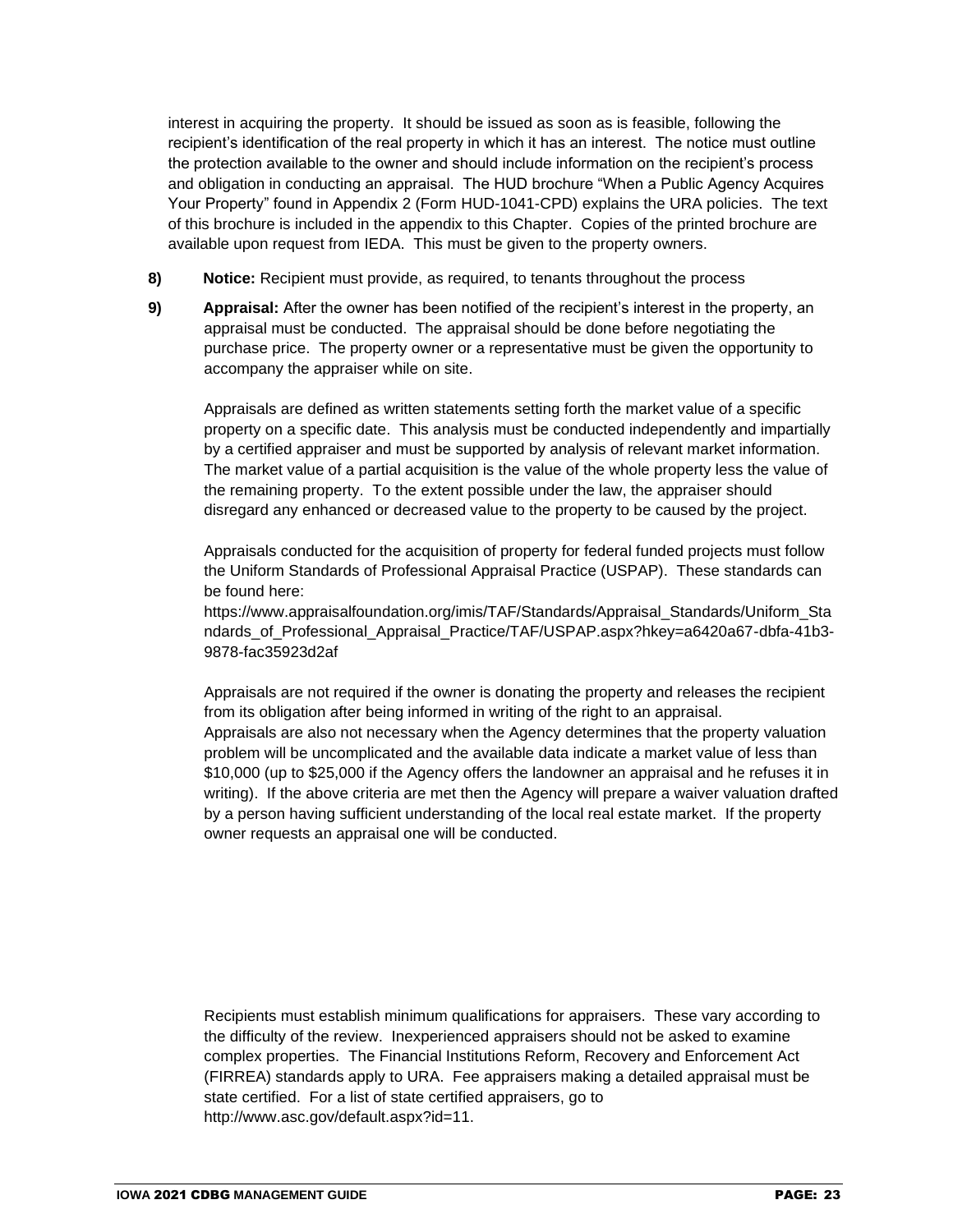interest in acquiring the property. It should be issued as soon as is feasible, following the recipient's identification of the real property in which it has an interest. The notice must outline the protection available to the owner and should include information on the recipient's process and obligation in conducting an appraisal. The HUD brochure "When a Public Agency Acquires Your Property" found in Appendix 2 (Form HUD-1041-CPD) explains the URA policies. The text of this brochure is included in the appendix to this Chapter. Copies of the printed brochure are available upon request from IEDA. This must be given to the property owners.

8) **Notice:** Recipient must provide, as required, to tenants throughout the process

9) **Appraisal:** After the owner has been notified of the recipient's interest in the property, an appraisal must be conducted. The appraisal should be done before negotiating the purchase price. The property owner or a representative must be given the opportunity to accompany the appraiser while on site.

   Appraisals are defined as written statements setting forth the market value of a specific property on a specific date. This analysis must be conducted independently and impartially by a certified appraiser and must be supported by analysis of relevant market information. The market value of a partial acquisition is the value of the whole property less the value of the remaining property. To the extent possible under the law, the appraiser should disregard any enhanced or decreased value to the property to be caused by the project.

   Appraisals conducted for the acquisition of property for federal funded projects must follow the Uniform Standards of Professional Appraisal Practice (USPAP). These standards can be found here:
   https://www.appraisalfoundation.org/imis/TAF/Standards/Appraisal_Standards/Uniform_Standards_of_Professional_Appraisal_Practice/TAF/USPAP.aspx?hkey=a6420a67-dbfa-41b3-9878-fac35923d2af

   Appraisals are not required if the owner is donating the property and releases the recipient from its obligation after being informed in writing of the right to an appraisal.
   Appraisals are also not necessary when the Agency determines that the property valuation problem will be uncomplicated and the available data indicate a market value of less than $10,000 (up to $25,000 if the Agency offers the landowner an appraisal and he refuses it in writing). If the above criteria are met then the Agency will prepare a waiver valuation drafted by a person having sufficient understanding of the local real estate market. If the property owner requests an appraisal one will be conducted.

   Recipients must establish minimum qualifications for appraisers. These vary according to the difficulty of the review. Inexperienced appraisers should not be asked to examine complex properties. The Financial Institutions Reform, Recovery and Enforcement Act (FIRREA) standards apply to URA. Fee appraisers making a detailed appraisal must be state certified. For a list of state certified appraisers, go to http://www.asc.gov/default.aspx?id=11.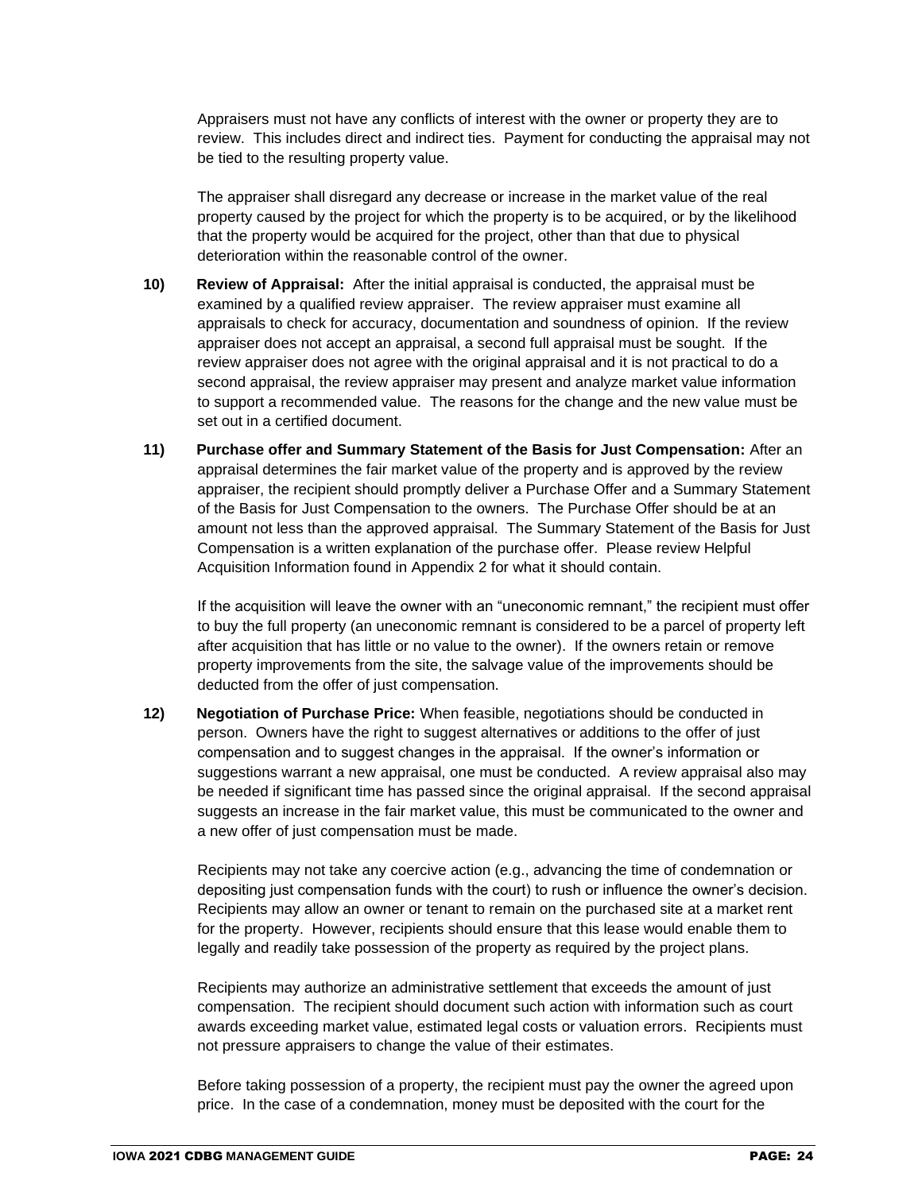Appraisers must not have any conflicts of interest with the owner or property they are to review. This includes direct and indirect ties. Payment for conducting the appraisal may not be tied to the resulting property value.

The appraiser shall disregard any decrease or increase in the market value of the real property caused by the project for which the property is to be acquired, or by the likelihood that the property would be acquired for the project, other than that due to physical deterioration within the reasonable control of the owner.

**10) Review of Appraisal:** After the initial appraisal is conducted, the appraisal must be examined by a qualified review appraiser. The review appraiser must examine all appraisals to check for accuracy, documentation and soundness of opinion. If the review appraiser does not accept an appraisal, a second full appraisal must be sought. If the review appraiser does not agree with the original appraisal and it is not practical to do a second appraisal, the review appraiser may present and analyze market value information to support a recommended value. The reasons for the change and the new value must be set out in a certified document.

**11) Purchase offer and Summary Statement of the Basis for Just Compensation:** After an appraisal determines the fair market value of the property and is approved by the review appraiser, the recipient should promptly deliver a Purchase Offer and a Summary Statement of the Basis for Just Compensation to the owners. The Purchase Offer should be at an amount not less than the approved appraisal. The Summary Statement of the Basis for Just Compensation is a written explanation of the purchase offer. Please review Helpful Acquisition Information found in Appendix 2 for what it should contain.

If the acquisition will leave the owner with an "uneconomic remnant," the recipient must offer to buy the full property (an uneconomic remnant is considered to be a parcel of property left after acquisition that has little or no value to the owner). If the owners retain or remove property improvements from the site, the salvage value of the improvements should be deducted from the offer of just compensation.

**12) Negotiation of Purchase Price:** When feasible, negotiations should be conducted in person. Owners have the right to suggest alternatives or additions to the offer of just compensation and to suggest changes in the appraisal. If the owner's information or suggestions warrant a new appraisal, one must be conducted. A review appraisal also may be needed if significant time has passed since the original appraisal. If the second appraisal suggests an increase in the fair market value, this must be communicated to the owner and a new offer of just compensation must be made.

Recipients may not take any coercive action (e.g., advancing the time of condemnation or depositing just compensation funds with the court) to rush or influence the owner's decision. Recipients may allow an owner or tenant to remain on the purchased site at a market rent for the property. However, recipients should ensure that this lease would enable them to legally and readily take possession of the property as required by the project plans.

Recipients may authorize an administrative settlement that exceeds the amount of just compensation. The recipient should document such action with information such as court awards exceeding market value, estimated legal costs or valuation errors. Recipients must not pressure appraisers to change the value of their estimates.

Before taking possession of a property, the recipient must pay the owner the agreed upon price. In the case of a condemnation, money must be deposited with the court for the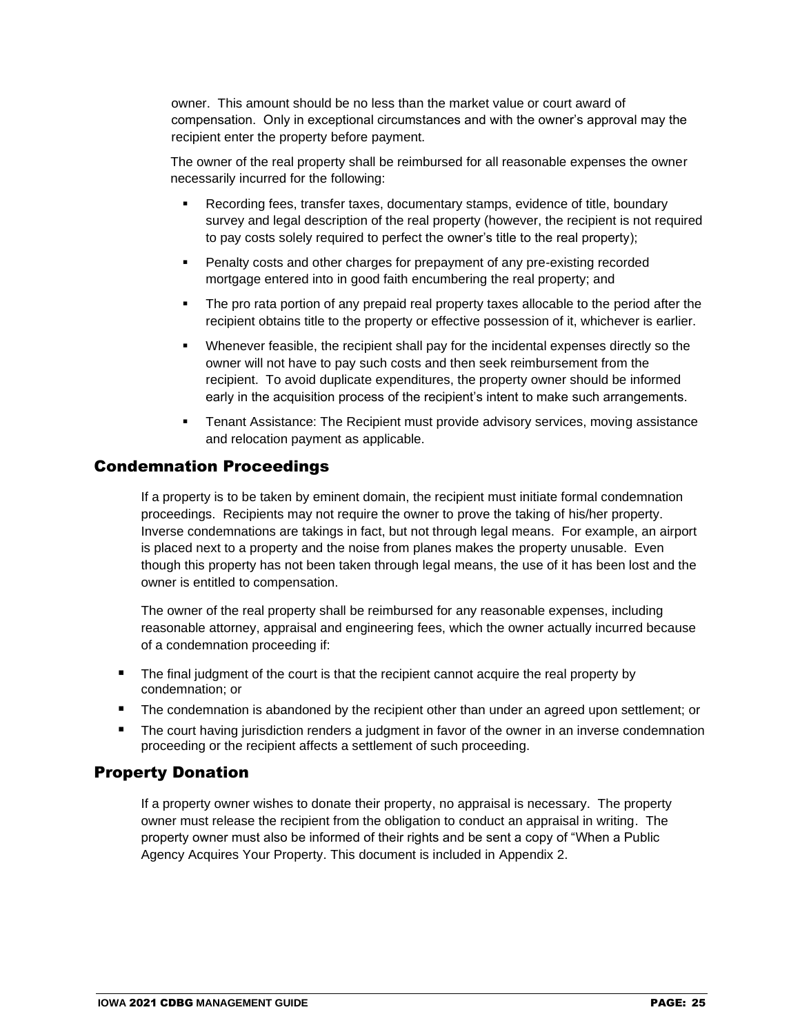owner. This amount should be no less than the market value or court award of compensation. Only in exceptional circumstances and with the owner's approval may the recipient enter the property before payment.

The owner of the real property shall be reimbursed for all reasonable expenses the owner necessarily incurred for the following:

- Recording fees, transfer taxes, documentary stamps, evidence of title, boundary survey and legal description of the real property (however, the recipient is not required to pay costs solely required to perfect the owner's title to the real property);
- Penalty costs and other charges for prepayment of any pre-existing recorded mortgage entered into in good faith encumbering the real property; and
- The pro rata portion of any prepaid real property taxes allocable to the period after the recipient obtains title to the property or effective possession of it, whichever is earlier.
- Whenever feasible, the recipient shall pay for the incidental expenses directly so the owner will not have to pay such costs and then seek reimbursement from the recipient. To avoid duplicate expenditures, the property owner should be informed early in the acquisition process of the recipient's intent to make such arrangements.
- Tenant Assistance: The Recipient must provide advisory services, moving assistance and relocation payment as applicable.

## Condemnation Proceedings

If a property is to be taken by eminent domain, the recipient must initiate formal condemnation proceedings. Recipients may not require the owner to prove the taking of his/her property. Inverse condemnations are takings in fact, but not through legal means. For example, an airport is placed next to a property and the noise from planes makes the property unusable. Even though this property has not been taken through legal means, the use of it has been lost and the owner is entitled to compensation.

The owner of the real property shall be reimbursed for any reasonable expenses, including reasonable attorney, appraisal and engineering fees, which the owner actually incurred because of a condemnation proceeding if:

- The final judgment of the court is that the recipient cannot acquire the real property by condemnation; or
- The condemnation is abandoned by the recipient other than under an agreed upon settlement; or
- The court having jurisdiction renders a judgment in favor of the owner in an inverse condemnation proceeding or the recipient affects a settlement of such proceeding.

## Property Donation

If a property owner wishes to donate their property, no appraisal is necessary. The property owner must release the recipient from the obligation to conduct an appraisal in writing. The property owner must also be informed of their rights and be sent a copy of "When a Public Agency Acquires Your Property. This document is included in Appendix 2.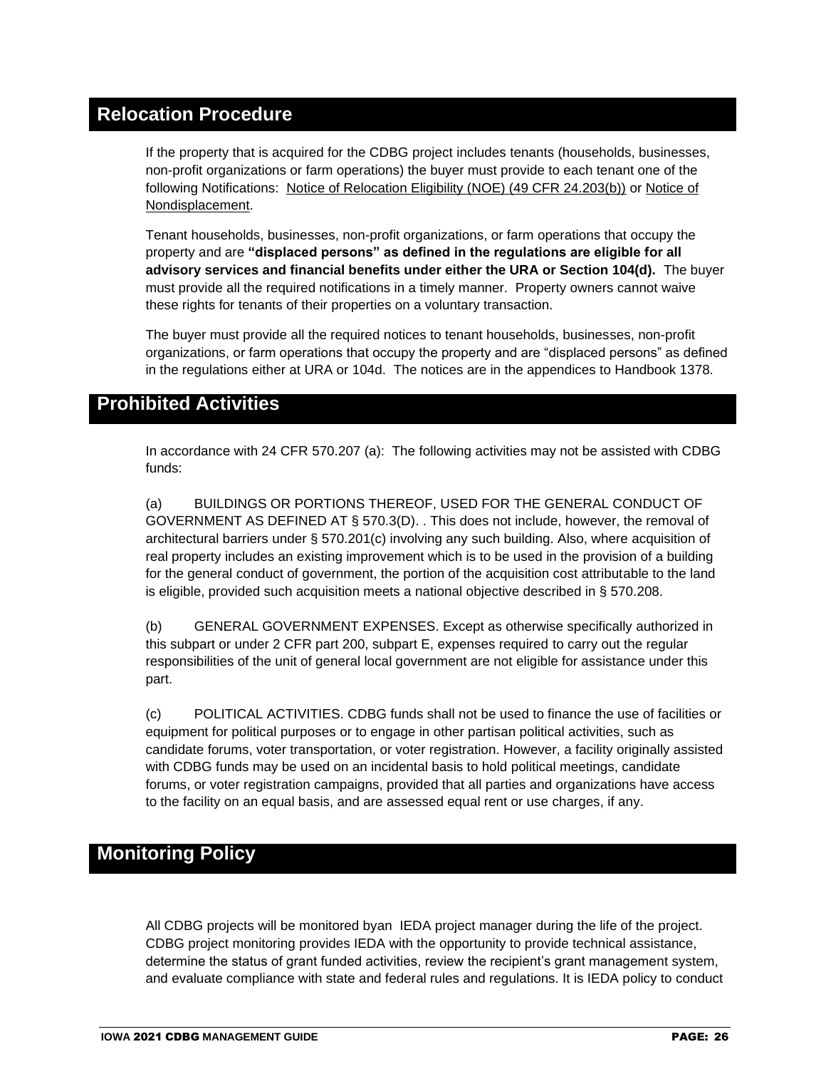## Relocation Procedure

If the property that is acquired for the CDBG project includes tenants (households, businesses, non-profit organizations or farm operations) the buyer must provide to each tenant one of the following Notifications: Notice of Relocation Eligibility (NOE) (49 CFR 24.203(b)) or Notice of Nondisplacement.

Tenant households, businesses, non-profit organizations, or farm operations that occupy the property and are **"displaced persons" as defined in the regulations are eligible for all advisory services and financial benefits under either the URA or Section 104(d).** The buyer must provide all the required notifications in a timely manner. Property owners cannot waive these rights for tenants of their properties on a voluntary transaction.

The buyer must provide all the required notices to tenant households, businesses, non-profit organizations, or farm operations that occupy the property and are "displaced persons" as defined in the regulations either at URA or 104d. The notices are in the appendices to Handbook 1378.

## Prohibited Activities

In accordance with 24 CFR 570.207 (a): The following activities may not be assisted with CDBG funds:

(a) BUILDINGS OR PORTIONS THEREOF, USED FOR THE GENERAL CONDUCT OF GOVERNMENT AS DEFINED AT § 570.3(D). . This does not include, however, the removal of architectural barriers under § 570.201(c) involving any such building. Also, where acquisition of real property includes an existing improvement which is to be used in the provision of a building for the general conduct of government, the portion of the acquisition cost attributable to the land is eligible, provided such acquisition meets a national objective described in § 570.208.

(b) GENERAL GOVERNMENT EXPENSES. Except as otherwise specifically authorized in this subpart or under 2 CFR part 200, subpart E, expenses required to carry out the regular responsibilities of the unit of general local government are not eligible for assistance under this part.

(c) POLITICAL ACTIVITIES. CDBG funds shall not be used to finance the use of facilities or equipment for political purposes or to engage in other partisan political activities, such as candidate forums, voter transportation, or voter registration. However, a facility originally assisted with CDBG funds may be used on an incidental basis to hold political meetings, candidate forums, or voter registration campaigns, provided that all parties and organizations have access to the facility on an equal basis, and are assessed equal rent or use charges, if any.

## Monitoring Policy

All CDBG projects will be monitored byan IEDA project manager during the life of the project. CDBG project monitoring provides IEDA with the opportunity to provide technical assistance, determine the status of grant funded activities, review the recipient's grant management system, and evaluate compliance with state and federal rules and regulations. It is IEDA policy to conduct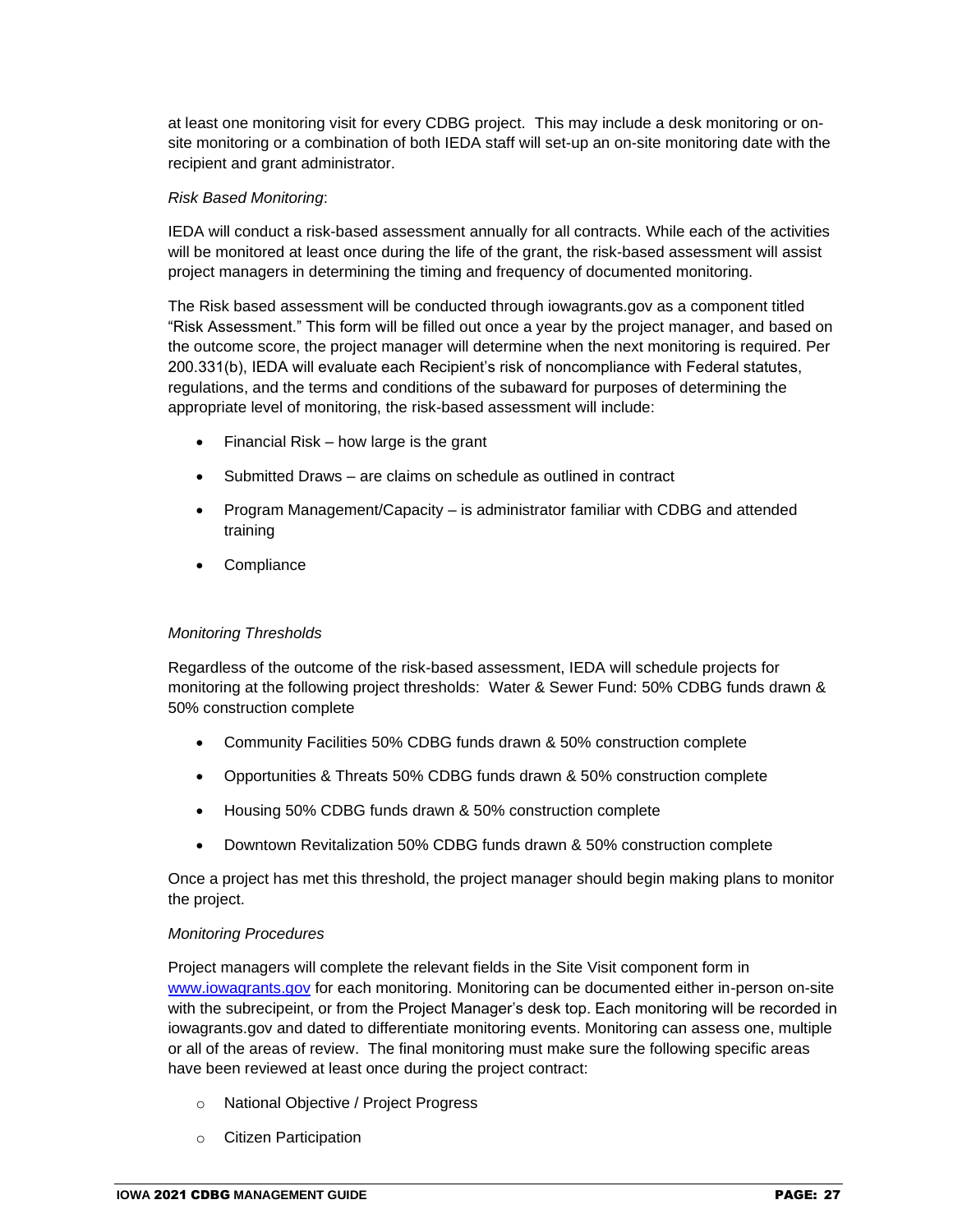at least one monitoring visit for every CDBG project. This may include a desk monitoring or on-site monitoring or a combination of both IEDA staff will set-up an on-site monitoring date with the recipient and grant administrator.

*Risk Based Monitoring*:

IEDA will conduct a risk-based assessment annually for all contracts. While each of the activities will be monitored at least once during the life of the grant, the risk-based assessment will assist project managers in determining the timing and frequency of documented monitoring.

The Risk based assessment will be conducted through iowagrants.gov as a component titled "Risk Assessment." This form will be filled out once a year by the project manager, and based on the outcome score, the project manager will determine when the next monitoring is required. Per 200.331(b), IEDA will evaluate each Recipient's risk of noncompliance with Federal statutes, regulations, and the terms and conditions of the subaward for purposes of determining the appropriate level of monitoring, the risk-based assessment will include:

- Financial Risk – how large is the grant
- Submitted Draws – are claims on schedule as outlined in contract
- Program Management/Capacity – is administrator familiar with CDBG and attended training
- Compliance

*Monitoring Thresholds*

Regardless of the outcome of the risk-based assessment, IEDA will schedule projects for monitoring at the following project thresholds: Water & Sewer Fund: 50% CDBG funds drawn & 50% construction complete

- Community Facilities 50% CDBG funds drawn & 50% construction complete
- Opportunities & Threats 50% CDBG funds drawn & 50% construction complete
- Housing 50% CDBG funds drawn & 50% construction complete
- Downtown Revitalization 50% CDBG funds drawn & 50% construction complete

Once a project has met this threshold, the project manager should begin making plans to monitor the project.

*Monitoring Procedures*

Project managers will complete the relevant fields in the Site Visit component form in [www.iowagrants.gov](http://www.iowagrants.gov) for each monitoring. Monitoring can be documented either in-person on-site with the subrecipeint, or from the Project Manager's desk top. Each monitoring will be recorded in iowagrants.gov and dated to differentiate monitoring events. Monitoring can assess one, multiple or all of the areas of review. The final monitoring must make sure the following specific areas have been reviewed at least once during the project contract:

- National Objective / Project Progress
- Citizen Participation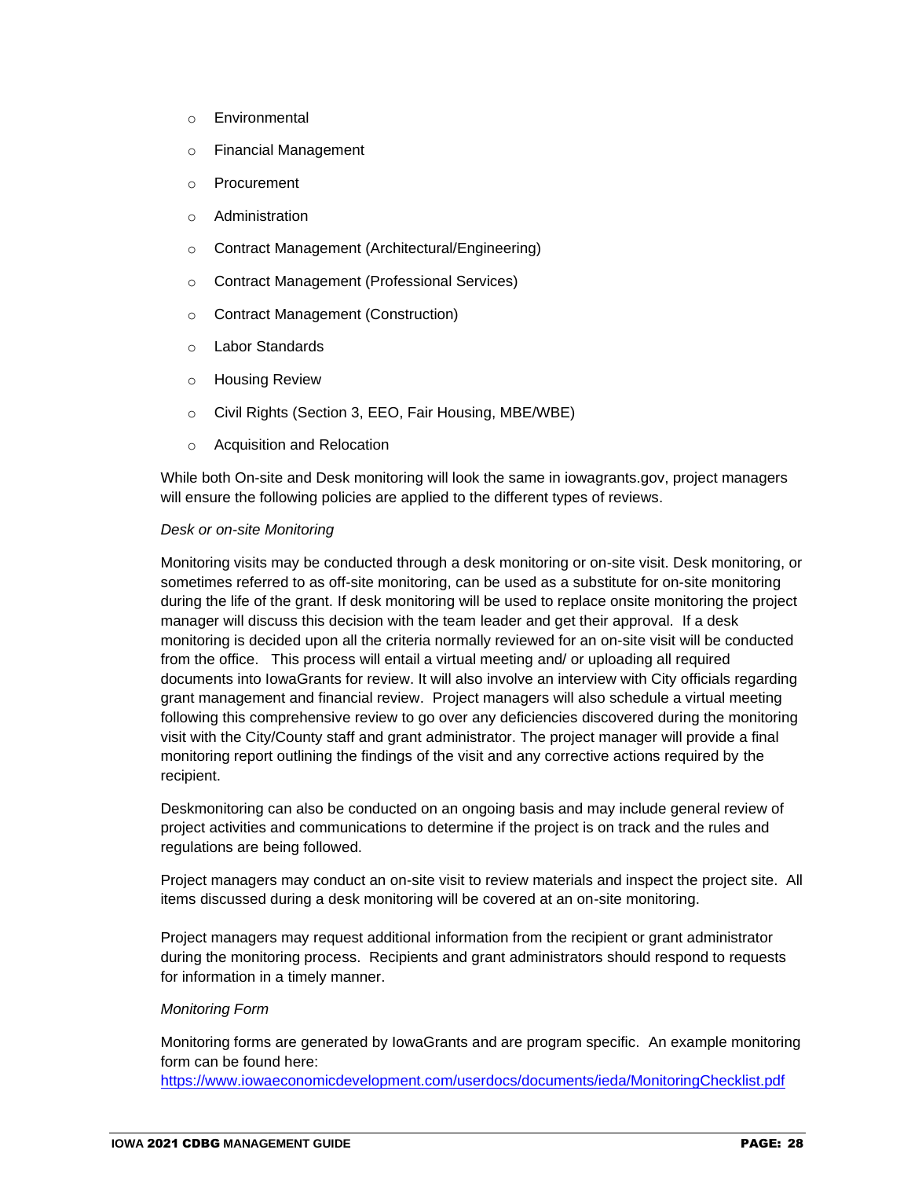- Environmental
- Financial Management
- Procurement
- Administration
- Contract Management (Architectural/Engineering)
- Contract Management (Professional Services)
- Contract Management (Construction)
- Labor Standards
- Housing Review
- Civil Rights (Section 3, EEO, Fair Housing, MBE/WBE)
- Acquisition and Relocation

While both On-site and Desk monitoring will look the same in iowagrants.gov, project managers will ensure the following policies are applied to the different types of reviews.

*Desk or on-site Monitoring*

Monitoring visits may be conducted through a desk monitoring or on-site visit. Desk monitoring, or sometimes referred to as off-site monitoring, can be used as a substitute for on-site monitoring during the life of the grant. If desk monitoring will be used to replace onsite monitoring the project manager will discuss this decision with the team leader and get their approval. If a desk monitoring is decided upon all the criteria normally reviewed for an on-site visit will be conducted from the office. This process will entail a virtual meeting and/ or uploading all required documents into IowaGrants for review. It will also involve an interview with City officials regarding grant management and financial review. Project managers will also schedule a virtual meeting following this comprehensive review to go over any deficiencies discovered during the monitoring visit with the City/County staff and grant administrator. The project manager will provide a final monitoring report outlining the findings of the visit and any corrective actions required by the recipient.

Deskmonitoring can also be conducted on an ongoing basis and may include general review of project activities and communications to determine if the project is on track and the rules and regulations are being followed.

Project managers may conduct an on-site visit to review materials and inspect the project site. All items discussed during a desk monitoring will be covered at an on-site monitoring.

Project managers may request additional information from the recipient or grant administrator during the monitoring process. Recipients and grant administrators should respond to requests for information in a timely manner.

*Monitoring Form*

Monitoring forms are generated by IowaGrants and are program specific. An example monitoring form can be found here:
https://www.iowaeconomicdevelopment.com/userdocs/documents/ieda/MonitoringChecklist.pdf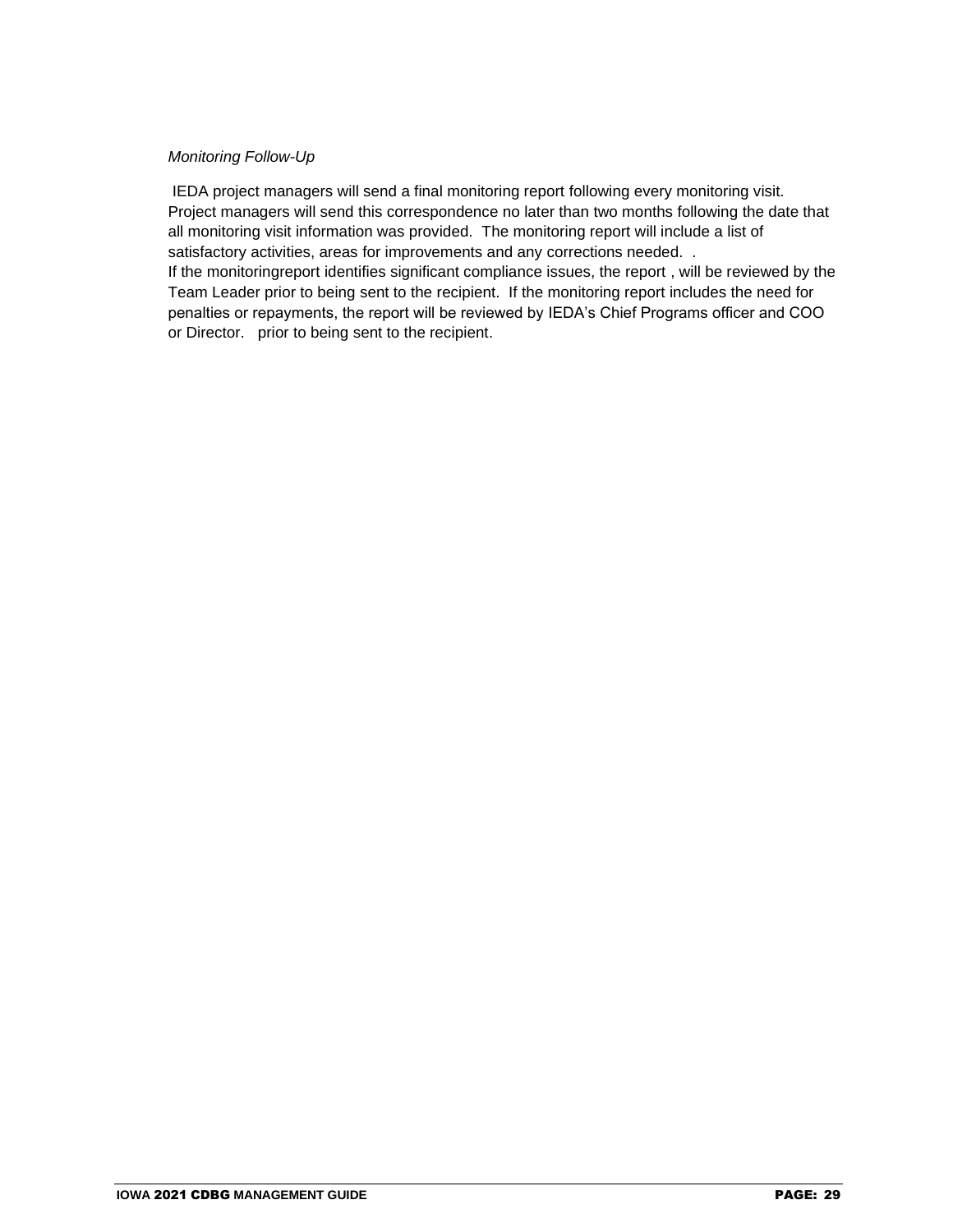*Monitoring Follow-Up*

IEDA project managers will send a final monitoring report following every monitoring visit. Project managers will send this correspondence no later than two months following the date that all monitoring visit information was provided. The monitoring report will include a list of satisfactory activities, areas for improvements and any corrections needed. .
If the monitoringreport identifies significant compliance issues, the report , will be reviewed by the Team Leader prior to being sent to the recipient. If the monitoring report includes the need for penalties or repayments, the report will be reviewed by IEDA's Chief Programs officer and COO or Director. prior to being sent to the recipient.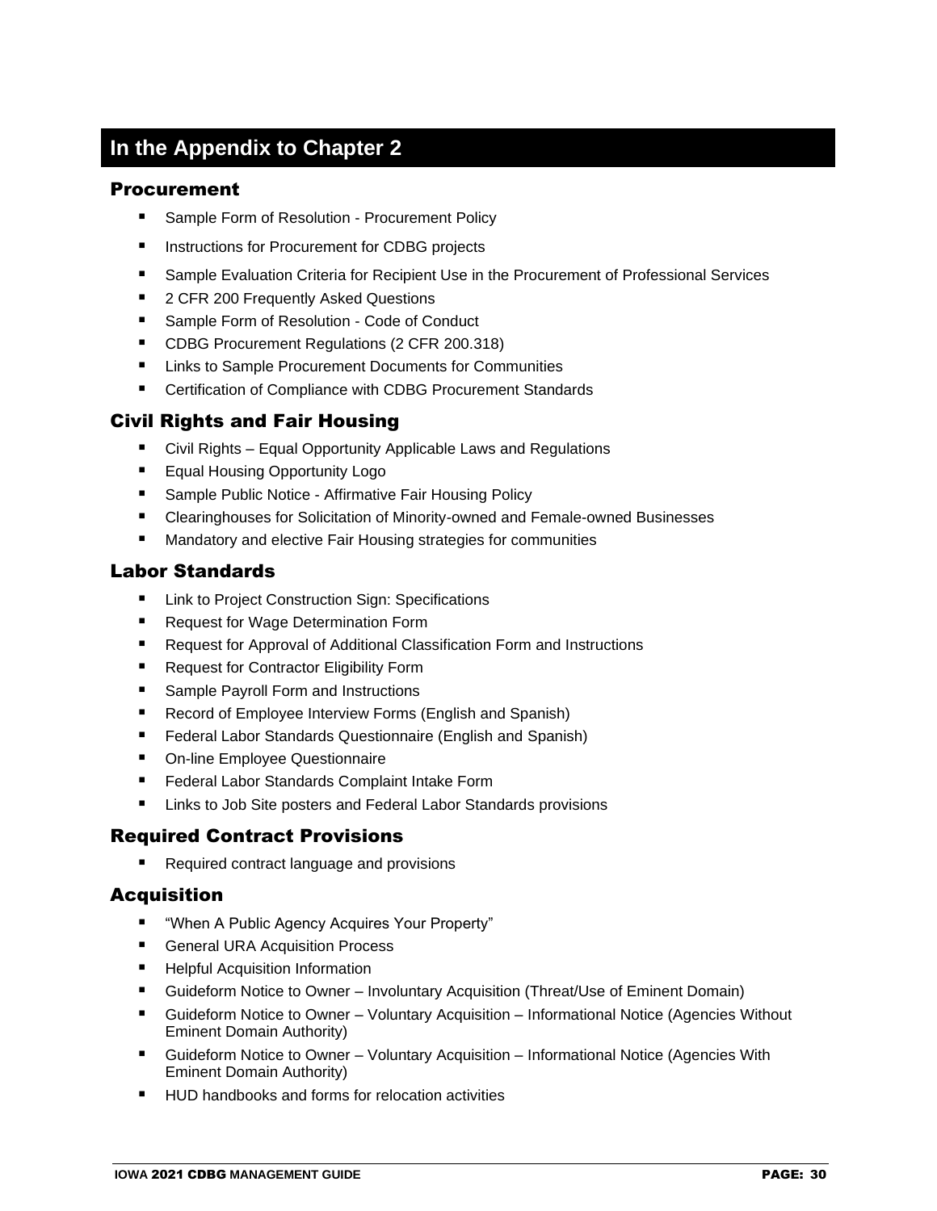# In the Appendix to Chapter 2

## Procurement

- Sample Form of Resolution - Procurement Policy
- Instructions for Procurement for CDBG projects
- Sample Evaluation Criteria for Recipient Use in the Procurement of Professional Services
- 2 CFR 200 Frequently Asked Questions
- Sample Form of Resolution - Code of Conduct
- CDBG Procurement Regulations (2 CFR 200.318)
- Links to Sample Procurement Documents for Communities
- Certification of Compliance with CDBG Procurement Standards

## Civil Rights and Fair Housing

- Civil Rights – Equal Opportunity Applicable Laws and Regulations
- Equal Housing Opportunity Logo
- Sample Public Notice - Affirmative Fair Housing Policy
- Clearinghouses for Solicitation of Minority-owned and Female-owned Businesses
- Mandatory and elective Fair Housing strategies for communities

## Labor Standards

- Link to Project Construction Sign: Specifications
- Request for Wage Determination Form
- Request for Approval of Additional Classification Form and Instructions
- Request for Contractor Eligibility Form
- Sample Payroll Form and Instructions
- Record of Employee Interview Forms (English and Spanish)
- Federal Labor Standards Questionnaire (English and Spanish)
- On-line Employee Questionnaire
- Federal Labor Standards Complaint Intake Form
- Links to Job Site posters and Federal Labor Standards provisions

## Required Contract Provisions

- Required contract language and provisions

## Acquisition

- "When A Public Agency Acquires Your Property"
- General URA Acquisition Process
- Helpful Acquisition Information
- Guideform Notice to Owner – Involuntary Acquisition (Threat/Use of Eminent Domain)
- Guideform Notice to Owner – Voluntary Acquisition – Informational Notice (Agencies Without Eminent Domain Authority)
- Guideform Notice to Owner – Voluntary Acquisition – Informational Notice (Agencies With Eminent Domain Authority)
- HUD handbooks and forms for relocation activities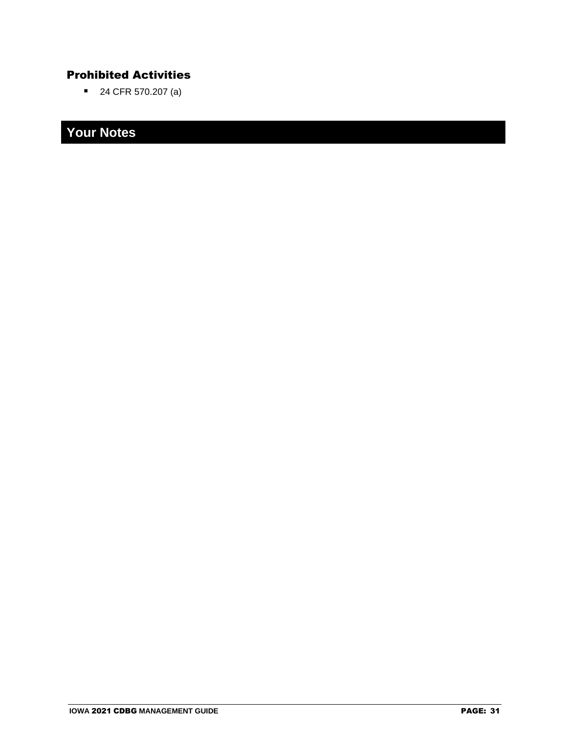### Prohibited Activities

- 24 CFR 570.207 (a)

## Your Notes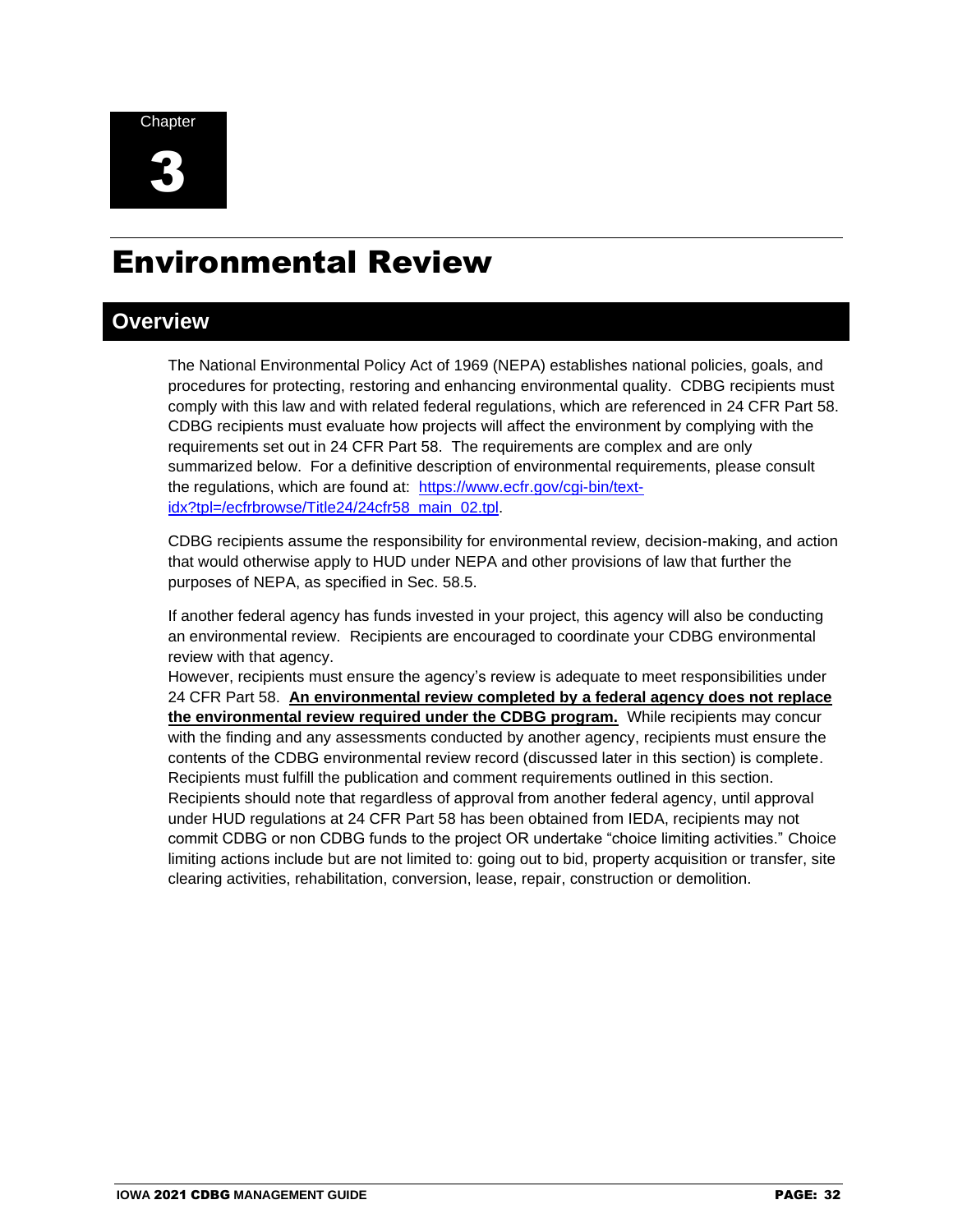Chapter

# 3

# Environmental Review

## Overview

The National Environmental Policy Act of 1969 (NEPA) establishes national policies, goals, and procedures for protecting, restoring and enhancing environmental quality. CDBG recipients must comply with this law and with related federal regulations, which are referenced in 24 CFR Part 58. CDBG recipients must evaluate how projects will affect the environment by complying with the requirements set out in 24 CFR Part 58. The requirements are complex and are only summarized below. For a definitive description of environmental requirements, please consult the regulations, which are found at: [https://www.ecfr.gov/cgi-bin/text-idx?tpl=/ecfrbrowse/Title24/24cfr58_main_02.tpl](https://www.ecfr.gov/cgi-bin/text-idx?tpl=/ecfrbrowse/Title24/24cfr58_main_02.tpl).

CDBG recipients assume the responsibility for environmental review, decision-making, and action that would otherwise apply to HUD under NEPA and other provisions of law that further the purposes of NEPA, as specified in Sec. 58.5.

If another federal agency has funds invested in your project, this agency will also be conducting an environmental review. Recipients are encouraged to coordinate your CDBG environmental review with that agency.
However, recipients must ensure the agency's review is adequate to meet responsibilities under 24 CFR Part 58. **An environmental review completed by a federal agency does not replace the environmental review required under the CDBG program.** While recipients may concur with the finding and any assessments conducted by another agency, recipients must ensure the contents of the CDBG environmental review record (discussed later in this section) is complete. Recipients must fulfill the publication and comment requirements outlined in this section. Recipients should note that regardless of approval from another federal agency, until approval under HUD regulations at 24 CFR Part 58 has been obtained from IEDA, recipients may not commit CDBG or non CDBG funds to the project OR undertake "choice limiting activities." Choice limiting actions include but are not limited to: going out to bid, property acquisition or transfer, site clearing activities, rehabilitation, conversion, lease, repair, construction or demolition.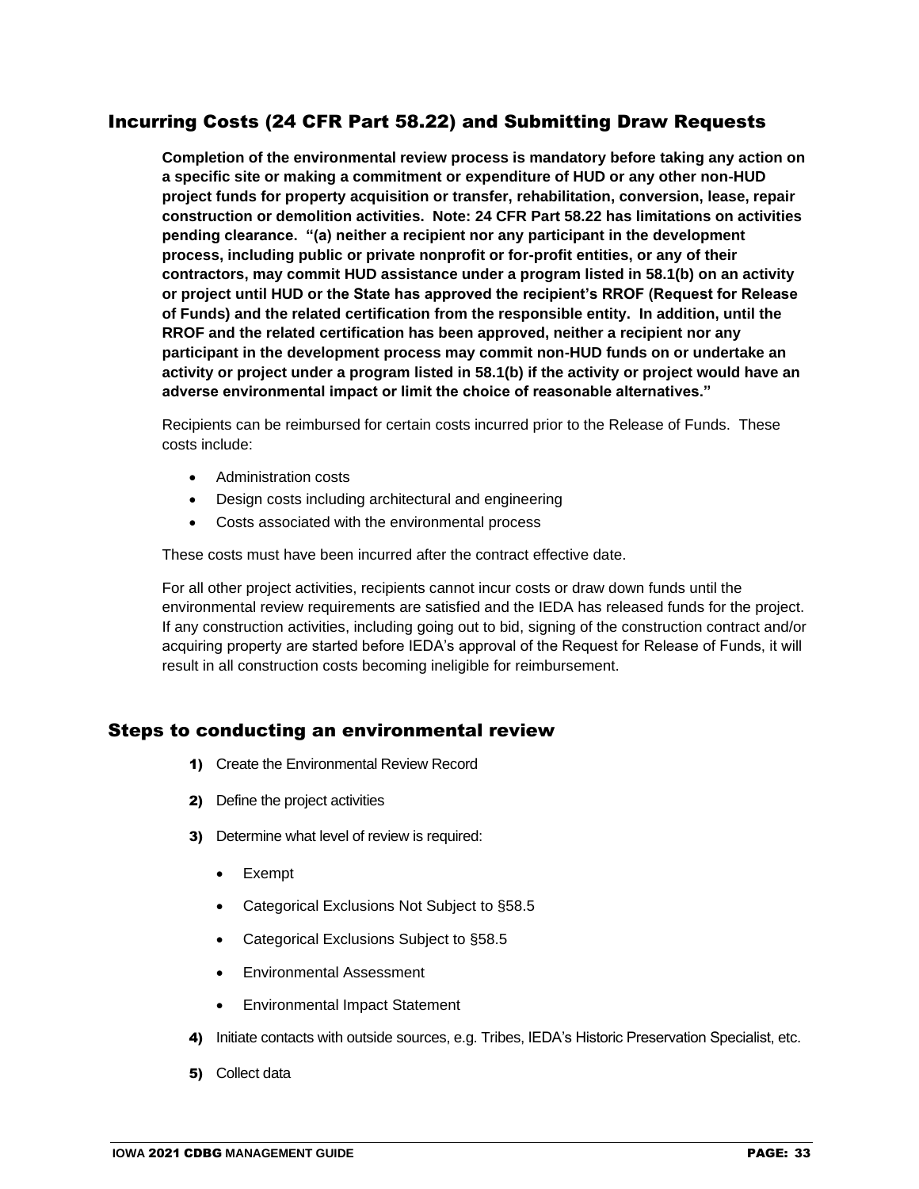## Incurring Costs (24 CFR Part 58.22) and Submitting Draw Requests

**Completion of the environmental review process is mandatory before taking any action on a specific site or making a commitment or expenditure of HUD or any other non-HUD project funds for property acquisition or transfer, rehabilitation, conversion, lease, repair construction or demolition activities. Note: 24 CFR Part 58.22 has limitations on activities pending clearance. "(a) neither a recipient nor any participant in the development process, including public or private nonprofit or for-profit entities, or any of their contractors, may commit HUD assistance under a program listed in 58.1(b) on an activity or project until HUD or the State has approved the recipient's RROF (Request for Release of Funds) and the related certification from the responsible entity. In addition, until the RROF and the related certification has been approved, neither a recipient nor any participant in the development process may commit non-HUD funds on or undertake an activity or project under a program listed in 58.1(b) if the activity or project would have an adverse environmental impact or limit the choice of reasonable alternatives."**

Recipients can be reimbursed for certain costs incurred prior to the Release of Funds. These costs include:

- Administration costs
- Design costs including architectural and engineering
- Costs associated with the environmental process

These costs must have been incurred after the contract effective date.

For all other project activities, recipients cannot incur costs or draw down funds until the environmental review requirements are satisfied and the IEDA has released funds for the project. If any construction activities, including going out to bid, signing of the construction contract and/or acquiring property are started before IEDA's approval of the Request for Release of Funds, it will result in all construction costs becoming ineligible for reimbursement.

## Steps to conducting an environmental review

1) Create the Environmental Review Record
2) Define the project activities
3) Determine what level of review is required:
   - Exempt
   - Categorical Exclusions Not Subject to §58.5
   - Categorical Exclusions Subject to §58.5
   - Environmental Assessment
   - Environmental Impact Statement
4) Initiate contacts with outside sources, e.g. Tribes, IEDA's Historic Preservation Specialist, etc.
5) Collect data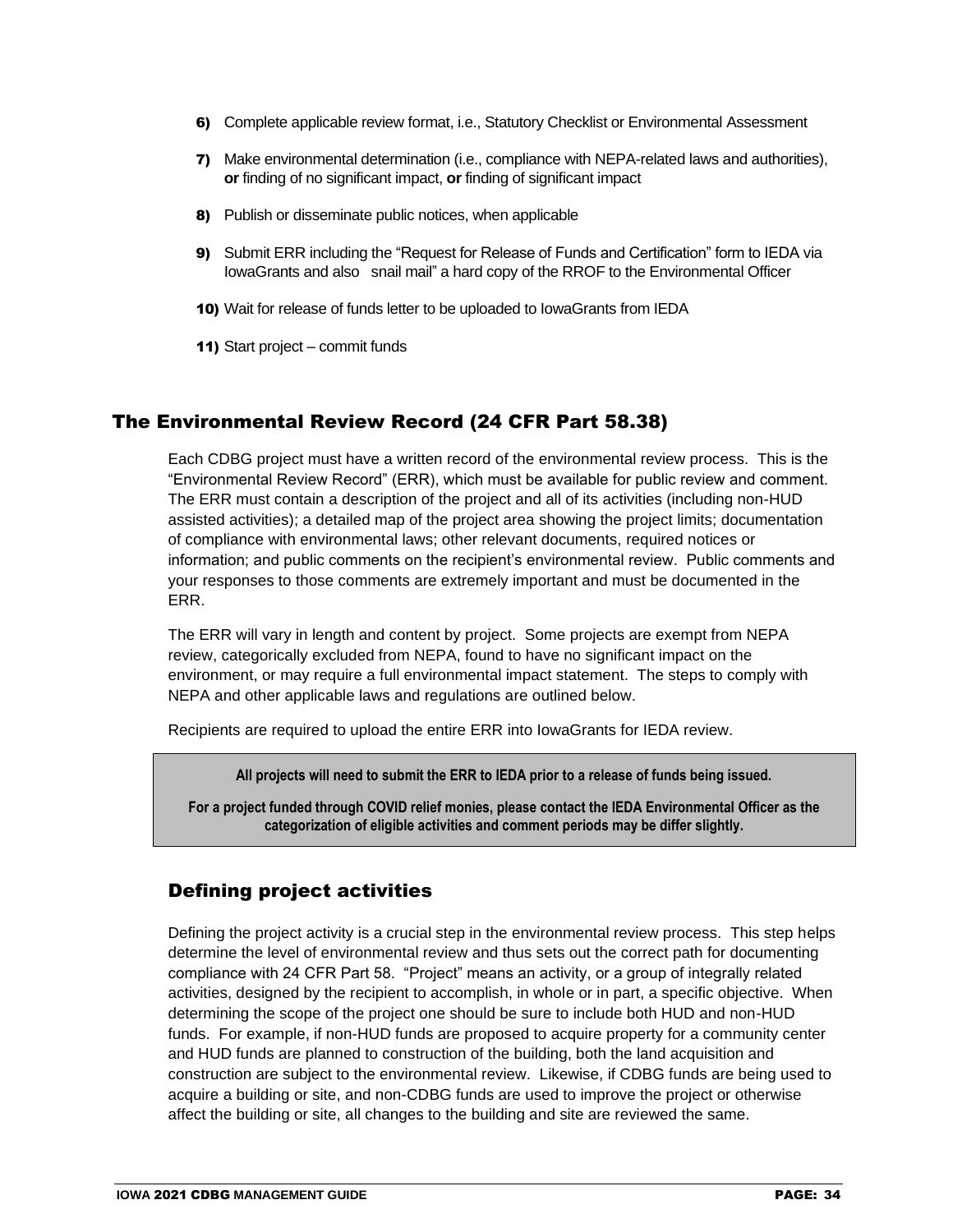6) Complete applicable review format, i.e., Statutory Checklist or Environmental Assessment

7) Make environmental determination (i.e., compliance with NEPA-related laws and authorities), **or** finding of no significant impact, **or** finding of significant impact

8) Publish or disseminate public notices, when applicable

9) Submit ERR including the "Request for Release of Funds and Certification" form to IEDA via IowaGrants and also snail mail" a hard copy of the RROF to the Environmental Officer

10) Wait for release of funds letter to be uploaded to IowaGrants from IEDA

11) Start project – commit funds

## The Environmental Review Record (24 CFR Part 58.38)

Each CDBG project must have a written record of the environmental review process. This is the "Environmental Review Record" (ERR), which must be available for public review and comment. The ERR must contain a description of the project and all of its activities (including non-HUD assisted activities); a detailed map of the project area showing the project limits; documentation of compliance with environmental laws; other relevant documents, required notices or information; and public comments on the recipient's environmental review. Public comments and your responses to those comments are extremely important and must be documented in the ERR.

The ERR will vary in length and content by project. Some projects are exempt from NEPA review, categorically excluded from NEPA, found to have no significant impact on the environment, or may require a full environmental impact statement. The steps to comply with NEPA and other applicable laws and regulations are outlined below.

Recipients are required to upload the entire ERR into IowaGrants for IEDA review.

**All projects will need to submit the ERR to IEDA prior to a release of funds being issued.**

**For a project funded through COVID relief monies, please contact the IEDA Environmental Officer as the categorization of eligible activities and comment periods may be differ slightly.**

### Defining project activities

Defining the project activity is a crucial step in the environmental review process. This step helps determine the level of environmental review and thus sets out the correct path for documenting compliance with 24 CFR Part 58. "Project" means an activity, or a group of integrally related activities, designed by the recipient to accomplish, in whole or in part, a specific objective. When determining the scope of the project one should be sure to include both HUD and non-HUD funds. For example, if non-HUD funds are proposed to acquire property for a community center and HUD funds are planned to construction of the building, both the land acquisition and construction are subject to the environmental review. Likewise, if CDBG funds are being used to acquire a building or site, and non-CDBG funds are used to improve the project or otherwise affect the building or site, all changes to the building and site are reviewed the same.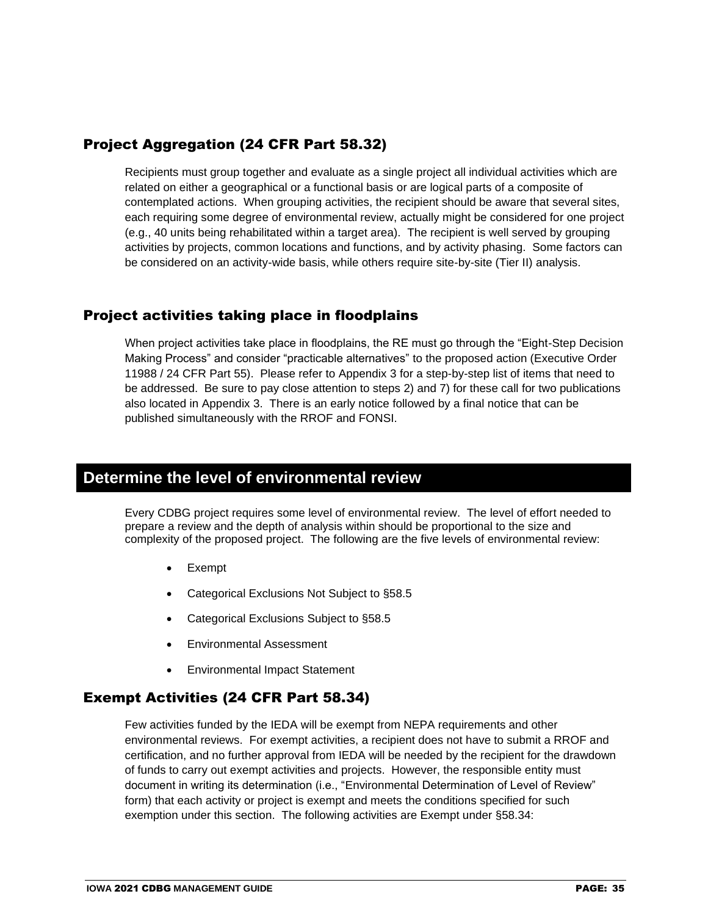### Project Aggregation (24 CFR Part 58.32)

Recipients must group together and evaluate as a single project all individual activities which are related on either a geographical or a functional basis or are logical parts of a composite of contemplated actions. When grouping activities, the recipient should be aware that several sites, each requiring some degree of environmental review, actually might be considered for one project (e.g., 40 units being rehabilitated within a target area). The recipient is well served by grouping activities by projects, common locations and functions, and by activity phasing. Some factors can be considered on an activity-wide basis, while others require site-by-site (Tier II) analysis.

### Project activities taking place in floodplains

When project activities take place in floodplains, the RE must go through the "Eight-Step Decision Making Process" and consider "practicable alternatives" to the proposed action (Executive Order 11988 / 24 CFR Part 55). Please refer to Appendix 3 for a step-by-step list of items that need to be addressed. Be sure to pay close attention to steps 2) and 7) for these call for two publications also located in Appendix 3. There is an early notice followed by a final notice that can be published simultaneously with the RROF and FONSI.

## Determine the level of environmental review

Every CDBG project requires some level of environmental review. The level of effort needed to prepare a review and the depth of analysis within should be proportional to the size and complexity of the proposed project. The following are the five levels of environmental review:

- Exempt
- Categorical Exclusions Not Subject to §58.5
- Categorical Exclusions Subject to §58.5
- Environmental Assessment
- Environmental Impact Statement

### Exempt Activities (24 CFR Part 58.34)

Few activities funded by the IEDA will be exempt from NEPA requirements and other environmental reviews. For exempt activities, a recipient does not have to submit a RROF and certification, and no further approval from IEDA will be needed by the recipient for the drawdown of funds to carry out exempt activities and projects. However, the responsible entity must document in writing its determination (i.e., "Environmental Determination of Level of Review" form) that each activity or project is exempt and meets the conditions specified for such exemption under this section. The following activities are Exempt under §58.34: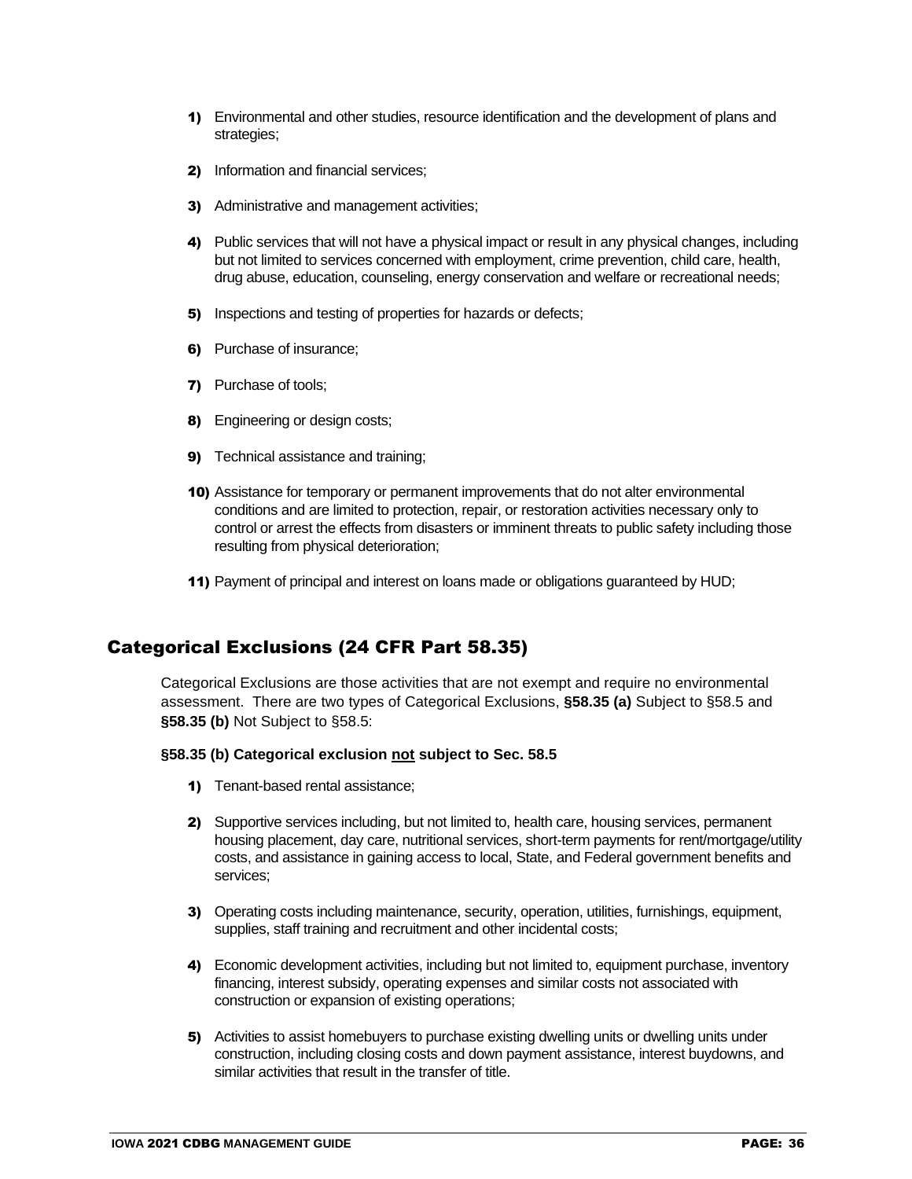1) Environmental and other studies, resource identification and the development of plans and strategies;

2) Information and financial services;

3) Administrative and management activities;

4) Public services that will not have a physical impact or result in any physical changes, including but not limited to services concerned with employment, crime prevention, child care, health, drug abuse, education, counseling, energy conservation and welfare or recreational needs;

5) Inspections and testing of properties for hazards or defects;

6) Purchase of insurance;

7) Purchase of tools;

8) Engineering or design costs;

9) Technical assistance and training;

10) Assistance for temporary or permanent improvements that do not alter environmental conditions and are limited to protection, repair, or restoration activities necessary only to control or arrest the effects from disasters or imminent threats to public safety including those resulting from physical deterioration;

11) Payment of principal and interest on loans made or obligations guaranteed by HUD;

## Categorical Exclusions (24 CFR Part 58.35)

Categorical Exclusions are those activities that are not exempt and require no environmental assessment. There are two types of Categorical Exclusions, **§58.35 (a)** Subject to §58.5 and **§58.35 (b)** Not Subject to §58.5:

**§58.35 (b) Categorical exclusion not subject to Sec. 58.5**

1) Tenant-based rental assistance;

2) Supportive services including, but not limited to, health care, housing services, permanent housing placement, day care, nutritional services, short-term payments for rent/mortgage/utility costs, and assistance in gaining access to local, State, and Federal government benefits and services;

3) Operating costs including maintenance, security, operation, utilities, furnishings, equipment, supplies, staff training and recruitment and other incidental costs;

4) Economic development activities, including but not limited to, equipment purchase, inventory financing, interest subsidy, operating expenses and similar costs not associated with construction or expansion of existing operations;

5) Activities to assist homebuyers to purchase existing dwelling units or dwelling units under construction, including closing costs and down payment assistance, interest buydowns, and similar activities that result in the transfer of title.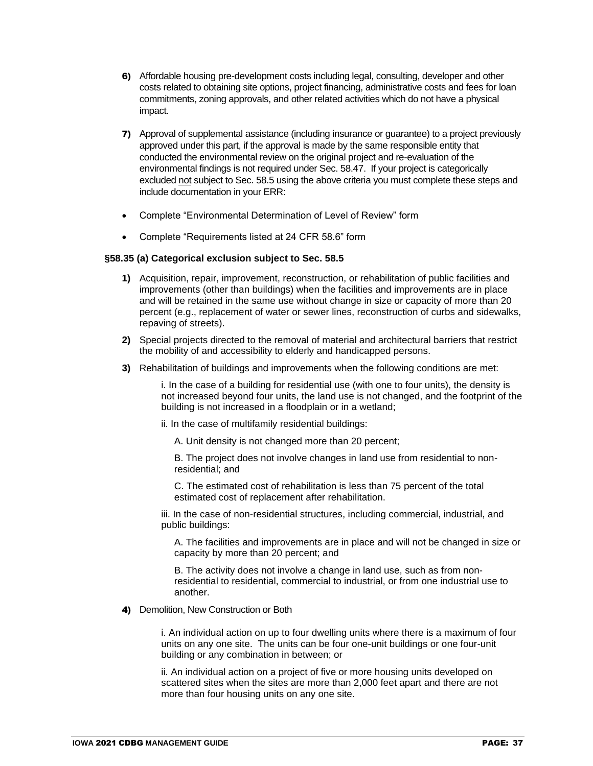6) Affordable housing pre-development costs including legal, consulting, developer and other costs related to obtaining site options, project financing, administrative costs and fees for loan commitments, zoning approvals, and other related activities which do not have a physical impact.

7) Approval of supplemental assistance (including insurance or guarantee) to a project previously approved under this part, if the approval is made by the same responsible entity that conducted the environmental review on the original project and re-evaluation of the environmental findings is not required under Sec. 58.47. If your project is categorically excluded not subject to Sec. 58.5 using the above criteria you must complete these steps and include documentation in your ERR:

- Complete "Environmental Determination of Level of Review" form
- Complete "Requirements listed at 24 CFR 58.6" form

**§58.35 (a) Categorical exclusion subject to Sec. 58.5**

**1)** Acquisition, repair, improvement, reconstruction, or rehabilitation of public facilities and improvements (other than buildings) when the facilities and improvements are in place and will be retained in the same use without change in size or capacity of more than 20 percent (e.g., replacement of water or sewer lines, reconstruction of curbs and sidewalks, repaving of streets).

**2)** Special projects directed to the removal of material and architectural barriers that restrict the mobility of and accessibility to elderly and handicapped persons.

**3)** Rehabilitation of buildings and improvements when the following conditions are met:

i. In the case of a building for residential use (with one to four units), the density is not increased beyond four units, the land use is not changed, and the footprint of the building is not increased in a floodplain or in a wetland;

ii. In the case of multifamily residential buildings:

A. Unit density is not changed more than 20 percent;

B. The project does not involve changes in land use from residential to non-residential; and

C. The estimated cost of rehabilitation is less than 75 percent of the total estimated cost of replacement after rehabilitation.

iii. In the case of non-residential structures, including commercial, industrial, and public buildings:

A. The facilities and improvements are in place and will not be changed in size or capacity by more than 20 percent; and

B. The activity does not involve a change in land use, such as from non-residential to residential, commercial to industrial, or from one industrial use to another.

**4)** Demolition, New Construction or Both

i. An individual action on up to four dwelling units where there is a maximum of four units on any one site. The units can be four one-unit buildings or one four-unit building or any combination in between; or

ii. An individual action on a project of five or more housing units developed on scattered sites when the sites are more than 2,000 feet apart and there are not more than four housing units on any one site.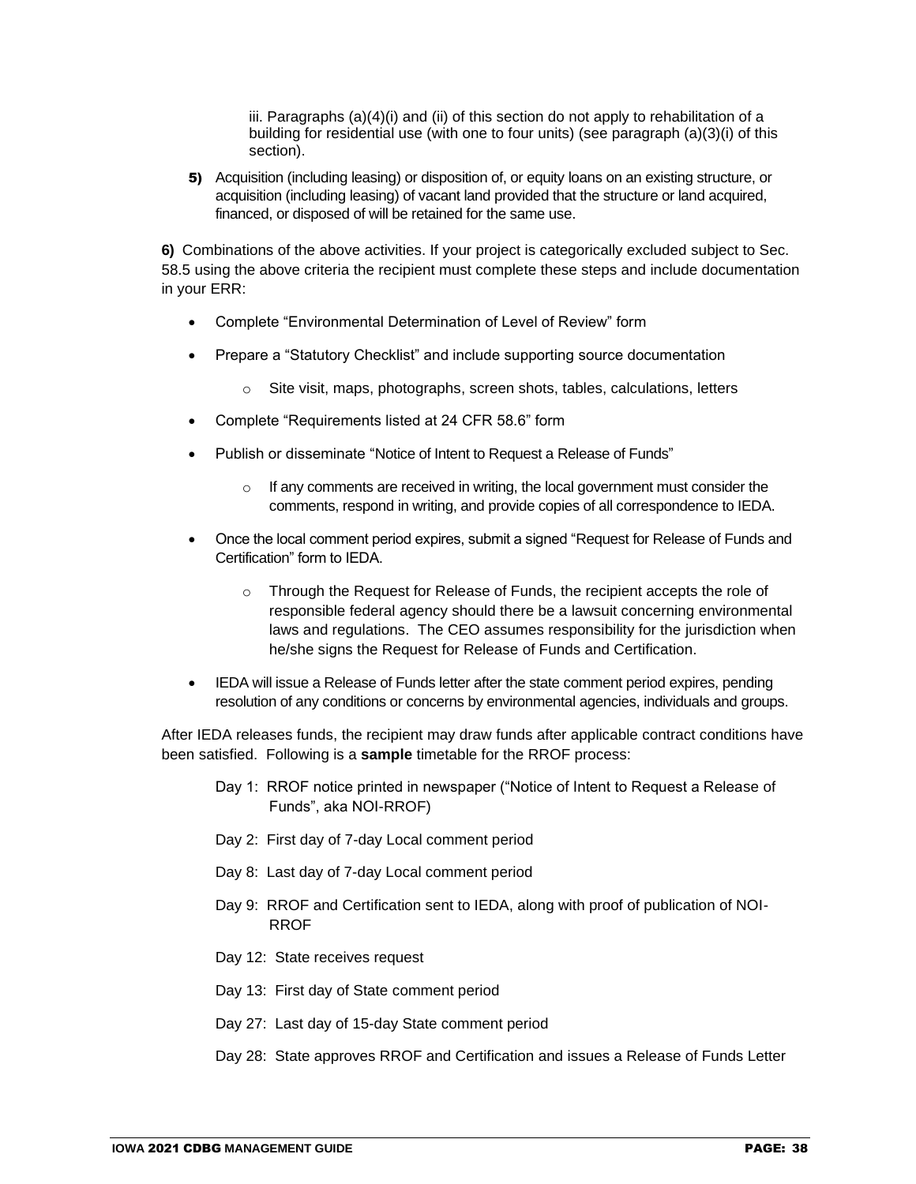iii. Paragraphs (a)(4)(i) and (ii) of this section do not apply to rehabilitation of a building for residential use (with one to four units) (see paragraph (a)(3)(i) of this section).

**5)** Acquisition (including leasing) or disposition of, or equity loans on an existing structure, or acquisition (including leasing) of vacant land provided that the structure or land acquired, financed, or disposed of will be retained for the same use.

**6)** Combinations of the above activities. If your project is categorically excluded subject to Sec. 58.5 using the above criteria the recipient must complete these steps and include documentation in your ERR:

- Complete "Environmental Determination of Level of Review" form
- Prepare a "Statutory Checklist" and include supporting source documentation
  - Site visit, maps, photographs, screen shots, tables, calculations, letters
- Complete "Requirements listed at 24 CFR 58.6" form
- Publish or disseminate "Notice of Intent to Request a Release of Funds"
  - If any comments are received in writing, the local government must consider the comments, respond in writing, and provide copies of all correspondence to IEDA.
- Once the local comment period expires, submit a signed "Request for Release of Funds and Certification" form to IEDA.
  - Through the Request for Release of Funds, the recipient accepts the role of responsible federal agency should there be a lawsuit concerning environmental laws and regulations. The CEO assumes responsibility for the jurisdiction when he/she signs the Request for Release of Funds and Certification.
- IEDA will issue a Release of Funds letter after the state comment period expires, pending resolution of any conditions or concerns by environmental agencies, individuals and groups.

After IEDA releases funds, the recipient may draw funds after applicable contract conditions have been satisfied. Following is a **sample** timetable for the RROF process:

Day 1: RROF notice printed in newspaper ("Notice of Intent to Request a Release of Funds", aka NOI-RROF)

Day 2: First day of 7-day Local comment period

Day 8: Last day of 7-day Local comment period

Day 9: RROF and Certification sent to IEDA, along with proof of publication of NOI-RROF

Day 12: State receives request

Day 13: First day of State comment period

Day 27: Last day of 15-day State comment period

Day 28: State approves RROF and Certification and issues a Release of Funds Letter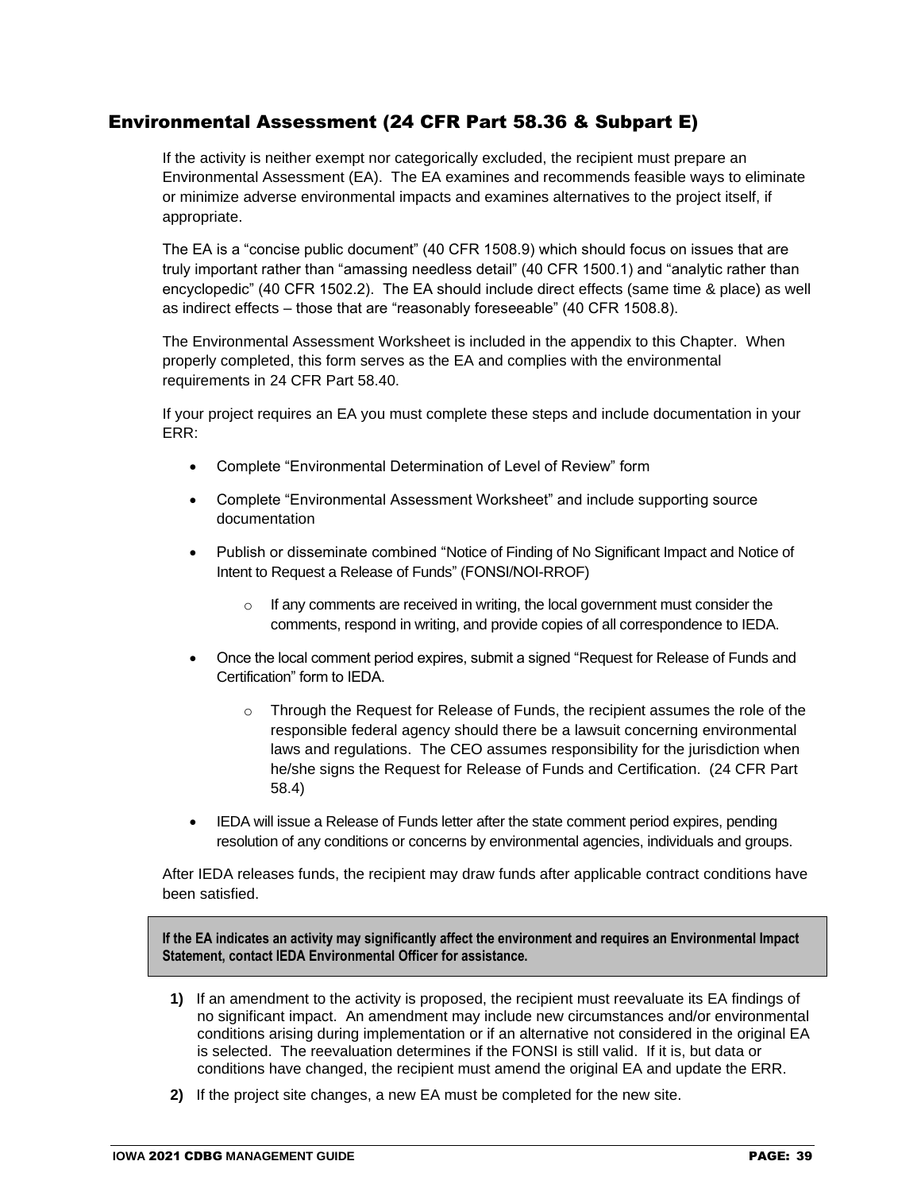## Environmental Assessment (24 CFR Part 58.36 & Subpart E)

If the activity is neither exempt nor categorically excluded, the recipient must prepare an Environmental Assessment (EA). The EA examines and recommends feasible ways to eliminate or minimize adverse environmental impacts and examines alternatives to the project itself, if appropriate.

The EA is a "concise public document" (40 CFR 1508.9) which should focus on issues that are truly important rather than "amassing needless detail" (40 CFR 1500.1) and "analytic rather than encyclopedic" (40 CFR 1502.2). The EA should include direct effects (same time & place) as well as indirect effects – those that are "reasonably foreseeable" (40 CFR 1508.8).

The Environmental Assessment Worksheet is included in the appendix to this Chapter. When properly completed, this form serves as the EA and complies with the environmental requirements in 24 CFR Part 58.40.

If your project requires an EA you must complete these steps and include documentation in your ERR:

- Complete "Environmental Determination of Level of Review" form
- Complete "Environmental Assessment Worksheet" and include supporting source documentation
- Publish or disseminate combined "Notice of Finding of No Significant Impact and Notice of Intent to Request a Release of Funds" (FONSI/NOI-RROF)
  - If any comments are received in writing, the local government must consider the comments, respond in writing, and provide copies of all correspondence to IEDA.
- Once the local comment period expires, submit a signed "Request for Release of Funds and Certification" form to IEDA.
  - Through the Request for Release of Funds, the recipient assumes the role of the responsible federal agency should there be a lawsuit concerning environmental laws and regulations. The CEO assumes responsibility for the jurisdiction when he/she signs the Request for Release of Funds and Certification. (24 CFR Part 58.4)
- IEDA will issue a Release of Funds letter after the state comment period expires, pending resolution of any conditions or concerns by environmental agencies, individuals and groups.

After IEDA releases funds, the recipient may draw funds after applicable contract conditions have been satisfied.

**If the EA indicates an activity may significantly affect the environment and requires an Environmental Impact Statement, contact IEDA Environmental Officer for assistance.**

1) If an amendment to the activity is proposed, the recipient must reevaluate its EA findings of no significant impact. An amendment may include new circumstances and/or environmental conditions arising during implementation or if an alternative not considered in the original EA is selected. The reevaluation determines if the FONSI is still valid. If it is, but data or conditions have changed, the recipient must amend the original EA and update the ERR.
2) If the project site changes, a new EA must be completed for the new site.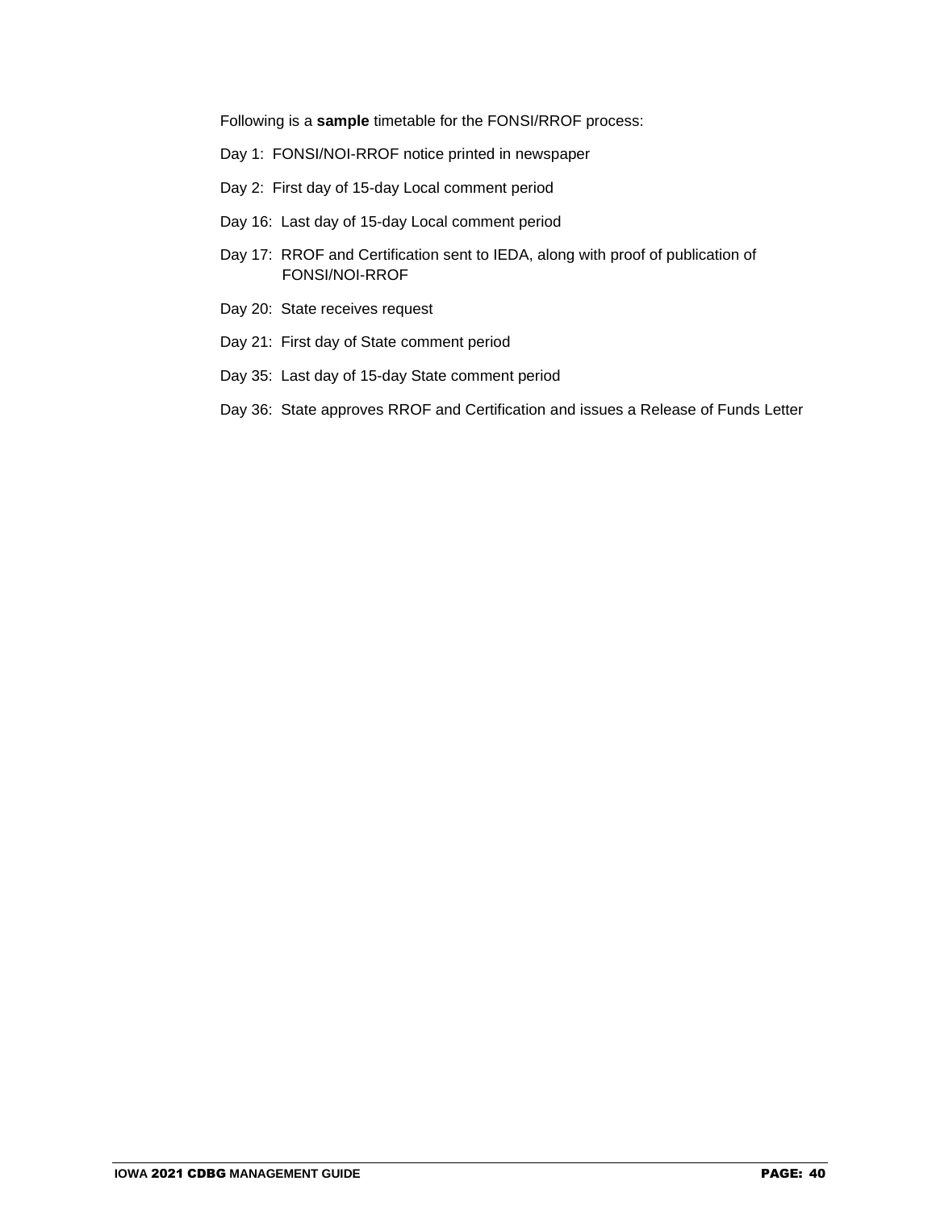Following is a **sample** timetable for the FONSI/RROF process:

Day 1: FONSI/NOI-RROF notice printed in newspaper

Day 2: First day of 15-day Local comment period

Day 16: Last day of 15-day Local comment period

Day 17: RROF and Certification sent to IEDA, along with proof of publication of FONSI/NOI-RROF

Day 20: State receives request

Day 21: First day of State comment period

Day 35: Last day of 15-day State comment period

Day 36: State approves RROF and Certification and issues a Release of Funds Letter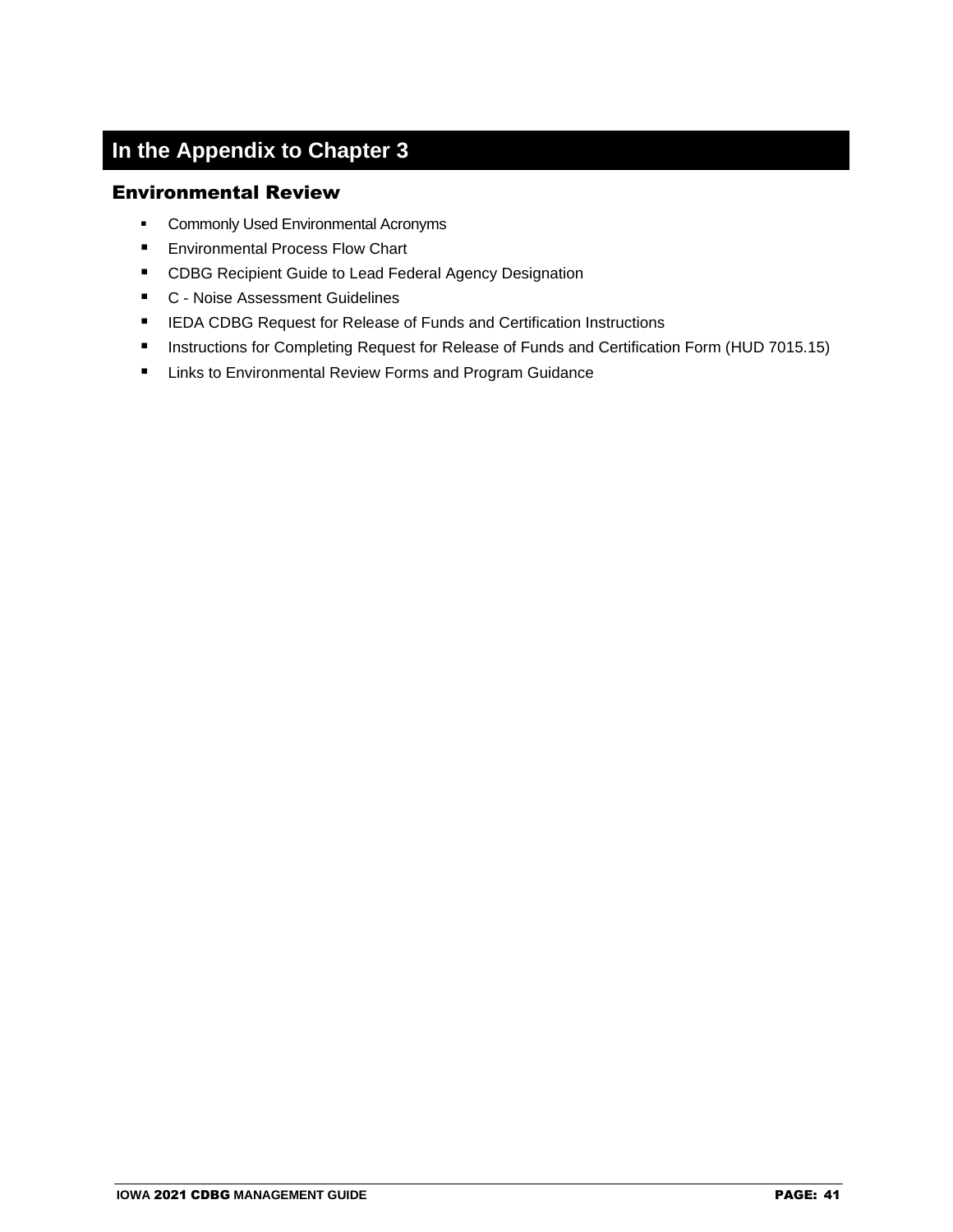# In the Appendix to Chapter 3

## Environmental Review

- Commonly Used Environmental Acronyms
- Environmental Process Flow Chart
- CDBG Recipient Guide to Lead Federal Agency Designation
- C - Noise Assessment Guidelines
- IEDA CDBG Request for Release of Funds and Certification Instructions
- Instructions for Completing Request for Release of Funds and Certification Form (HUD 7015.15)
- Links to Environmental Review Forms and Program Guidance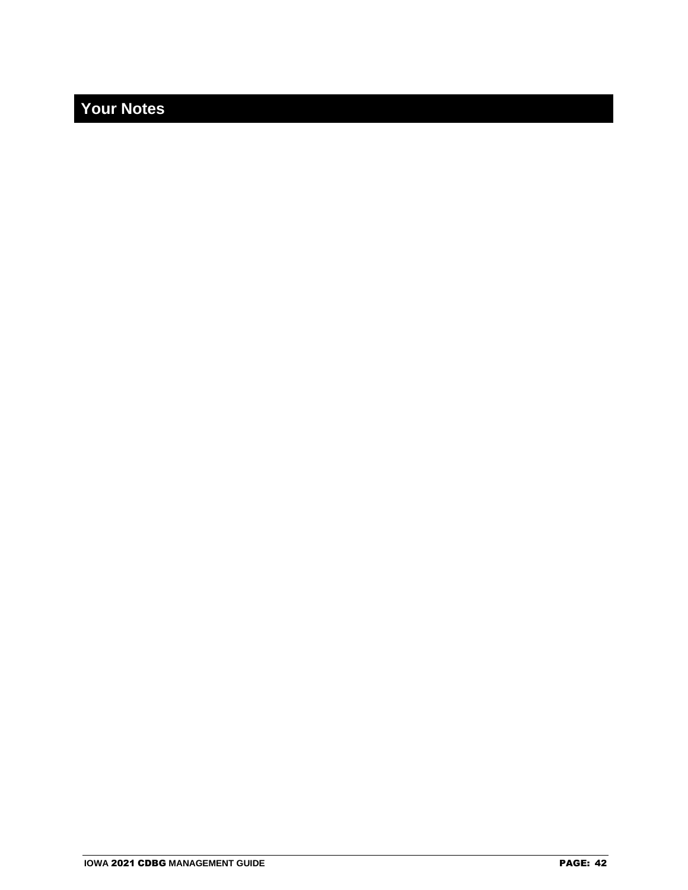# Your Notes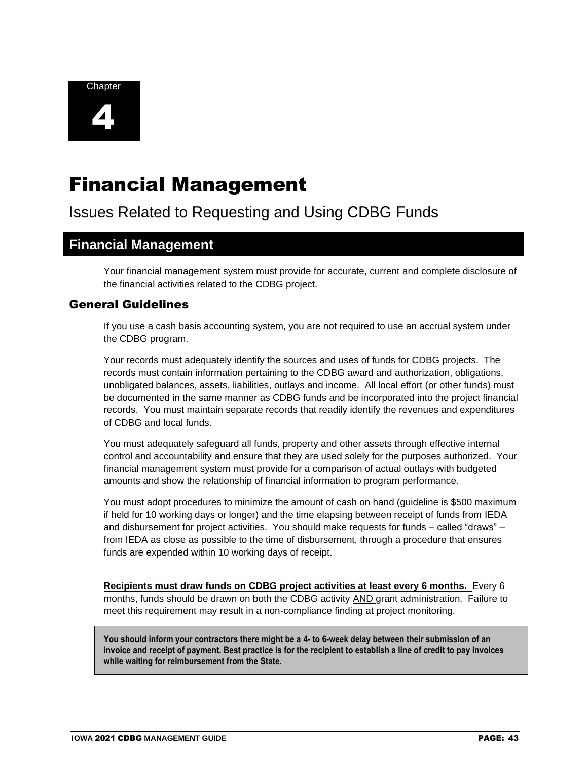Chapter

4

# Financial Management

Issues Related to Requesting and Using CDBG Funds

## Financial Management

Your financial management system must provide for accurate, current and complete disclosure of the financial activities related to the CDBG project.

### General Guidelines

If you use a cash basis accounting system, you are not required to use an accrual system under the CDBG program.

Your records must adequately identify the sources and uses of funds for CDBG projects. The records must contain information pertaining to the CDBG award and authorization, obligations, unobligated balances, assets, liabilities, outlays and income. All local effort (or other funds) must be documented in the same manner as CDBG funds and be incorporated into the project financial records. You must maintain separate records that readily identify the revenues and expenditures of CDBG and local funds.

You must adequately safeguard all funds, property and other assets through effective internal control and accountability and ensure that they are used solely for the purposes authorized. Your financial management system must provide for a comparison of actual outlays with budgeted amounts and show the relationship of financial information to program performance.

You must adopt procedures to minimize the amount of cash on hand (guideline is $500 maximum if held for 10 working days or longer) and the time elapsing between receipt of funds from IEDA and disbursement for project activities. You should make requests for funds – called "draws" – from IEDA as close as possible to the time of disbursement, through a procedure that ensures funds are expended within 10 working days of receipt.

**Recipients must draw funds on CDBG project activities at least every 6 months.** Every 6 months, funds should be drawn on both the CDBG activity AND grant administration. Failure to meet this requirement may result in a non-compliance finding at project monitoring.

> **You should inform your contractors there might be a 4- to 6-week delay between their submission of an invoice and receipt of payment. Best practice is for the recipient to establish a line of credit to pay invoices while waiting for reimbursement from the State.**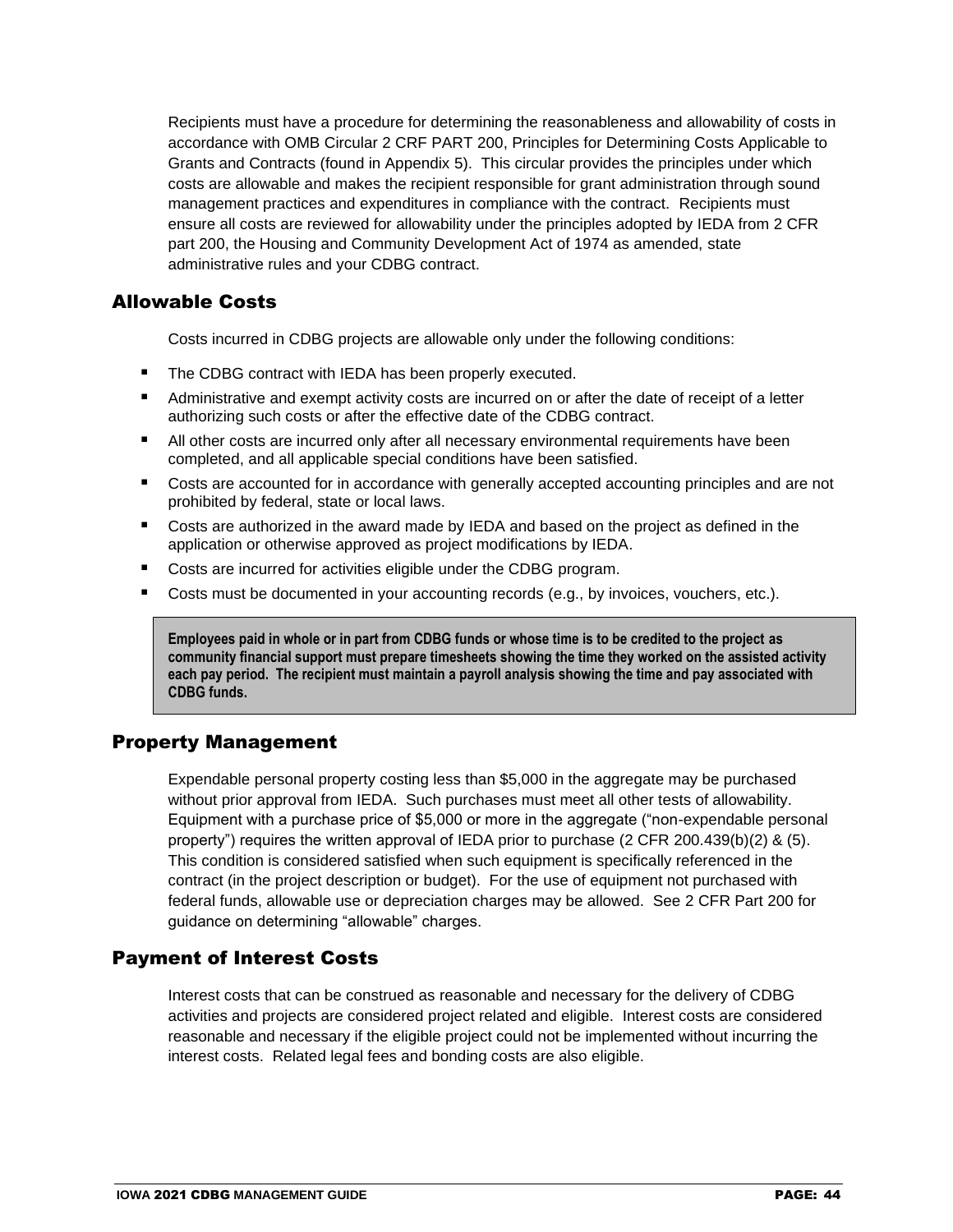Recipients must have a procedure for determining the reasonableness and allowability of costs in accordance with OMB Circular 2 CRF PART 200, Principles for Determining Costs Applicable to Grants and Contracts (found in Appendix 5). This circular provides the principles under which costs are allowable and makes the recipient responsible for grant administration through sound management practices and expenditures in compliance with the contract. Recipients must ensure all costs are reviewed for allowability under the principles adopted by IEDA from 2 CFR part 200, the Housing and Community Development Act of 1974 as amended, state administrative rules and your CDBG contract.

## Allowable Costs

Costs incurred in CDBG projects are allowable only under the following conditions:

- The CDBG contract with IEDA has been properly executed.
- Administrative and exempt activity costs are incurred on or after the date of receipt of a letter authorizing such costs or after the effective date of the CDBG contract.
- All other costs are incurred only after all necessary environmental requirements have been completed, and all applicable special conditions have been satisfied.
- Costs are accounted for in accordance with generally accepted accounting principles and are not prohibited by federal, state or local laws.
- Costs are authorized in the award made by IEDA and based on the project as defined in the application or otherwise approved as project modifications by IEDA.
- Costs are incurred for activities eligible under the CDBG program.
- Costs must be documented in your accounting records (e.g., by invoices, vouchers, etc.).

**Employees paid in whole or in part from CDBG funds or whose time is to be credited to the project as community financial support must prepare timesheets showing the time they worked on the assisted activity each pay period. The recipient must maintain a payroll analysis showing the time and pay associated with CDBG funds.**

## Property Management

Expendable personal property costing less than $5,000 in the aggregate may be purchased without prior approval from IEDA. Such purchases must meet all other tests of allowability. Equipment with a purchase price of $5,000 or more in the aggregate ("non-expendable personal property") requires the written approval of IEDA prior to purchase (2 CFR 200.439(b)(2) & (5). This condition is considered satisfied when such equipment is specifically referenced in the contract (in the project description or budget). For the use of equipment not purchased with federal funds, allowable use or depreciation charges may be allowed. See 2 CFR Part 200 for guidance on determining "allowable" charges.

## Payment of Interest Costs

Interest costs that can be construed as reasonable and necessary for the delivery of CDBG activities and projects are considered project related and eligible. Interest costs are considered reasonable and necessary if the eligible project could not be implemented without incurring the interest costs. Related legal fees and bonding costs are also eligible.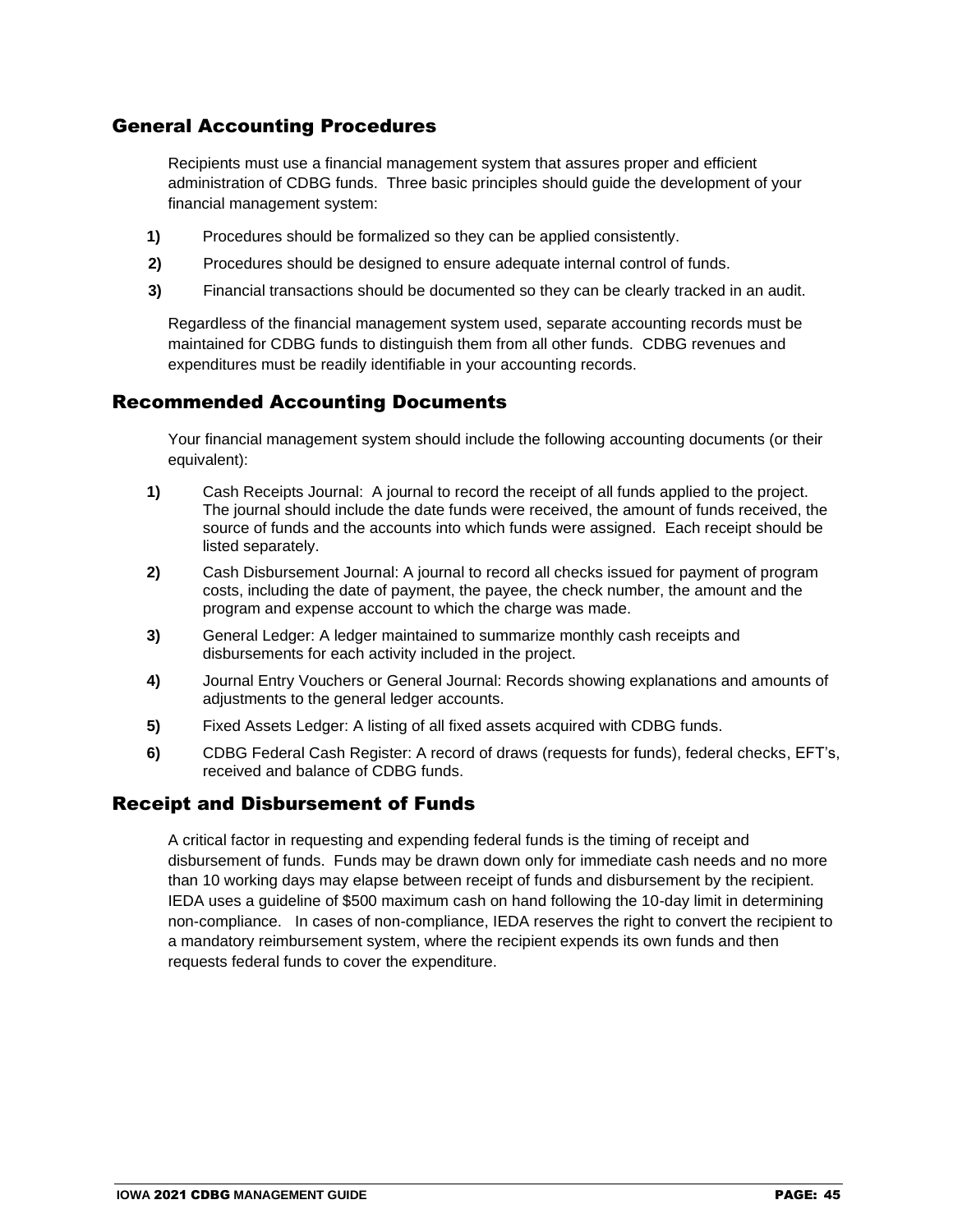## General Accounting Procedures

Recipients must use a financial management system that assures proper and efficient administration of CDBG funds. Three basic principles should guide the development of your financial management system:

1) Procedures should be formalized so they can be applied consistently.
2) Procedures should be designed to ensure adequate internal control of funds.
3) Financial transactions should be documented so they can be clearly tracked in an audit.

Regardless of the financial management system used, separate accounting records must be maintained for CDBG funds to distinguish them from all other funds. CDBG revenues and expenditures must be readily identifiable in your accounting records.

## Recommended Accounting Documents

Your financial management system should include the following accounting documents (or their equivalent):

1) Cash Receipts Journal: A journal to record the receipt of all funds applied to the project. The journal should include the date funds were received, the amount of funds received, the source of funds and the accounts into which funds were assigned. Each receipt should be listed separately.
2) Cash Disbursement Journal: A journal to record all checks issued for payment of program costs, including the date of payment, the payee, the check number, the amount and the program and expense account to which the charge was made.
3) General Ledger: A ledger maintained to summarize monthly cash receipts and disbursements for each activity included in the project.
4) Journal Entry Vouchers or General Journal: Records showing explanations and amounts of adjustments to the general ledger accounts.
5) Fixed Assets Ledger: A listing of all fixed assets acquired with CDBG funds.
6) CDBG Federal Cash Register: A record of draws (requests for funds), federal checks, EFT's, received and balance of CDBG funds.

## Receipt and Disbursement of Funds

A critical factor in requesting and expending federal funds is the timing of receipt and disbursement of funds. Funds may be drawn down only for immediate cash needs and no more than 10 working days may elapse between receipt of funds and disbursement by the recipient. IEDA uses a guideline of $500 maximum cash on hand following the 10-day limit in determining non-compliance. In cases of non-compliance, IEDA reserves the right to convert the recipient to a mandatory reimbursement system, where the recipient expends its own funds and then requests federal funds to cover the expenditure.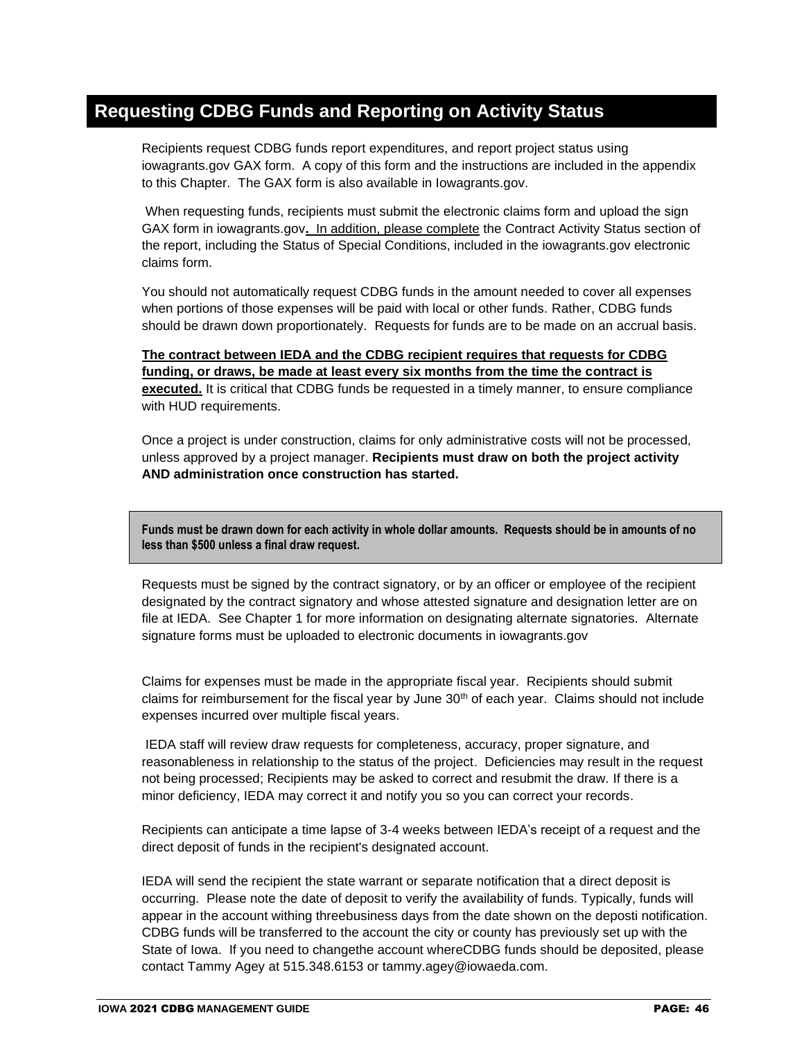# Requesting CDBG Funds and Reporting on Activity Status

Recipients request CDBG funds report expenditures, and report project status using iowagrants.gov GAX form. A copy of this form and the instructions are included in the appendix to this Chapter. The GAX form is also available in Iowagrants.gov.

When requesting funds, recipients must submit the electronic claims form and upload the sign GAX form in iowagrants.gov**.** In addition, please complete the Contract Activity Status section of the report, including the Status of Special Conditions, included in the iowagrants.gov electronic claims form.

You should not automatically request CDBG funds in the amount needed to cover all expenses when portions of those expenses will be paid with local or other funds. Rather, CDBG funds should be drawn down proportionately. Requests for funds are to be made on an accrual basis.

**The contract between IEDA and the CDBG recipient requires that requests for CDBG funding, or draws, be made at least every six months from the time the contract is executed.** It is critical that CDBG funds be requested in a timely manner, to ensure compliance with HUD requirements.

Once a project is under construction, claims for only administrative costs will not be processed, unless approved by a project manager. **Recipients must draw on both the project activity AND administration once construction has started.**

**Funds must be drawn down for each activity in whole dollar amounts. Requests should be in amounts of no less than $500 unless a final draw request.**

Requests must be signed by the contract signatory, or by an officer or employee of the recipient designated by the contract signatory and whose attested signature and designation letter are on file at IEDA. See Chapter 1 for more information on designating alternate signatories. Alternate signature forms must be uploaded to electronic documents in iowagrants.gov

Claims for expenses must be made in the appropriate fiscal year. Recipients should submit claims for reimbursement for the fiscal year by June 30th of each year. Claims should not include expenses incurred over multiple fiscal years.

IEDA staff will review draw requests for completeness, accuracy, proper signature, and reasonableness in relationship to the status of the project. Deficiencies may result in the request not being processed; Recipients may be asked to correct and resubmit the draw. If there is a minor deficiency, IEDA may correct it and notify you so you can correct your records.

Recipients can anticipate a time lapse of 3-4 weeks between IEDA's receipt of a request and the direct deposit of funds in the recipient's designated account.

IEDA will send the recipient the state warrant or separate notification that a direct deposit is occurring. Please note the date of deposit to verify the availability of funds. Typically, funds will appear in the account withing threebusiness days from the date shown on the deposti notification. CDBG funds will be transferred to the account the city or county has previously set up with the State of Iowa. If you need to changethe account whereCDBG funds should be deposited, please contact Tammy Agey at 515.348.6153 or tammy.agey@iowaeda.com.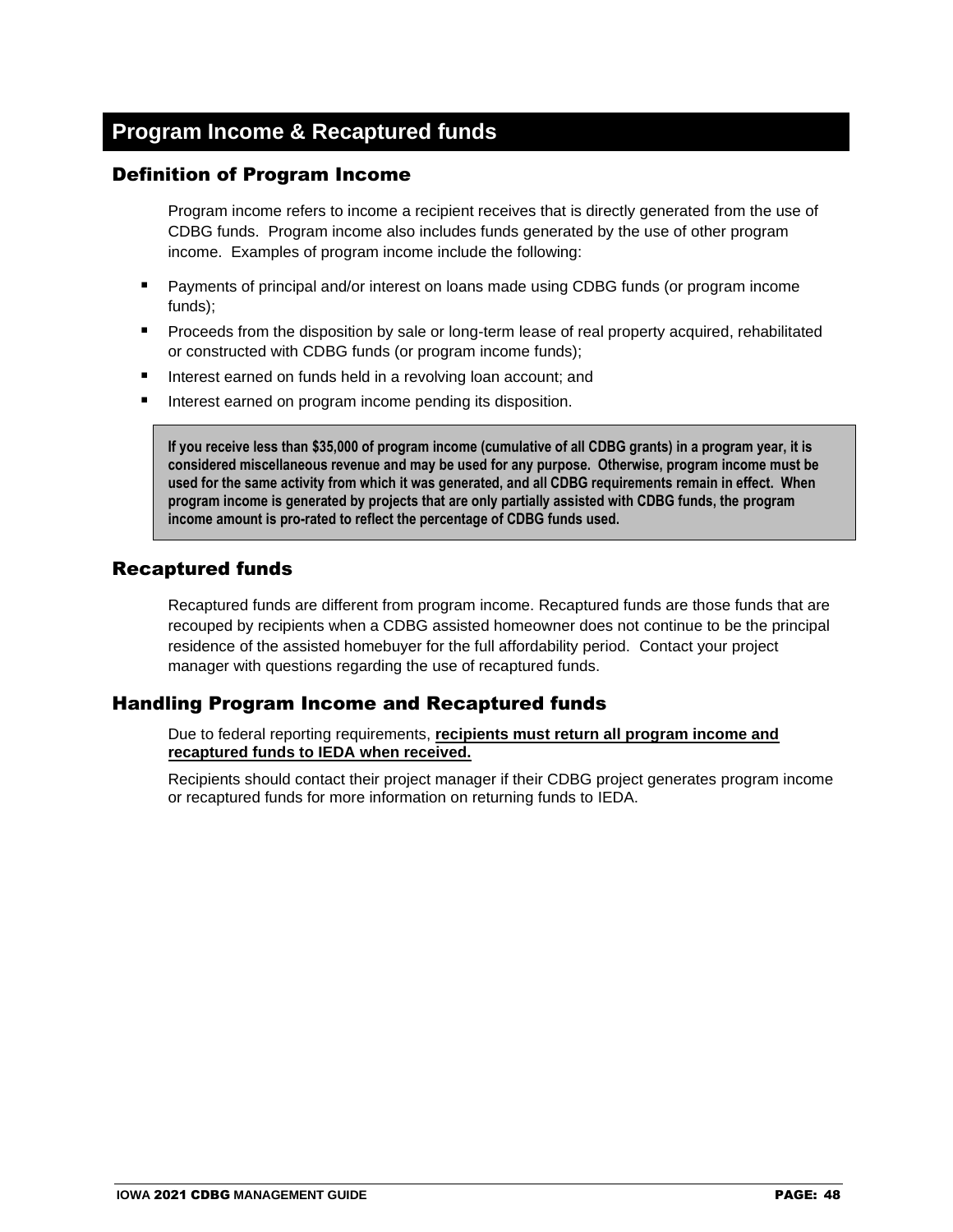# Program Income & Recaptured funds

## Definition of Program Income

Program income refers to income a recipient receives that is directly generated from the use of CDBG funds. Program income also includes funds generated by the use of other program income. Examples of program income include the following:

- Payments of principal and/or interest on loans made using CDBG funds (or program income funds);
- Proceeds from the disposition by sale or long-term lease of real property acquired, rehabilitated or constructed with CDBG funds (or program income funds);
- Interest earned on funds held in a revolving loan account; and
- Interest earned on program income pending its disposition.

> **If you receive less than $35,000 of program income (cumulative of all CDBG grants) in a program year, it is considered miscellaneous revenue and may be used for any purpose. Otherwise, program income must be used for the same activity from which it was generated, and all CDBG requirements remain in effect. When program income is generated by projects that are only partially assisted with CDBG funds, the program income amount is pro-rated to reflect the percentage of CDBG funds used.**

## Recaptured funds

Recaptured funds are different from program income. Recaptured funds are those funds that are recouped by recipients when a CDBG assisted homeowner does not continue to be the principal residence of the assisted homebuyer for the full affordability period. Contact your project manager with questions regarding the use of recaptured funds.

## Handling Program Income and Recaptured funds

Due to federal reporting requirements, **recipients must return all program income and recaptured funds to IEDA when received.**

Recipients should contact their project manager if their CDBG project generates program income or recaptured funds for more information on returning funds to IEDA.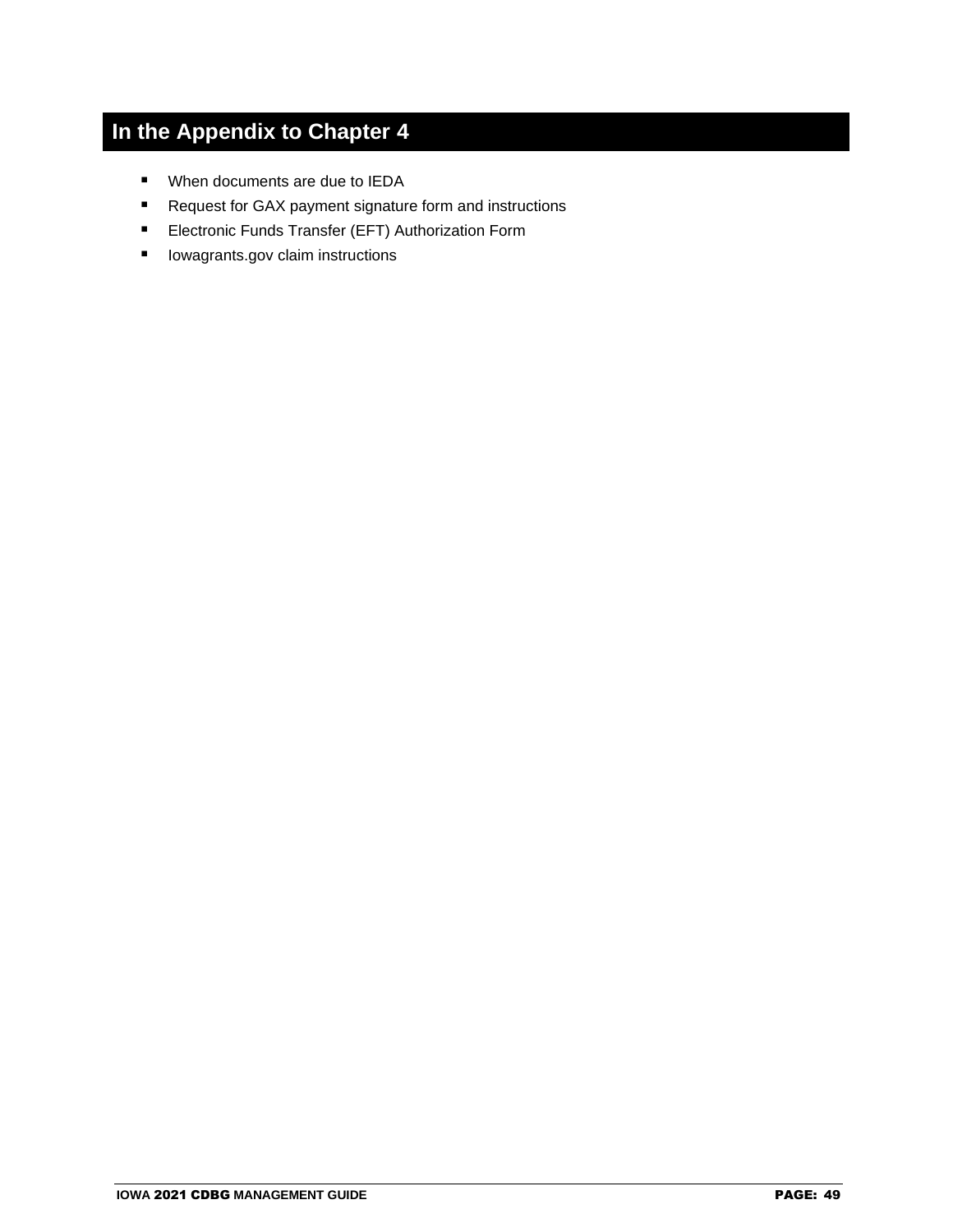# In the Appendix to Chapter 4

- When documents are due to IEDA
- Request for GAX payment signature form and instructions
- Electronic Funds Transfer (EFT) Authorization Form
- Iowagrants.gov claim instructions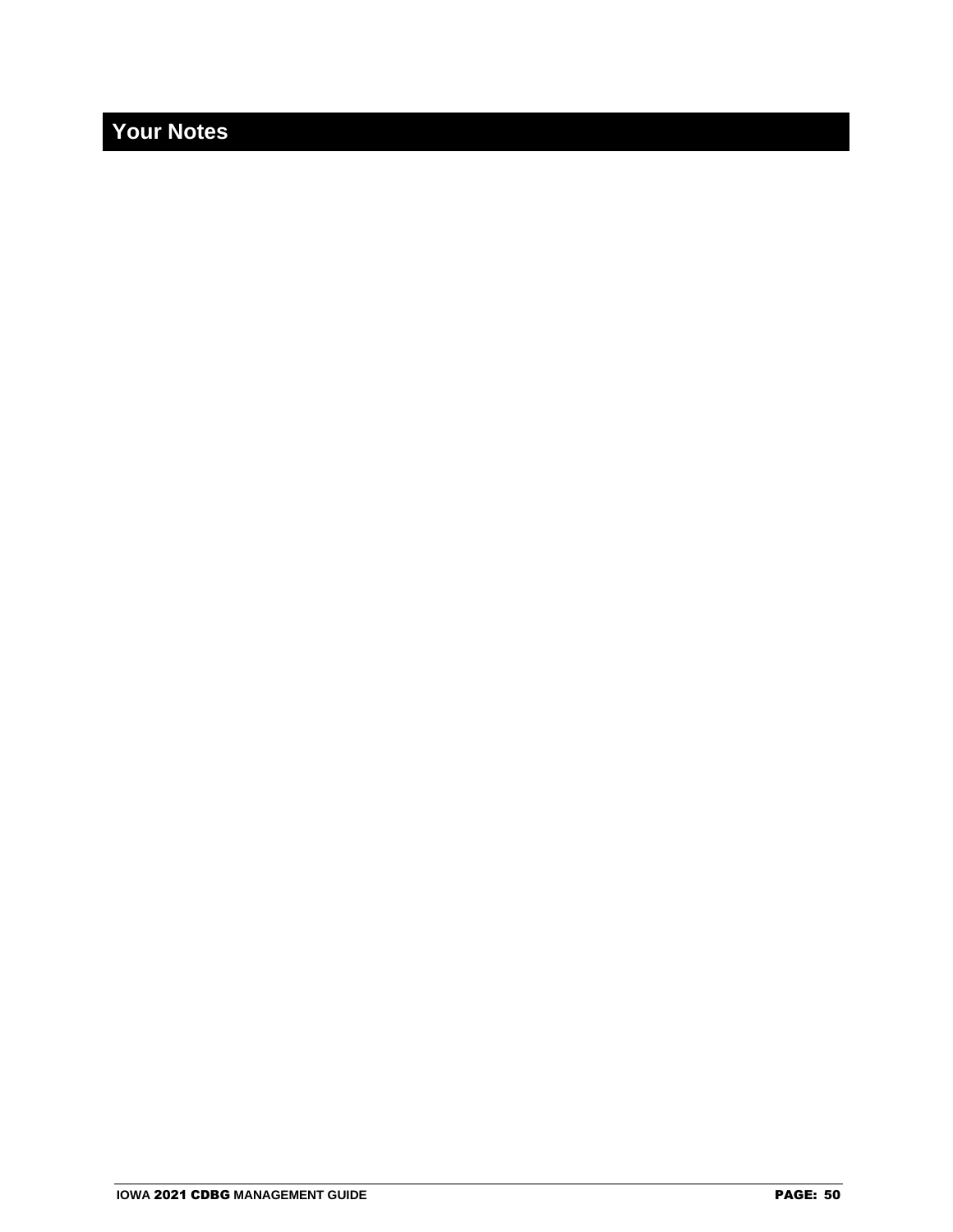# Your Notes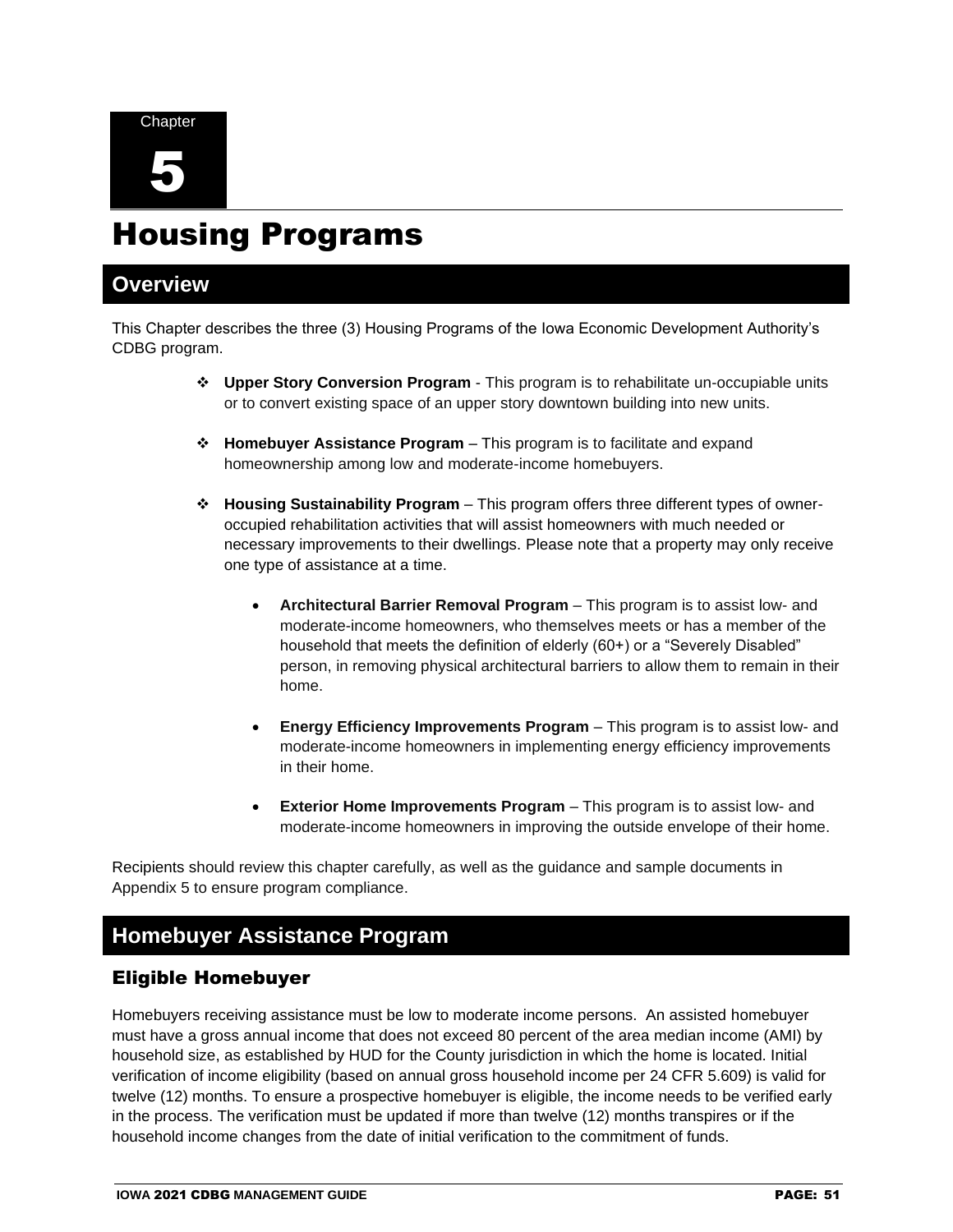Chapter

# 5

# Housing Programs

## Overview

This Chapter describes the three (3) Housing Programs of the Iowa Economic Development Authority's CDBG program.

- **Upper Story Conversion Program** - This program is to rehabilitate un-occupiable units or to convert existing space of an upper story downtown building into new units.
- **Homebuyer Assistance Program** – This program is to facilitate and expand homeownership among low and moderate-income homebuyers.
- **Housing Sustainability Program** – This program offers three different types of owner-occupied rehabilitation activities that will assist homeowners with much needed or necessary improvements to their dwellings. Please note that a property may only receive one type of assistance at a time.
  - **Architectural Barrier Removal Program** – This program is to assist low- and moderate-income homeowners, who themselves meets or has a member of the household that meets the definition of elderly (60+) or a "Severely Disabled" person, in removing physical architectural barriers to allow them to remain in their home.
  - **Energy Efficiency Improvements Program** – This program is to assist low- and moderate-income homeowners in implementing energy efficiency improvements in their home.
  - **Exterior Home Improvements Program** – This program is to assist low- and moderate-income homeowners in improving the outside envelope of their home.

Recipients should review this chapter carefully, as well as the guidance and sample documents in Appendix 5 to ensure program compliance.

## Homebuyer Assistance Program

### Eligible Homebuyer

Homebuyers receiving assistance must be low to moderate income persons. An assisted homebuyer must have a gross annual income that does not exceed 80 percent of the area median income (AMI) by household size, as established by HUD for the County jurisdiction in which the home is located. Initial verification of income eligibility (based on annual gross household income per 24 CFR 5.609) is valid for twelve (12) months. To ensure a prospective homebuyer is eligible, the income needs to be verified early in the process. The verification must be updated if more than twelve (12) months transpires or if the household income changes from the date of initial verification to the commitment of funds.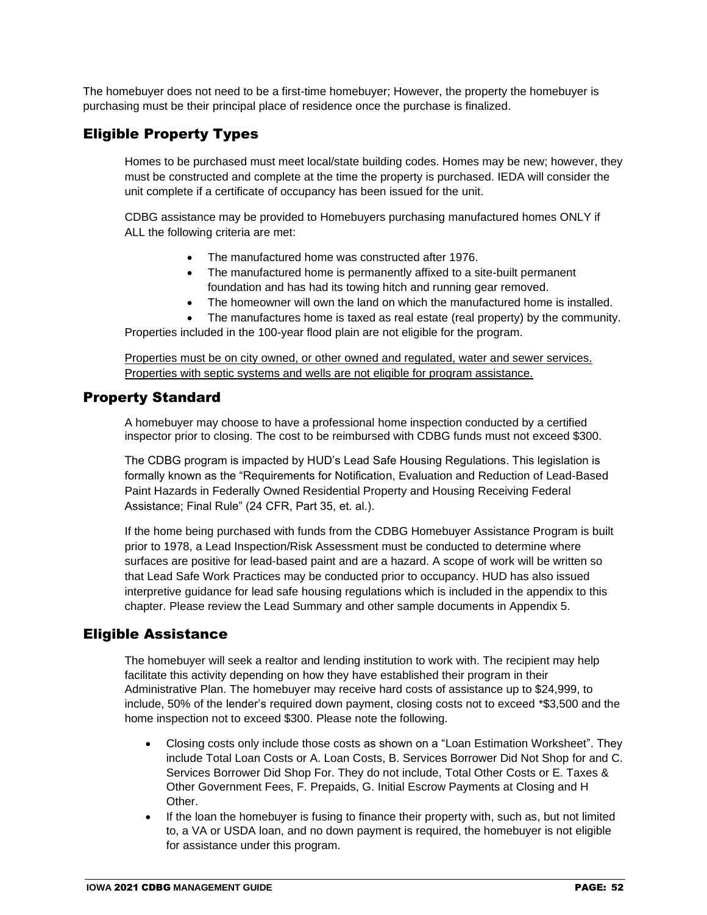The homebuyer does not need to be a first-time homebuyer; However, the property the homebuyer is purchasing must be their principal place of residence once the purchase is finalized.

## Eligible Property Types

Homes to be purchased must meet local/state building codes. Homes may be new; however, they must be constructed and complete at the time the property is purchased. IEDA will consider the unit complete if a certificate of occupancy has been issued for the unit.

CDBG assistance may be provided to Homebuyers purchasing manufactured homes ONLY if ALL the following criteria are met:

- The manufactured home was constructed after 1976.
- The manufactured home is permanently affixed to a site-built permanent foundation and has had its towing hitch and running gear removed.
- The homeowner will own the land on which the manufactured home is installed.
- The manufactures home is taxed as real estate (real property) by the community.

Properties included in the 100-year flood plain are not eligible for the program.

<u>Properties must be on city owned, or other owned and regulated, water and sewer services. Properties with septic systems and wells are not eligible for program assistance.</u>

## Property Standard

A homebuyer may choose to have a professional home inspection conducted by a certified inspector prior to closing. The cost to be reimbursed with CDBG funds must not exceed $300.

The CDBG program is impacted by HUD's Lead Safe Housing Regulations. This legislation is formally known as the "Requirements for Notification, Evaluation and Reduction of Lead-Based Paint Hazards in Federally Owned Residential Property and Housing Receiving Federal Assistance; Final Rule" (24 CFR, Part 35, et. al.).

If the home being purchased with funds from the CDBG Homebuyer Assistance Program is built prior to 1978, a Lead Inspection/Risk Assessment must be conducted to determine where surfaces are positive for lead-based paint and are a hazard. A scope of work will be written so that Lead Safe Work Practices may be conducted prior to occupancy. HUD has also issued interpretive guidance for lead safe housing regulations which is included in the appendix to this chapter. Please review the Lead Summary and other sample documents in Appendix 5.

## Eligible Assistance

The homebuyer will seek a realtor and lending institution to work with. The recipient may help facilitate this activity depending on how they have established their program in their Administrative Plan. The homebuyer may receive hard costs of assistance up to $24,999, to include, 50% of the lender's required down payment, closing costs not to exceed *$3,500 and the home inspection not to exceed $300. Please note the following.

- Closing costs only include those costs as shown on a "Loan Estimation Worksheet". They include Total Loan Costs or A. Loan Costs, B. Services Borrower Did Not Shop for and C. Services Borrower Did Shop For. They do not include, Total Other Costs or E. Taxes & Other Government Fees, F. Prepaids, G. Initial Escrow Payments at Closing and H Other.
- If the loan the homebuyer is fusing to finance their property with, such as, but not limited to, a VA or USDA loan, and no down payment is required, the homebuyer is not eligible for assistance under this program.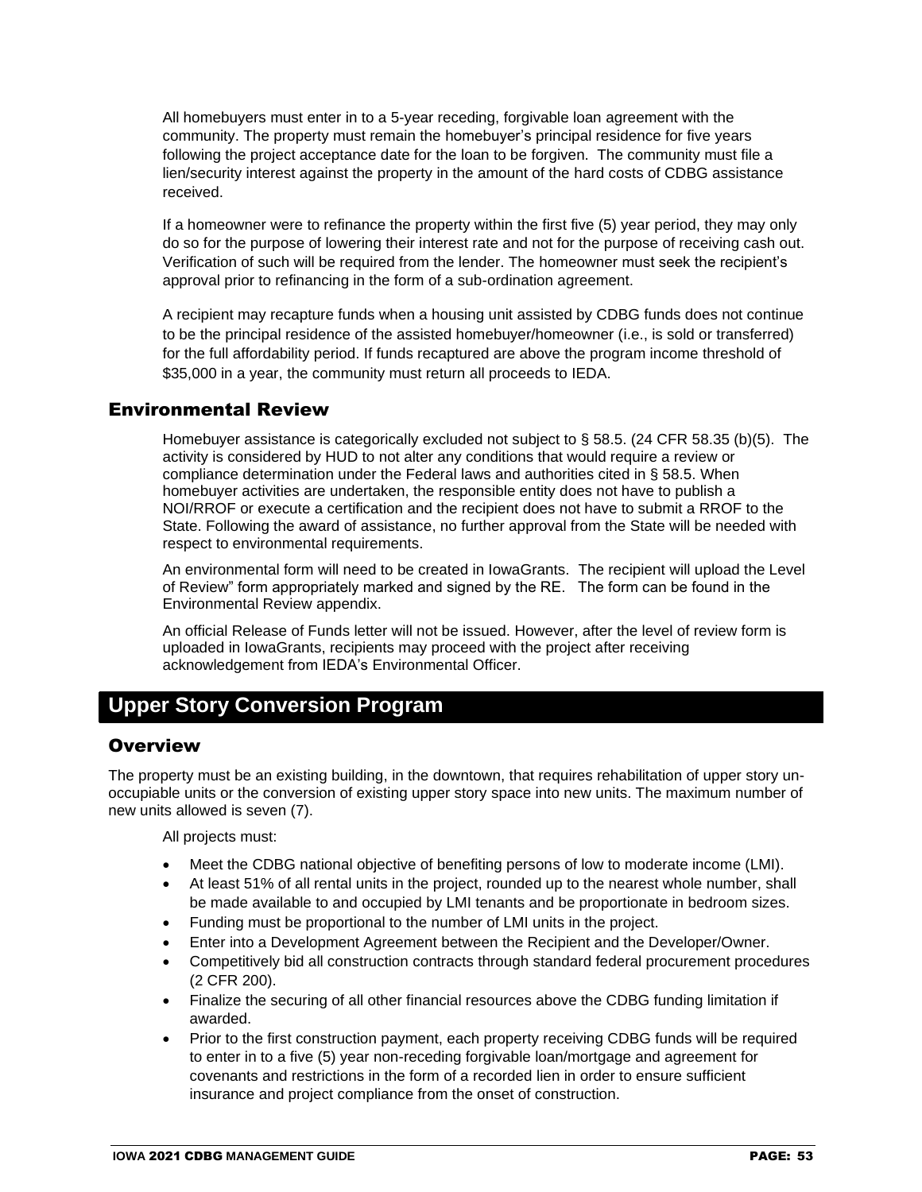All homebuyers must enter in to a 5-year receding, forgivable loan agreement with the community. The property must remain the homebuyer's principal residence for five years following the project acceptance date for the loan to be forgiven. The community must file a lien/security interest against the property in the amount of the hard costs of CDBG assistance received.

If a homeowner were to refinance the property within the first five (5) year period, they may only do so for the purpose of lowering their interest rate and not for the purpose of receiving cash out. Verification of such will be required from the lender. The homeowner must seek the recipient's approval prior to refinancing in the form of a sub-ordination agreement.

A recipient may recapture funds when a housing unit assisted by CDBG funds does not continue to be the principal residence of the assisted homebuyer/homeowner (i.e., is sold or transferred) for the full affordability period. If funds recaptured are above the program income threshold of $35,000 in a year, the community must return all proceeds to IEDA.

### Environmental Review

Homebuyer assistance is categorically excluded not subject to § 58.5. (24 CFR 58.35 (b)(5). The activity is considered by HUD to not alter any conditions that would require a review or compliance determination under the Federal laws and authorities cited in § 58.5. When homebuyer activities are undertaken, the responsible entity does not have to publish a NOI/RROF or execute a certification and the recipient does not have to submit a RROF to the State. Following the award of assistance, no further approval from the State will be needed with respect to environmental requirements.

An environmental form will need to be created in IowaGrants. The recipient will upload the Level of Review" form appropriately marked and signed by the RE. The form can be found in the Environmental Review appendix.

An official Release of Funds letter will not be issued. However, after the level of review form is uploaded in IowaGrants, recipients may proceed with the project after receiving acknowledgement from IEDA's Environmental Officer.

## Upper Story Conversion Program

### Overview

The property must be an existing building, in the downtown, that requires rehabilitation of upper story un-occupiable units or the conversion of existing upper story space into new units. The maximum number of new units allowed is seven (7).

All projects must:

- Meet the CDBG national objective of benefiting persons of low to moderate income (LMI).
- At least 51% of all rental units in the project, rounded up to the nearest whole number, shall be made available to and occupied by LMI tenants and be proportionate in bedroom sizes.
- Funding must be proportional to the number of LMI units in the project.
- Enter into a Development Agreement between the Recipient and the Developer/Owner.
- Competitively bid all construction contracts through standard federal procurement procedures (2 CFR 200).
- Finalize the securing of all other financial resources above the CDBG funding limitation if awarded.
- Prior to the first construction payment, each property receiving CDBG funds will be required to enter in to a five (5) year non-receding forgivable loan/mortgage and agreement for covenants and restrictions in the form of a recorded lien in order to ensure sufficient insurance and project compliance from the onset of construction.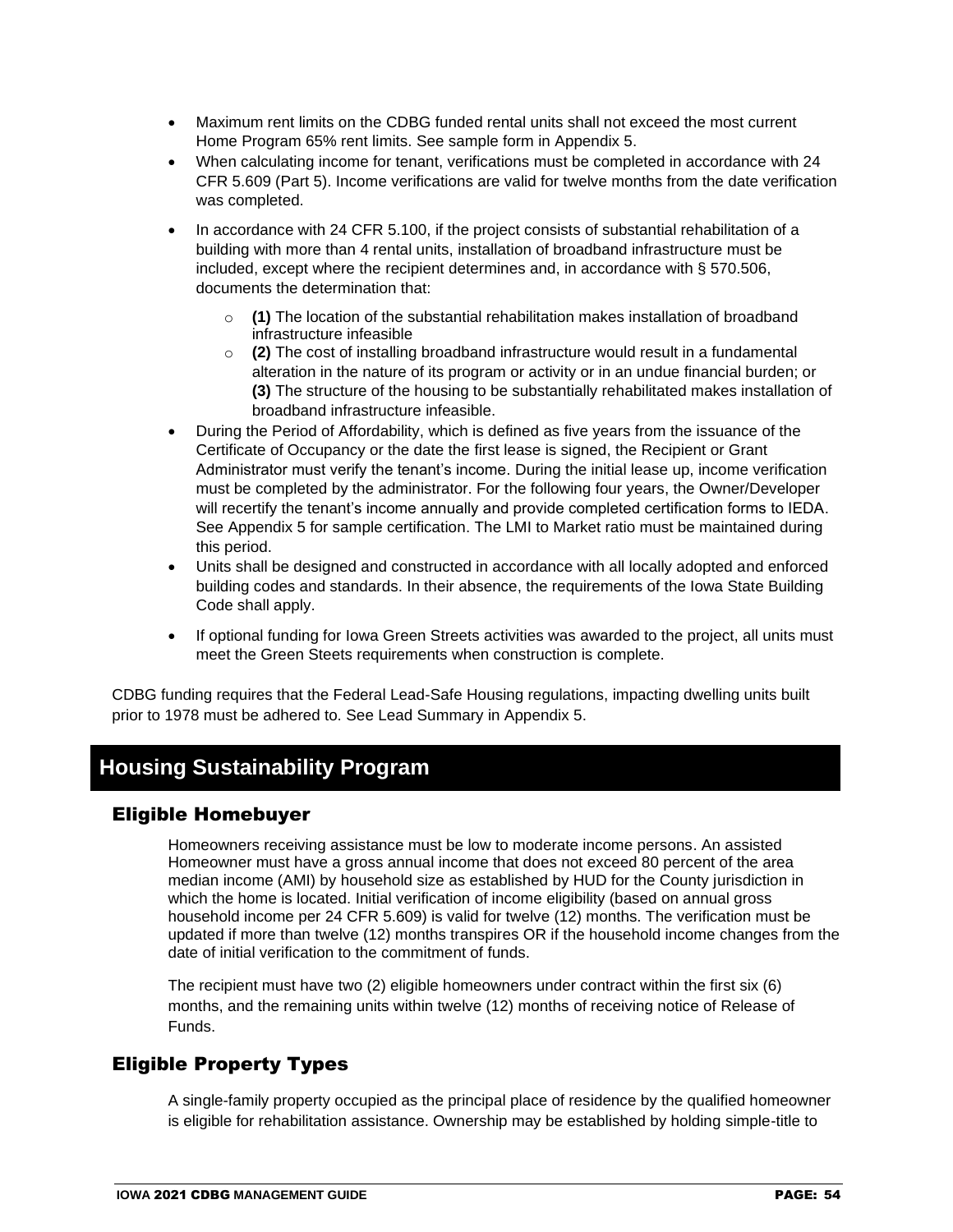- Maximum rent limits on the CDBG funded rental units shall not exceed the most current Home Program 65% rent limits. See sample form in Appendix 5.
- When calculating income for tenant, verifications must be completed in accordance with 24 CFR 5.609 (Part 5). Income verifications are valid for twelve months from the date verification was completed.
- In accordance with 24 CFR 5.100, if the project consists of substantial rehabilitation of a building with more than 4 rental units, installation of broadband infrastructure must be included, except where the recipient determines and, in accordance with § 570.506, documents the determination that:
  - **(1)** The location of the substantial rehabilitation makes installation of broadband infrastructure infeasible
  - **(2)** The cost of installing broadband infrastructure would result in a fundamental alteration in the nature of its program or activity or in an undue financial burden; or **(3)** The structure of the housing to be substantially rehabilitated makes installation of broadband infrastructure infeasible.
- During the Period of Affordability, which is defined as five years from the issuance of the Certificate of Occupancy or the date the first lease is signed, the Recipient or Grant Administrator must verify the tenant's income. During the initial lease up, income verification must be completed by the administrator. For the following four years, the Owner/Developer will recertify the tenant's income annually and provide completed certification forms to IEDA. See Appendix 5 for sample certification. The LMI to Market ratio must be maintained during this period.
- Units shall be designed and constructed in accordance with all locally adopted and enforced building codes and standards. In their absence, the requirements of the Iowa State Building Code shall apply.
- If optional funding for Iowa Green Streets activities was awarded to the project, all units must meet the Green Steets requirements when construction is complete.

CDBG funding requires that the Federal Lead-Safe Housing regulations, impacting dwelling units built prior to 1978 must be adhered to. See Lead Summary in Appendix 5.

# Housing Sustainability Program

## Eligible Homebuyer

Homeowners receiving assistance must be low to moderate income persons. An assisted Homeowner must have a gross annual income that does not exceed 80 percent of the area median income (AMI) by household size as established by HUD for the County jurisdiction in which the home is located. Initial verification of income eligibility (based on annual gross household income per 24 CFR 5.609) is valid for twelve (12) months. The verification must be updated if more than twelve (12) months transpires OR if the household income changes from the date of initial verification to the commitment of funds.

The recipient must have two (2) eligible homeowners under contract within the first six (6) months, and the remaining units within twelve (12) months of receiving notice of Release of Funds.

## Eligible Property Types

A single-family property occupied as the principal place of residence by the qualified homeowner is eligible for rehabilitation assistance. Ownership may be established by holding simple-title to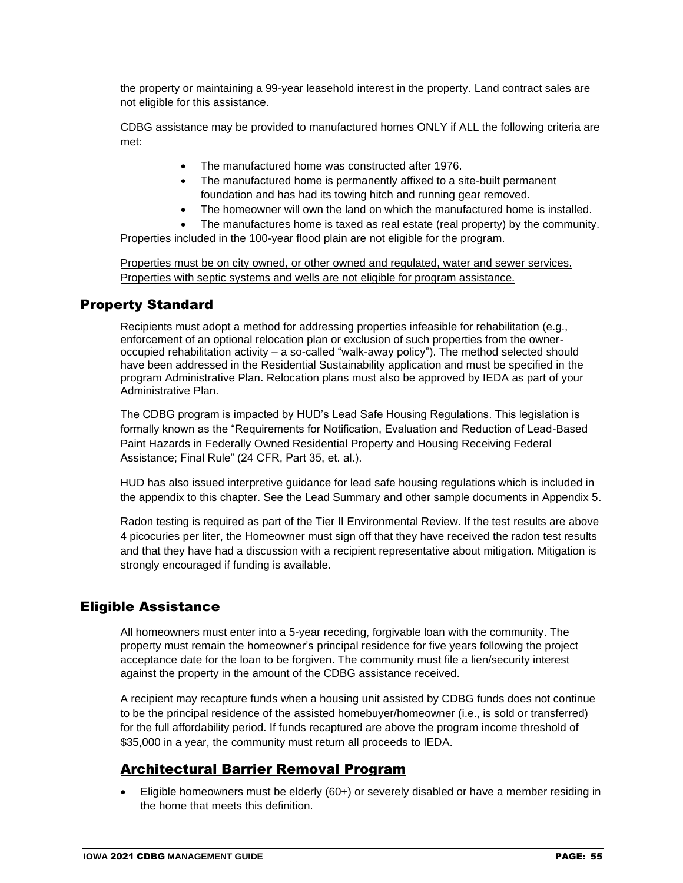the property or maintaining a 99-year leasehold interest in the property. Land contract sales are not eligible for this assistance.

CDBG assistance may be provided to manufactured homes ONLY if ALL the following criteria are met:

- The manufactured home was constructed after 1976.
- The manufactured home is permanently affixed to a site-built permanent foundation and has had its towing hitch and running gear removed.
- The homeowner will own the land on which the manufactured home is installed.
- The manufactures home is taxed as real estate (real property) by the community.

Properties included in the 100-year flood plain are not eligible for the program.

<u>Properties must be on city owned, or other owned and regulated, water and sewer services. Properties with septic systems and wells are not eligible for program assistance.</u>

## Property Standard

Recipients must adopt a method for addressing properties infeasible for rehabilitation (e.g., enforcement of an optional relocation plan or exclusion of such properties from the owner-occupied rehabilitation activity – a so-called "walk-away policy"). The method selected should have been addressed in the Residential Sustainability application and must be specified in the program Administrative Plan. Relocation plans must also be approved by IEDA as part of your Administrative Plan.

The CDBG program is impacted by HUD's Lead Safe Housing Regulations. This legislation is formally known as the "Requirements for Notification, Evaluation and Reduction of Lead-Based Paint Hazards in Federally Owned Residential Property and Housing Receiving Federal Assistance; Final Rule" (24 CFR, Part 35, et. al.).

HUD has also issued interpretive guidance for lead safe housing regulations which is included in the appendix to this chapter. See the Lead Summary and other sample documents in Appendix 5.

Radon testing is required as part of the Tier II Environmental Review. If the test results are above 4 picocuries per liter, the Homeowner must sign off that they have received the radon test results and that they have had a discussion with a recipient representative about mitigation. Mitigation is strongly encouraged if funding is available.

## Eligible Assistance

All homeowners must enter into a 5-year receding, forgivable loan with the community. The property must remain the homeowner's principal residence for five years following the project acceptance date for the loan to be forgiven. The community must file a lien/security interest against the property in the amount of the CDBG assistance received.

A recipient may recapture funds when a housing unit assisted by CDBG funds does not continue to be the principal residence of the assisted homebuyer/homeowner (i.e., is sold or transferred) for the full affordability period. If funds recaptured are above the program income threshold of $35,000 in a year, the community must return all proceeds to IEDA.

### <u>Architectural Barrier Removal Program</u>

- Eligible homeowners must be elderly (60+) or severely disabled or have a member residing in the home that meets this definition.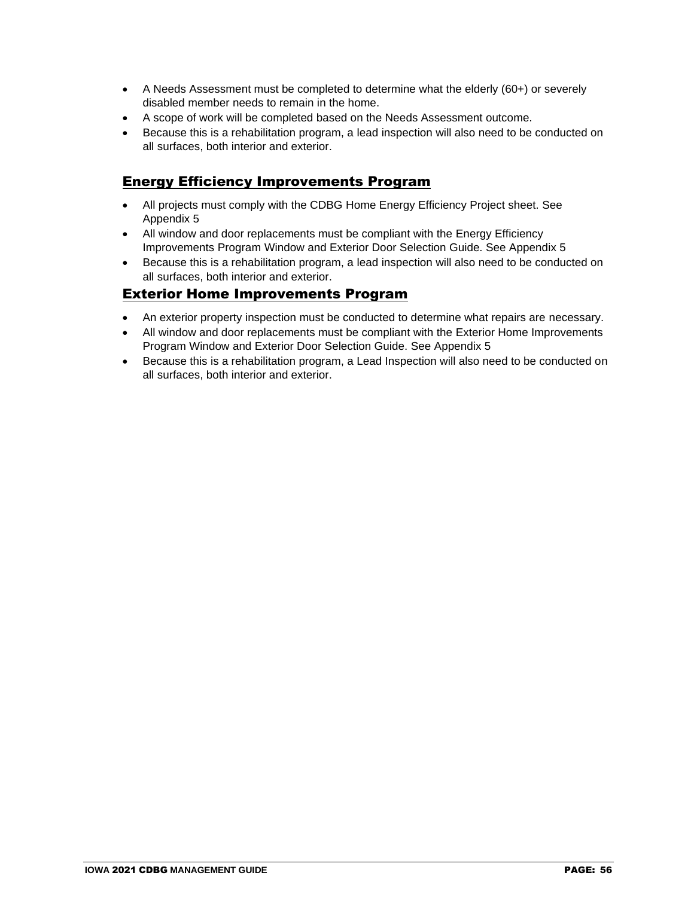- A Needs Assessment must be completed to determine what the elderly (60+) or severely disabled member needs to remain in the home.
- A scope of work will be completed based on the Needs Assessment outcome.
- Because this is a rehabilitation program, a lead inspection will also need to be conducted on all surfaces, both interior and exterior.

## Energy Efficiency Improvements Program

- All projects must comply with the CDBG Home Energy Efficiency Project sheet. See Appendix 5
- All window and door replacements must be compliant with the Energy Efficiency Improvements Program Window and Exterior Door Selection Guide. See Appendix 5
- Because this is a rehabilitation program, a lead inspection will also need to be conducted on all surfaces, both interior and exterior.

## Exterior Home Improvements Program

- An exterior property inspection must be conducted to determine what repairs are necessary.
- All window and door replacements must be compliant with the Exterior Home Improvements Program Window and Exterior Door Selection Guide. See Appendix 5
- Because this is a rehabilitation program, a Lead Inspection will also need to be conducted on all surfaces, both interior and exterior.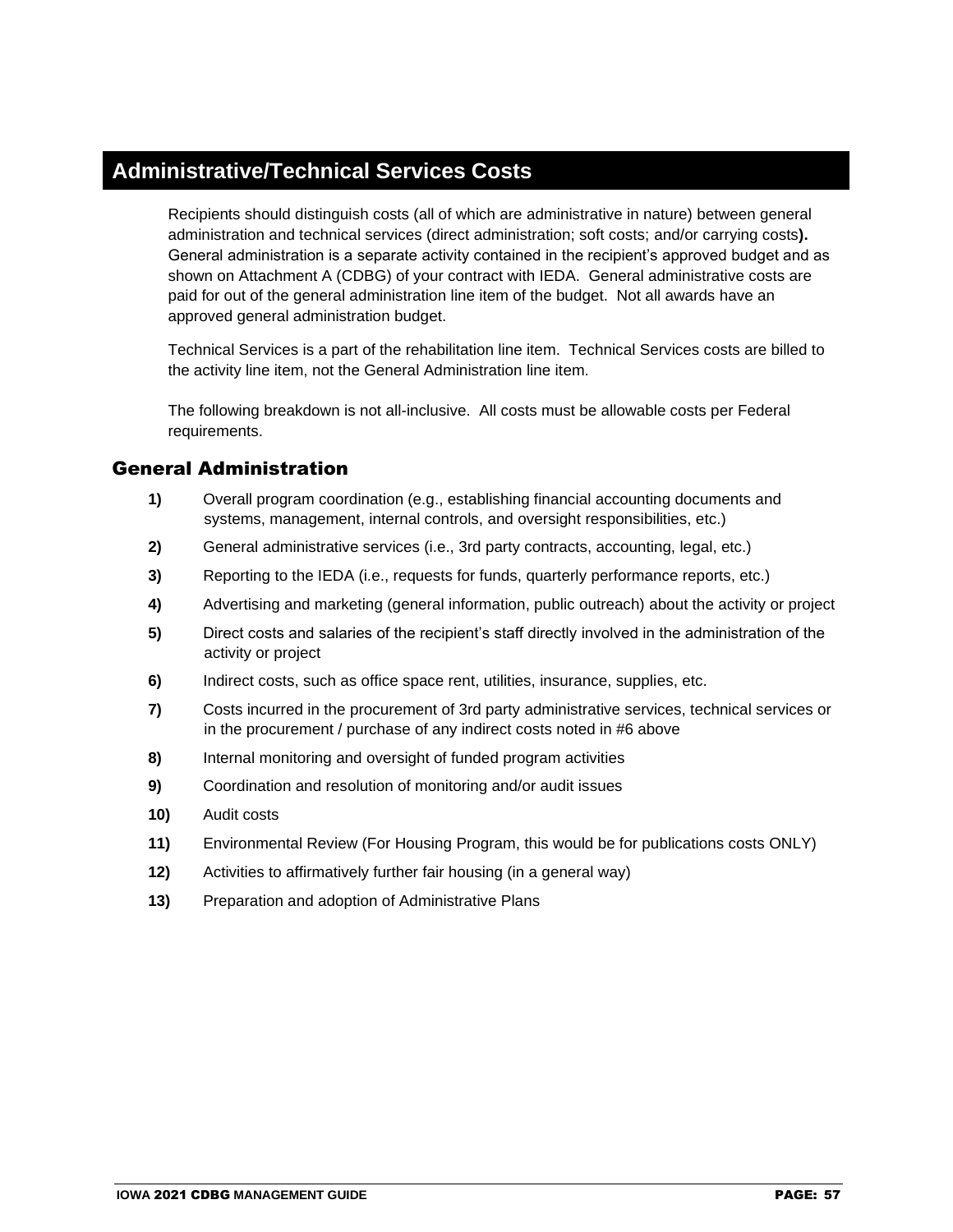# Administrative/Technical Services Costs

Recipients should distinguish costs (all of which are administrative in nature) between general administration and technical services (direct administration; soft costs; and/or carrying costs**).** General administration is a separate activity contained in the recipient's approved budget and as shown on Attachment A (CDBG) of your contract with IEDA. General administrative costs are paid for out of the general administration line item of the budget. Not all awards have an approved general administration budget.

Technical Services is a part of the rehabilitation line item. Technical Services costs are billed to the activity line item, not the General Administration line item.

The following breakdown is not all-inclusive. All costs must be allowable costs per Federal requirements.

## General Administration

**1)** Overall program coordination (e.g., establishing financial accounting documents and systems, management, internal controls, and oversight responsibilities, etc.)

**2)** General administrative services (i.e., 3rd party contracts, accounting, legal, etc.)

**3)** Reporting to the IEDA (i.e., requests for funds, quarterly performance reports, etc.)

**4)** Advertising and marketing (general information, public outreach) about the activity or project

**5)** Direct costs and salaries of the recipient's staff directly involved in the administration of the activity or project

**6)** Indirect costs, such as office space rent, utilities, insurance, supplies, etc.

**7)** Costs incurred in the procurement of 3rd party administrative services, technical services or in the procurement / purchase of any indirect costs noted in #6 above

**8)** Internal monitoring and oversight of funded program activities

**9)** Coordination and resolution of monitoring and/or audit issues

**10)** Audit costs

**11)** Environmental Review (For Housing Program, this would be for publications costs ONLY)

**12)** Activities to affirmatively further fair housing (in a general way)

**13)** Preparation and adoption of Administrative Plans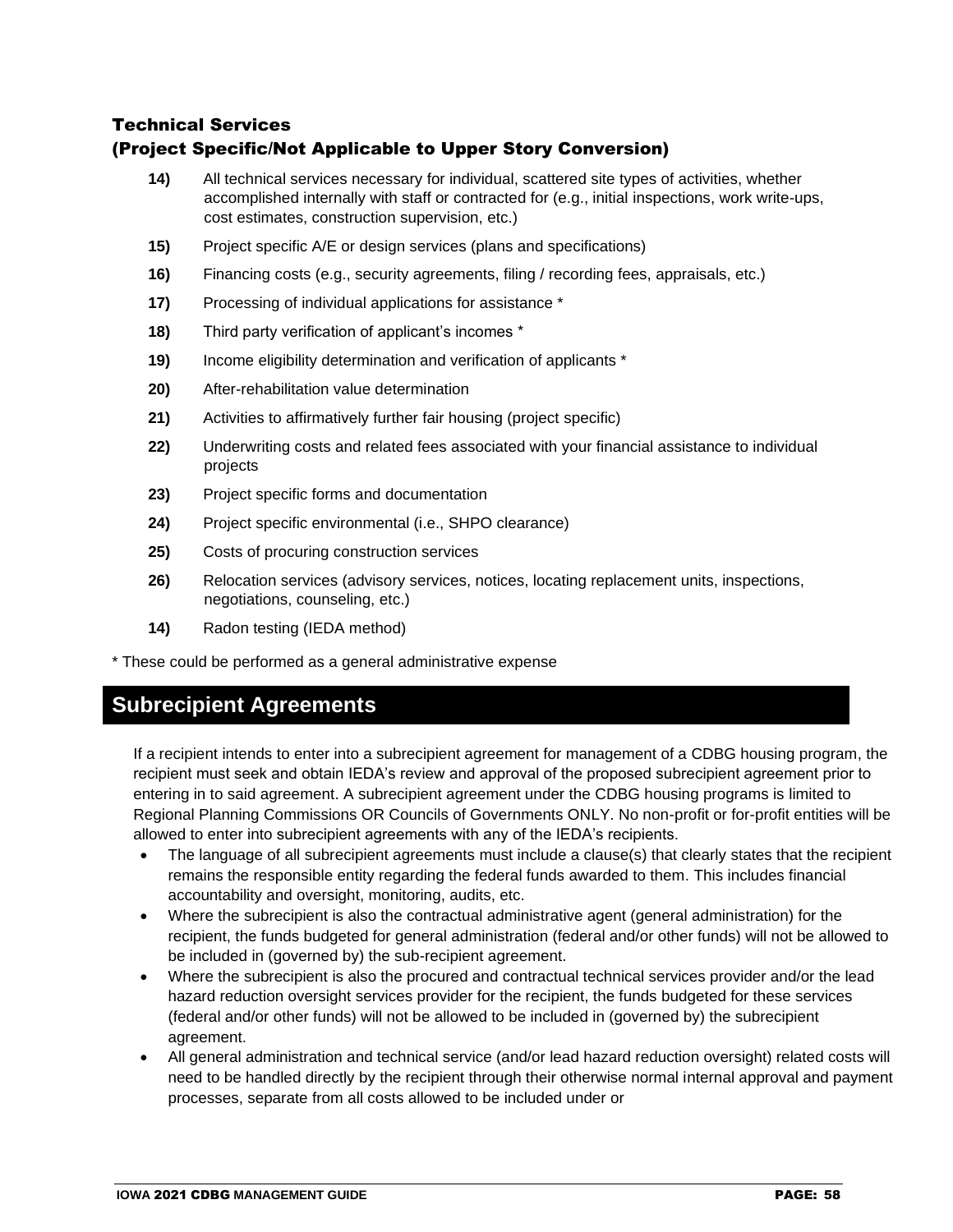### Technical Services
### (Project Specific/Not Applicable to Upper Story Conversion)

**14)** All technical services necessary for individual, scattered site types of activities, whether accomplished internally with staff or contracted for (e.g., initial inspections, work write-ups, cost estimates, construction supervision, etc.)

**15)** Project specific A/E or design services (plans and specifications)

**16)** Financing costs (e.g., security agreements, filing / recording fees, appraisals, etc.)

**17)** Processing of individual applications for assistance *

**18)** Third party verification of applicant's incomes *

**19)** Income eligibility determination and verification of applicants *

**20)** After-rehabilitation value determination

**21)** Activities to affirmatively further fair housing (project specific)

**22)** Underwriting costs and related fees associated with your financial assistance to individual projects

**23)** Project specific forms and documentation

**24)** Project specific environmental (i.e., SHPO clearance)

**25)** Costs of procuring construction services

**26)** Relocation services (advisory services, notices, locating replacement units, inspections, negotiations, counseling, etc.)

**14)** Radon testing (IEDA method)

* These could be performed as a general administrative expense

## Subrecipient Agreements

If a recipient intends to enter into a subrecipient agreement for management of a CDBG housing program, the recipient must seek and obtain IEDA's review and approval of the proposed subrecipient agreement prior to entering in to said agreement. A subrecipient agreement under the CDBG housing programs is limited to Regional Planning Commissions OR Councils of Governments ONLY. No non-profit or for-profit entities will be allowed to enter into subrecipient agreements with any of the IEDA's recipients.

- The language of all subrecipient agreements must include a clause(s) that clearly states that the recipient remains the responsible entity regarding the federal funds awarded to them. This includes financial accountability and oversight, monitoring, audits, etc.
- Where the subrecipient is also the contractual administrative agent (general administration) for the recipient, the funds budgeted for general administration (federal and/or other funds) will not be allowed to be included in (governed by) the sub-recipient agreement.
- Where the subrecipient is also the procured and contractual technical services provider and/or the lead hazard reduction oversight services provider for the recipient, the funds budgeted for these services (federal and/or other funds) will not be allowed to be included in (governed by) the subrecipient agreement.
- All general administration and technical service (and/or lead hazard reduction oversight) related costs will need to be handled directly by the recipient through their otherwise normal internal approval and payment processes, separate from all costs allowed to be included under or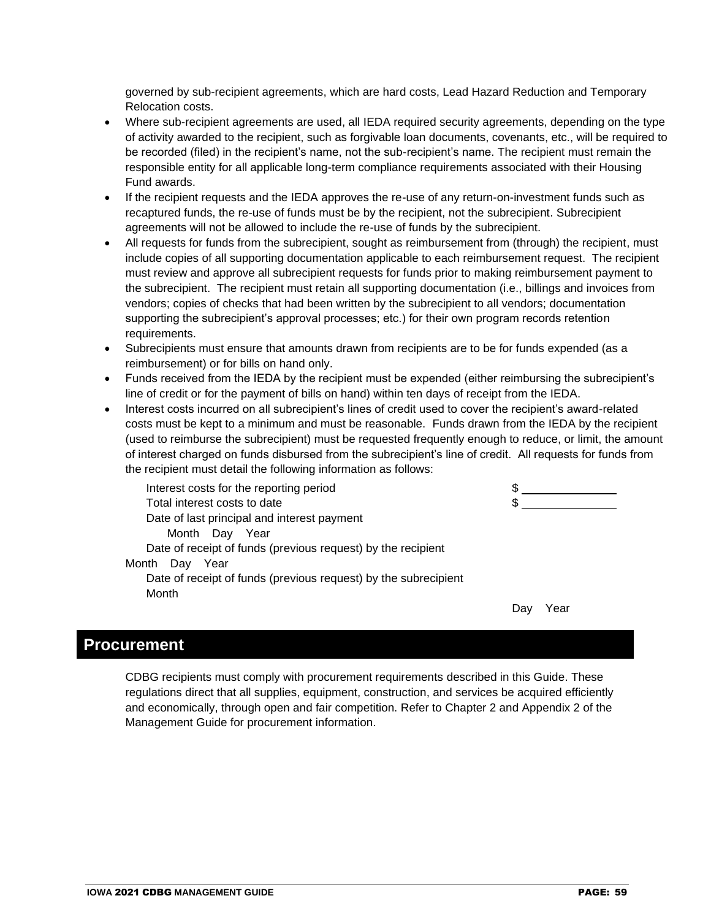governed by sub-recipient agreements, which are hard costs, Lead Hazard Reduction and Temporary Relocation costs.

- Where sub-recipient agreements are used, all IEDA required security agreements, depending on the type of activity awarded to the recipient, such as forgivable loan documents, covenants, etc., will be required to be recorded (filed) in the recipient's name, not the sub-recipient's name. The recipient must remain the responsible entity for all applicable long-term compliance requirements associated with their Housing Fund awards.
- If the recipient requests and the IEDA approves the re-use of any return-on-investment funds such as recaptured funds, the re-use of funds must be by the recipient, not the subrecipient. Subrecipient agreements will not be allowed to include the re-use of funds by the subrecipient.
- All requests for funds from the subrecipient, sought as reimbursement from (through) the recipient, must include copies of all supporting documentation applicable to each reimbursement request. The recipient must review and approve all subrecipient requests for funds prior to making reimbursement payment to the subrecipient. The recipient must retain all supporting documentation (i.e., billings and invoices from vendors; copies of checks that had been written by the subrecipient to all vendors; documentation supporting the subrecipient's approval processes; etc.) for their own program records retention requirements.
- Subrecipients must ensure that amounts drawn from recipients are to be for funds expended (as a reimbursement) or for bills on hand only.
- Funds received from the IEDA by the recipient must be expended (either reimbursing the subrecipient's line of credit or for the payment of bills on hand) within ten days of receipt from the IEDA.
- Interest costs incurred on all subrecipient's lines of credit used to cover the recipient's award-related costs must be kept to a minimum and must be reasonable. Funds drawn from the IEDA by the recipient (used to reimburse the subrecipient) must be requested frequently enough to reduce, or limit, the amount of interest charged on funds disbursed from the subrecipient's line of credit. All requests for funds from the recipient must detail the following information as follows:

Interest costs for the reporting period $ ______________

Total interest costs to date $ ______________

Date of last principal and interest payment

Month Day Year

Date of receipt of funds (previous request) by the recipient

Month Day Year

Date of receipt of funds (previous request) by the subrecipient

Month Day Year

## Procurement

CDBG recipients must comply with procurement requirements described in this Guide. These regulations direct that all supplies, equipment, construction, and services be acquired efficiently and economically, through open and fair competition. Refer to Chapter 2 and Appendix 2 of the Management Guide for procurement information.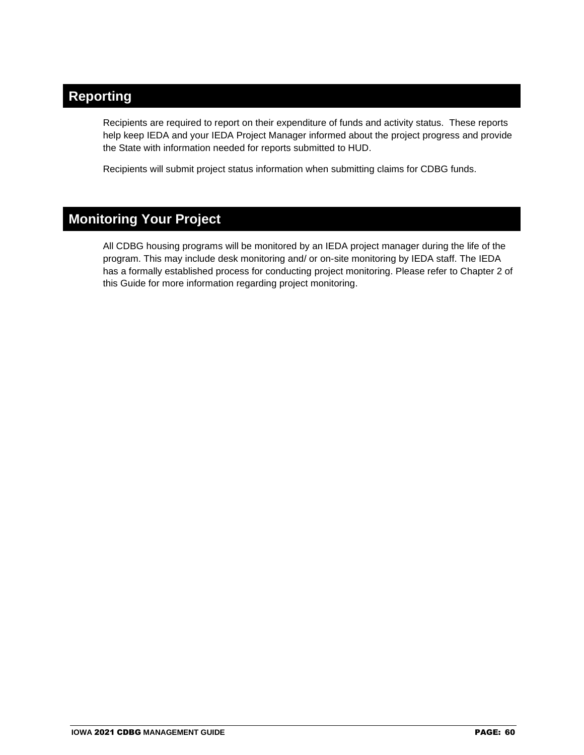## Reporting

Recipients are required to report on their expenditure of funds and activity status. These reports help keep IEDA and your IEDA Project Manager informed about the project progress and provide the State with information needed for reports submitted to HUD.

Recipients will submit project status information when submitting claims for CDBG funds.

## Monitoring Your Project

All CDBG housing programs will be monitored by an IEDA project manager during the life of the program. This may include desk monitoring and/ or on-site monitoring by IEDA staff. The IEDA has a formally established process for conducting project monitoring. Please refer to Chapter 2 of this Guide for more information regarding project monitoring.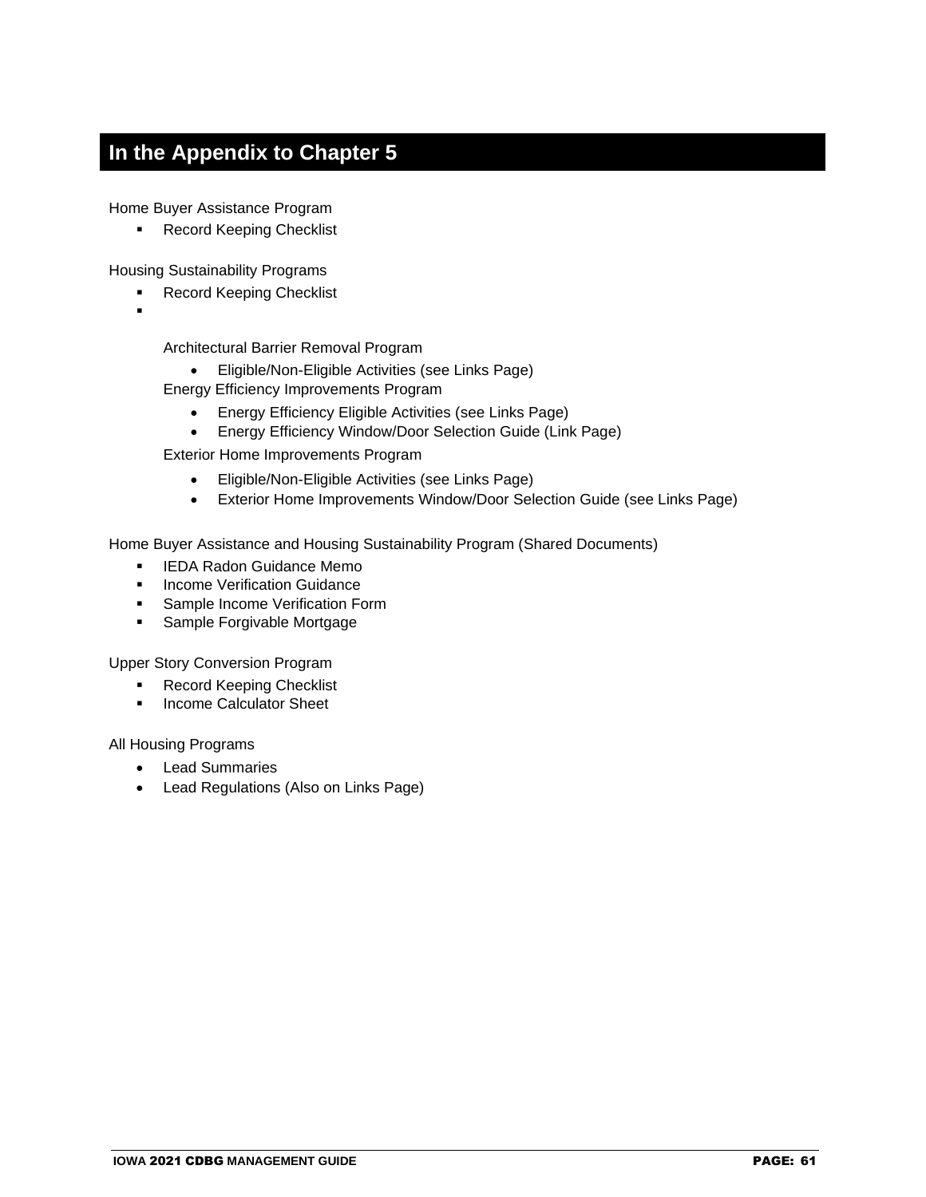# In the Appendix to Chapter 5

Home Buyer Assistance Program

- Record Keeping Checklist

Housing Sustainability Programs

- Record Keeping Checklist
-

  Architectural Barrier Removal Program

  - Eligible/Non-Eligible Activities (see Links Page)

  Energy Efficiency Improvements Program

  - Energy Efficiency Eligible Activities (see Links Page)
  - Energy Efficiency Window/Door Selection Guide (Link Page)

  Exterior Home Improvements Program

  - Eligible/Non-Eligible Activities (see Links Page)
  - Exterior Home Improvements Window/Door Selection Guide (see Links Page)

Home Buyer Assistance and Housing Sustainability Program (Shared Documents)

- IEDA Radon Guidance Memo
- Income Verification Guidance
- Sample Income Verification Form
- Sample Forgivable Mortgage

Upper Story Conversion Program

- Record Keeping Checklist
- Income Calculator Sheet

All Housing Programs

- Lead Summaries
- Lead Regulations (Also on Links Page)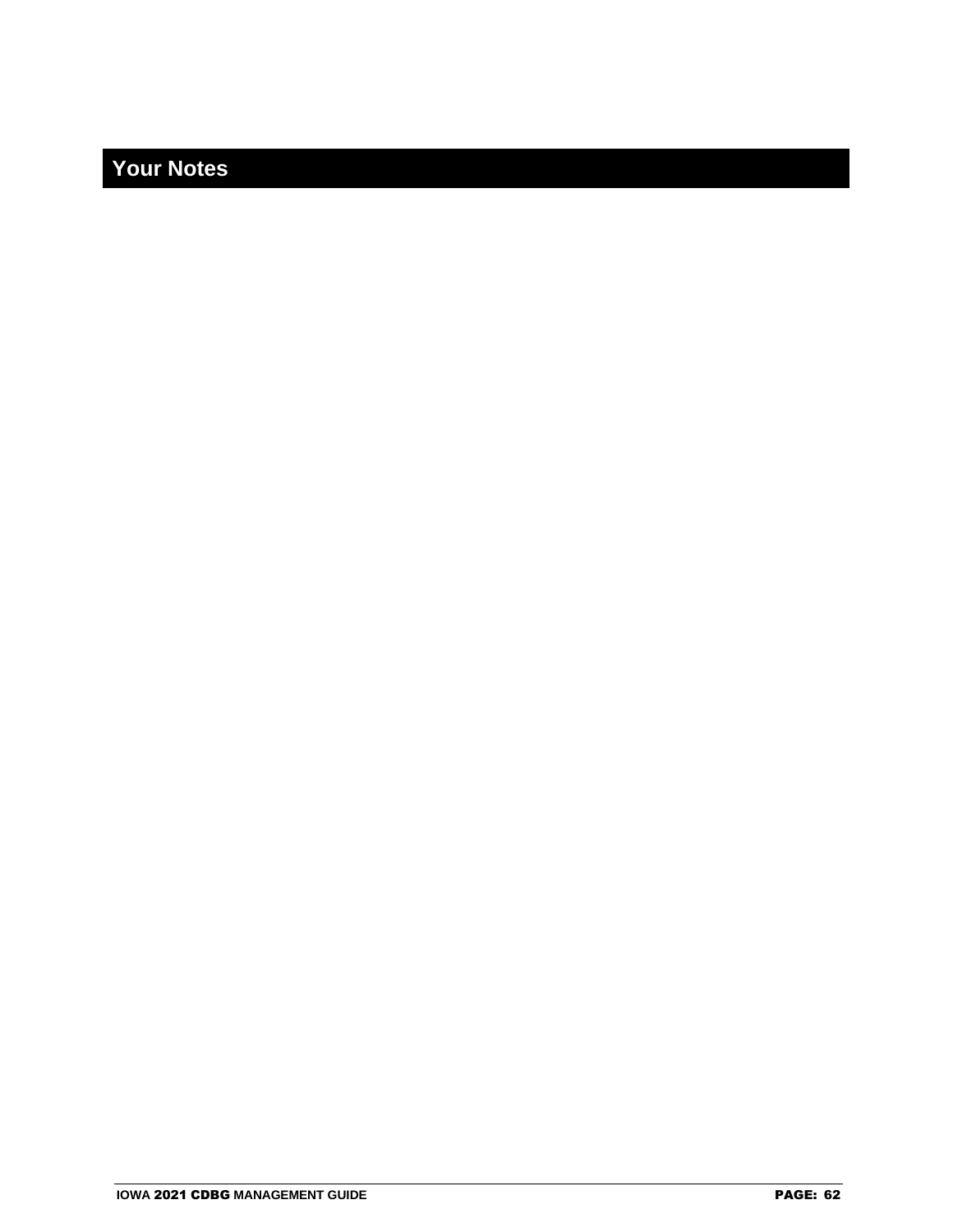# Your Notes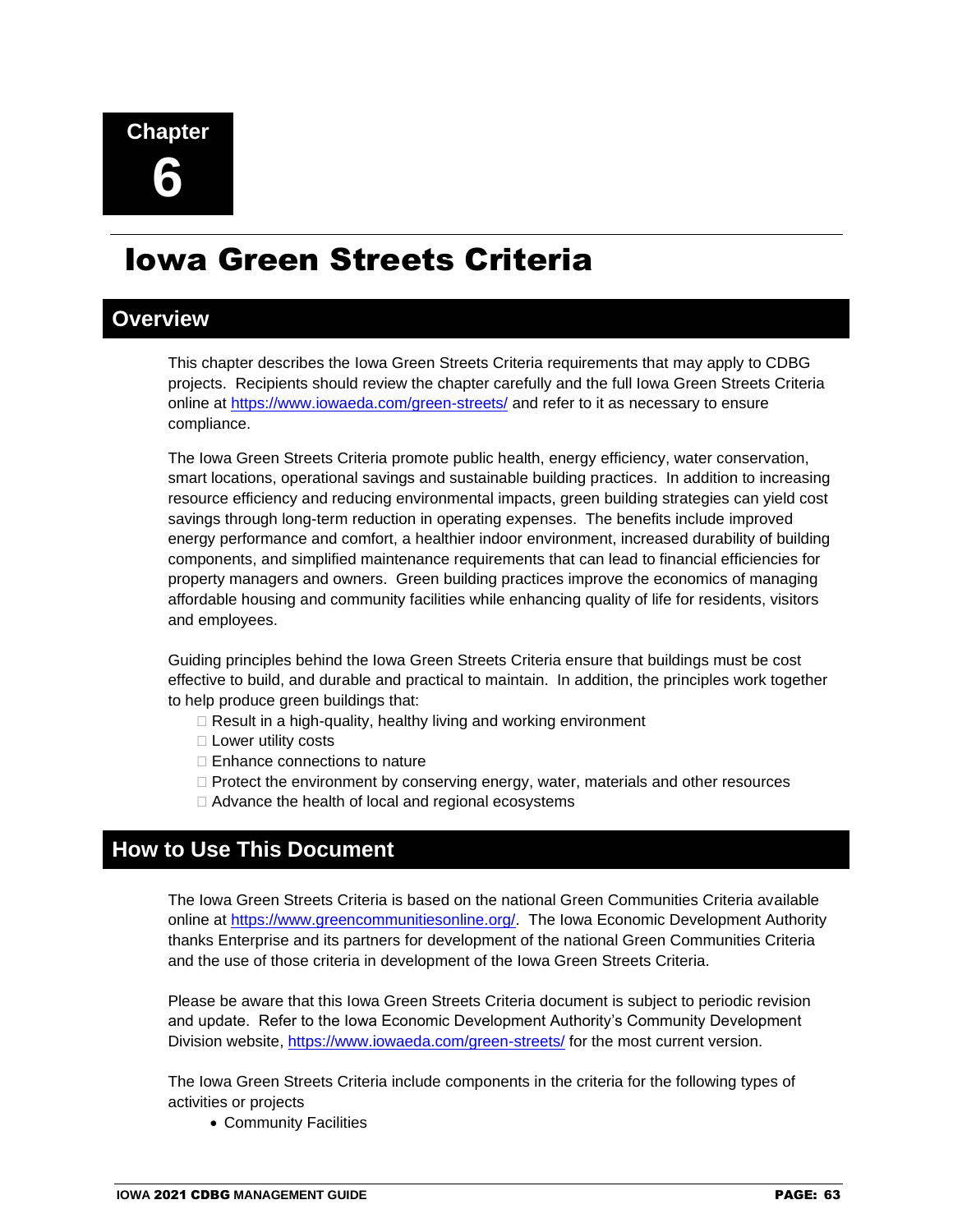Chapter 6

# Iowa Green Streets Criteria

## Overview

This chapter describes the Iowa Green Streets Criteria requirements that may apply to CDBG projects. Recipients should review the chapter carefully and the full Iowa Green Streets Criteria online at https://www.iowaeda.com/green-streets/ and refer to it as necessary to ensure compliance.

The Iowa Green Streets Criteria promote public health, energy efficiency, water conservation, smart locations, operational savings and sustainable building practices. In addition to increasing resource efficiency and reducing environmental impacts, green building strategies can yield cost savings through long-term reduction in operating expenses. The benefits include improved energy performance and comfort, a healthier indoor environment, increased durability of building components, and simplified maintenance requirements that can lead to financial efficiencies for property managers and owners. Green building practices improve the economics of managing affordable housing and community facilities while enhancing quality of life for residents, visitors and employees.

Guiding principles behind the Iowa Green Streets Criteria ensure that buildings must be cost effective to build, and durable and practical to maintain. In addition, the principles work together to help produce green buildings that:

- Result in a high-quality, healthy living and working environment
- Lower utility costs
- Enhance connections to nature
- Protect the environment by conserving energy, water, materials and other resources
- Advance the health of local and regional ecosystems

## How to Use This Document

The Iowa Green Streets Criteria is based on the national Green Communities Criteria available online at https://www.greencommunitiesonline.org/. The Iowa Economic Development Authority thanks Enterprise and its partners for development of the national Green Communities Criteria and the use of those criteria in development of the Iowa Green Streets Criteria.

Please be aware that this Iowa Green Streets Criteria document is subject to periodic revision and update. Refer to the Iowa Economic Development Authority's Community Development Division website, https://www.iowaeda.com/green-streets/ for the most current version.

The Iowa Green Streets Criteria include components in the criteria for the following types of activities or projects

- Community Facilities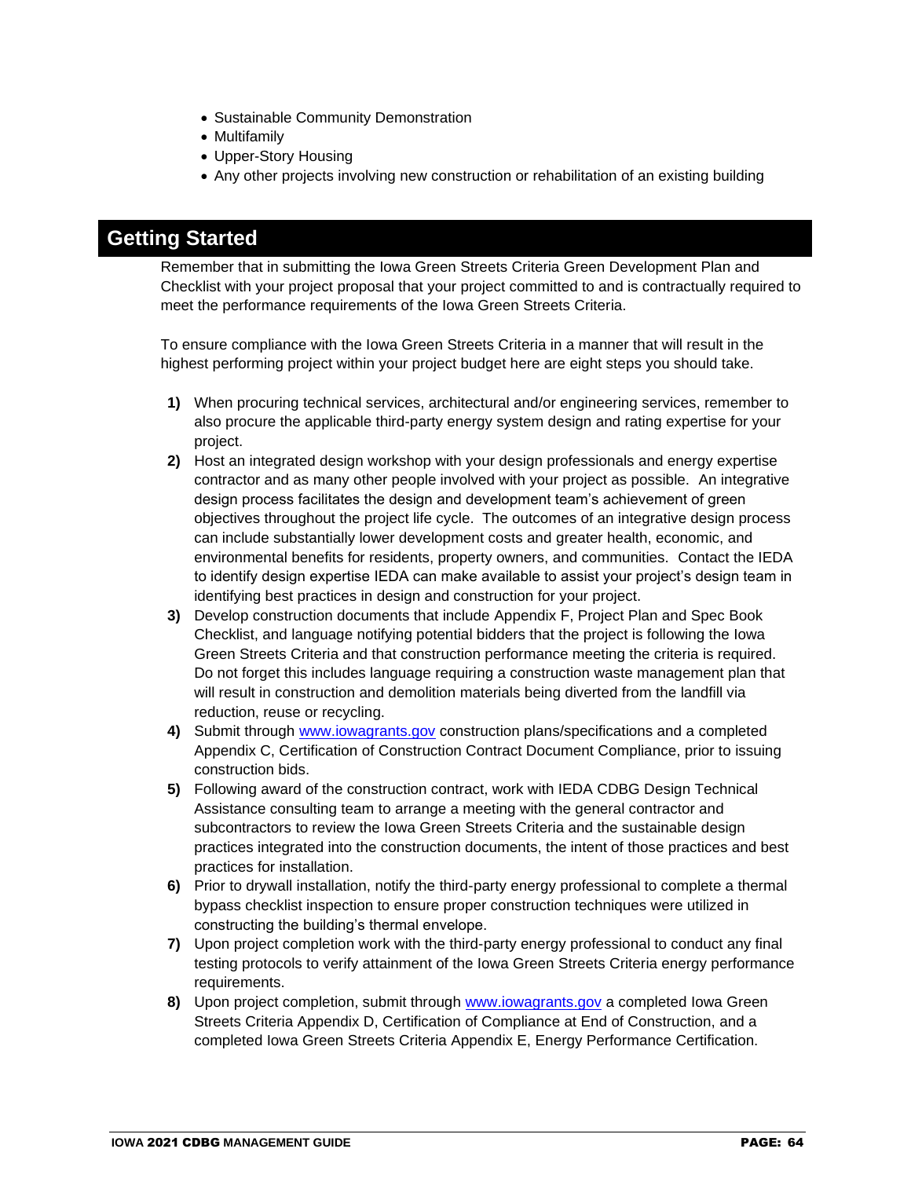- Sustainable Community Demonstration
- Multifamily
- Upper-Story Housing
- Any other projects involving new construction or rehabilitation of an existing building

## Getting Started

Remember that in submitting the Iowa Green Streets Criteria Green Development Plan and Checklist with your project proposal that your project committed to and is contractually required to meet the performance requirements of the Iowa Green Streets Criteria.

To ensure compliance with the Iowa Green Streets Criteria in a manner that will result in the highest performing project within your project budget here are eight steps you should take.

1) When procuring technical services, architectural and/or engineering services, remember to also procure the applicable third-party energy system design and rating expertise for your project.
2) Host an integrated design workshop with your design professionals and energy expertise contractor and as many other people involved with your project as possible. An integrative design process facilitates the design and development team's achievement of green objectives throughout the project life cycle. The outcomes of an integrative design process can include substantially lower development costs and greater health, economic, and environmental benefits for residents, property owners, and communities. Contact the IEDA to identify design expertise IEDA can make available to assist your project's design team in identifying best practices in design and construction for your project.
3) Develop construction documents that include Appendix F, Project Plan and Spec Book Checklist, and language notifying potential bidders that the project is following the Iowa Green Streets Criteria and that construction performance meeting the criteria is required. Do not forget this includes language requiring a construction waste management plan that will result in construction and demolition materials being diverted from the landfill via reduction, reuse or recycling.
4) Submit through [www.iowagrants.gov](www.iowagrants.gov) construction plans/specifications and a completed Appendix C, Certification of Construction Contract Document Compliance, prior to issuing construction bids.
5) Following award of the construction contract, work with IEDA CDBG Design Technical Assistance consulting team to arrange a meeting with the general contractor and subcontractors to review the Iowa Green Streets Criteria and the sustainable design practices integrated into the construction documents, the intent of those practices and best practices for installation.
6) Prior to drywall installation, notify the third-party energy professional to complete a thermal bypass checklist inspection to ensure proper construction techniques were utilized in constructing the building's thermal envelope.
7) Upon project completion work with the third-party energy professional to conduct any final testing protocols to verify attainment of the Iowa Green Streets Criteria energy performance requirements.
8) Upon project completion, submit through [www.iowagrants.gov](www.iowagrants.gov) a completed Iowa Green Streets Criteria Appendix D, Certification of Compliance at End of Construction, and a completed Iowa Green Streets Criteria Appendix E, Energy Performance Certification.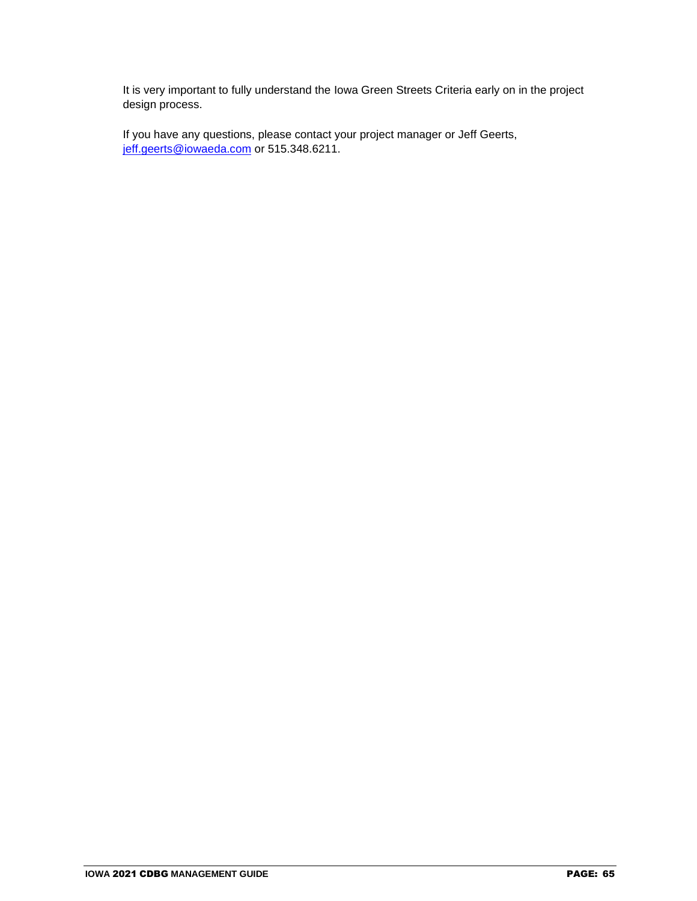It is very important to fully understand the Iowa Green Streets Criteria early on in the project design process.

If you have any questions, please contact your project manager or Jeff Geerts, [jeff.geerts@iowaeda.com](mailto:jeff.geerts@iowaeda.com) or 515.348.6211.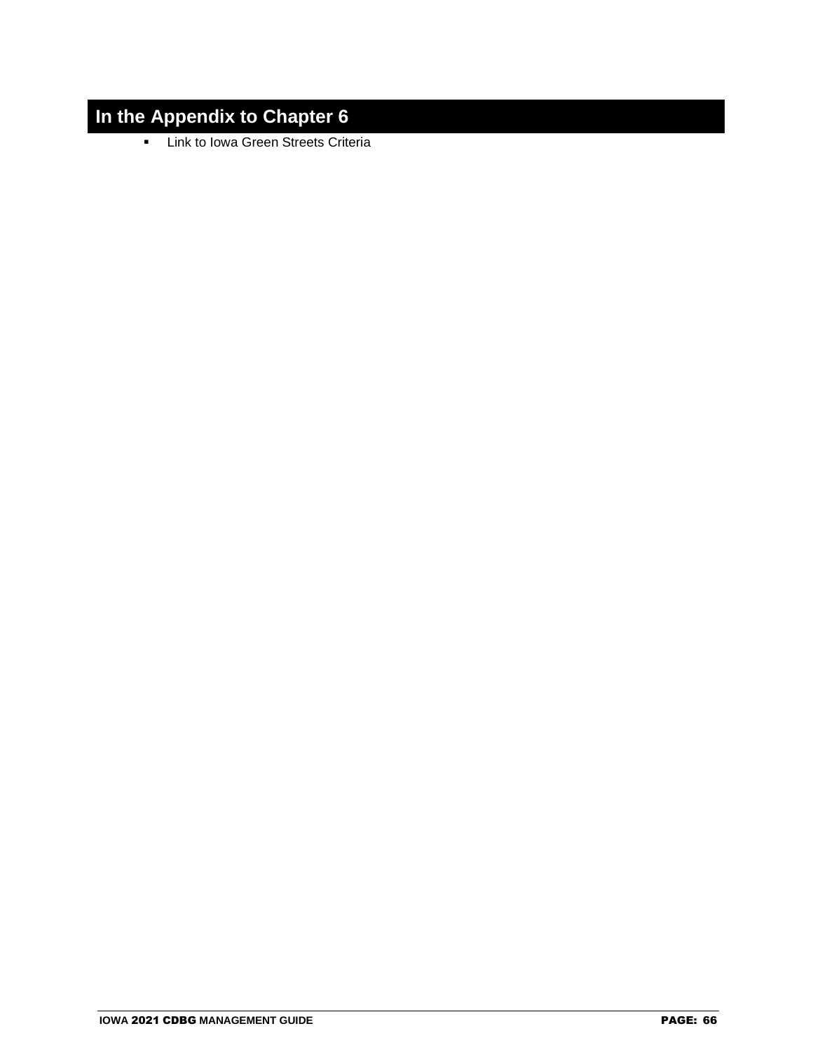## In the Appendix to Chapter 6

- Link to Iowa Green Streets Criteria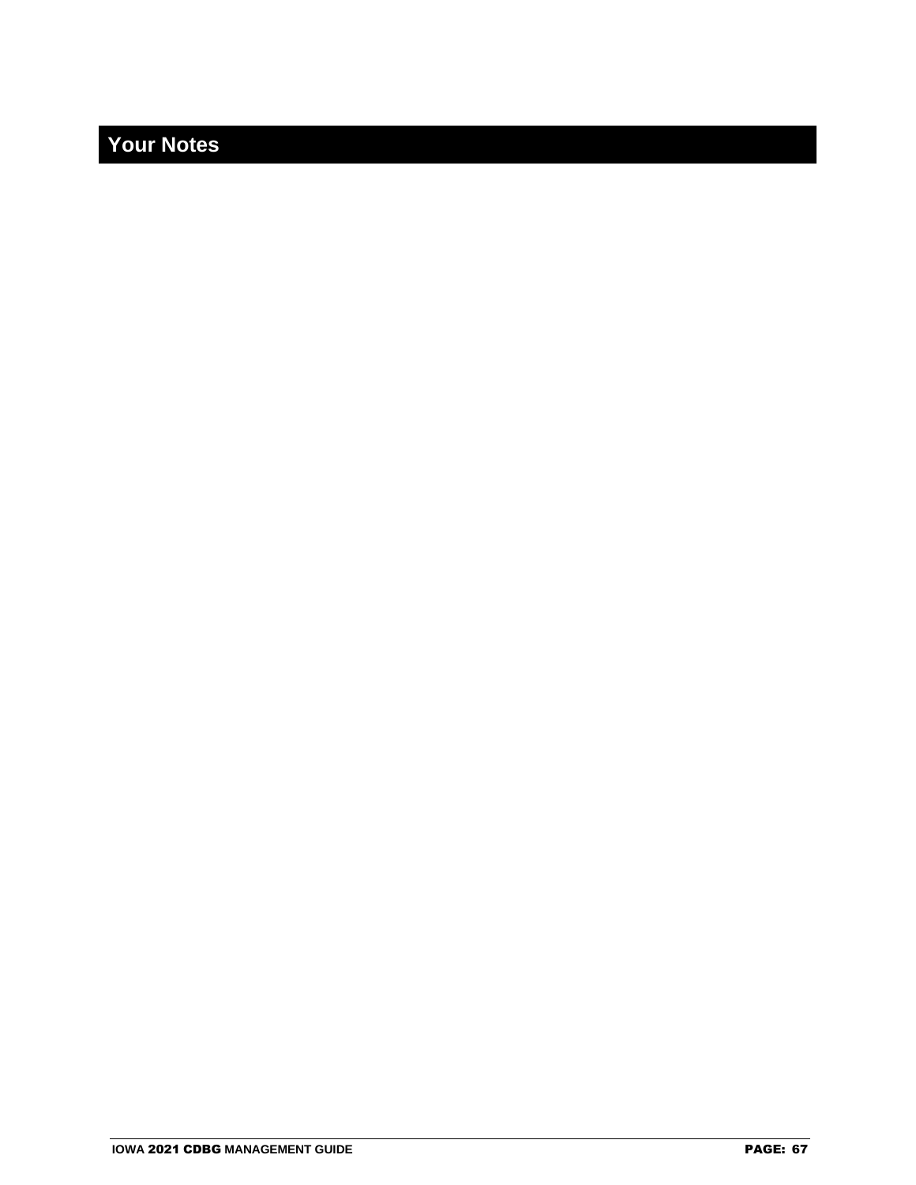## Your Notes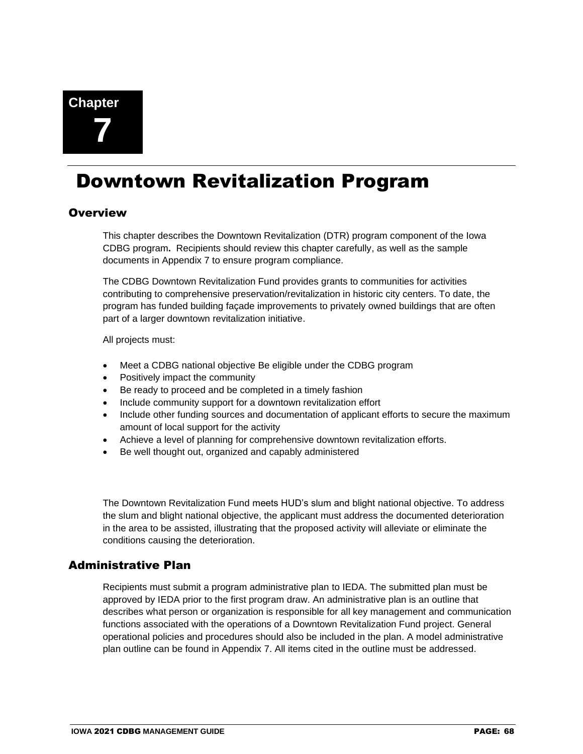**Chapter 7**

# Downtown Revitalization Program

## Overview

This chapter describes the Downtown Revitalization (DTR) program component of the Iowa CDBG program**.** Recipients should review this chapter carefully, as well as the sample documents in Appendix 7 to ensure program compliance.

The CDBG Downtown Revitalization Fund provides grants to communities for activities contributing to comprehensive preservation/revitalization in historic city centers. To date, the program has funded building façade improvements to privately owned buildings that are often part of a larger downtown revitalization initiative.

All projects must:

- Meet a CDBG national objective Be eligible under the CDBG program
- Positively impact the community
- Be ready to proceed and be completed in a timely fashion
- Include community support for a downtown revitalization effort
- Include other funding sources and documentation of applicant efforts to secure the maximum amount of local support for the activity
- Achieve a level of planning for comprehensive downtown revitalization efforts.
- Be well thought out, organized and capably administered

The Downtown Revitalization Fund meets HUD's slum and blight national objective. To address the slum and blight national objective, the applicant must address the documented deterioration in the area to be assisted, illustrating that the proposed activity will alleviate or eliminate the conditions causing the deterioration.

## Administrative Plan

Recipients must submit a program administrative plan to IEDA. The submitted plan must be approved by IEDA prior to the first program draw. An administrative plan is an outline that describes what person or organization is responsible for all key management and communication functions associated with the operations of a Downtown Revitalization Fund project. General operational policies and procedures should also be included in the plan. A model administrative plan outline can be found in Appendix 7. All items cited in the outline must be addressed.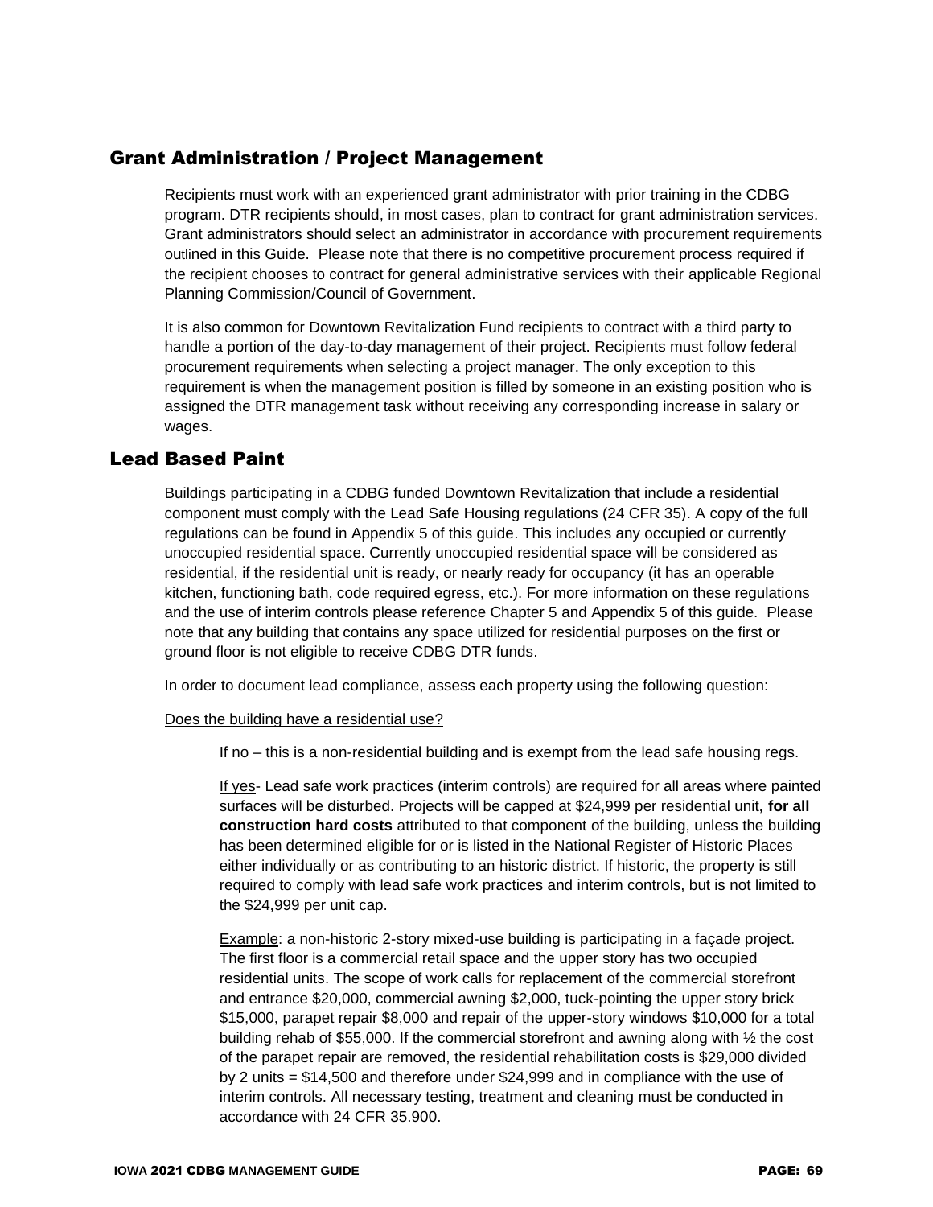## Grant Administration / Project Management

Recipients must work with an experienced grant administrator with prior training in the CDBG program. DTR recipients should, in most cases, plan to contract for grant administration services. Grant administrators should select an administrator in accordance with procurement requirements outlined in this Guide. Please note that there is no competitive procurement process required if the recipient chooses to contract for general administrative services with their applicable Regional Planning Commission/Council of Government.

It is also common for Downtown Revitalization Fund recipients to contract with a third party to handle a portion of the day-to-day management of their project. Recipients must follow federal procurement requirements when selecting a project manager. The only exception to this requirement is when the management position is filled by someone in an existing position who is assigned the DTR management task without receiving any corresponding increase in salary or wages.

## Lead Based Paint

Buildings participating in a CDBG funded Downtown Revitalization that include a residential component must comply with the Lead Safe Housing regulations (24 CFR 35). A copy of the full regulations can be found in Appendix 5 of this guide. This includes any occupied or currently unoccupied residential space. Currently unoccupied residential space will be considered as residential, if the residential unit is ready, or nearly ready for occupancy (it has an operable kitchen, functioning bath, code required egress, etc.). For more information on these regulations and the use of interim controls please reference Chapter 5 and Appendix 5 of this guide. Please note that any building that contains any space utilized for residential purposes on the first or ground floor is not eligible to receive CDBG DTR funds.

In order to document lead compliance, assess each property using the following question:

Does the building have a residential use?

If no – this is a non-residential building and is exempt from the lead safe housing regs.

If yes- Lead safe work practices (interim controls) are required for all areas where painted surfaces will be disturbed. Projects will be capped at $24,999 per residential unit, **for all construction hard costs** attributed to that component of the building, unless the building has been determined eligible for or is listed in the National Register of Historic Places either individually or as contributing to an historic district. If historic, the property is still required to comply with lead safe work practices and interim controls, but is not limited to the $24,999 per unit cap.

Example: a non-historic 2-story mixed-use building is participating in a façade project. The first floor is a commercial retail space and the upper story has two occupied residential units. The scope of work calls for replacement of the commercial storefront and entrance $20,000, commercial awning $2,000, tuck-pointing the upper story brick $15,000, parapet repair $8,000 and repair of the upper-story windows $10,000 for a total building rehab of $55,000. If the commercial storefront and awning along with ½ the cost of the parapet repair are removed, the residential rehabilitation costs is $29,000 divided by 2 units = $14,500 and therefore under $24,999 and in compliance with the use of interim controls. All necessary testing, treatment and cleaning must be conducted in accordance with 24 CFR 35.900.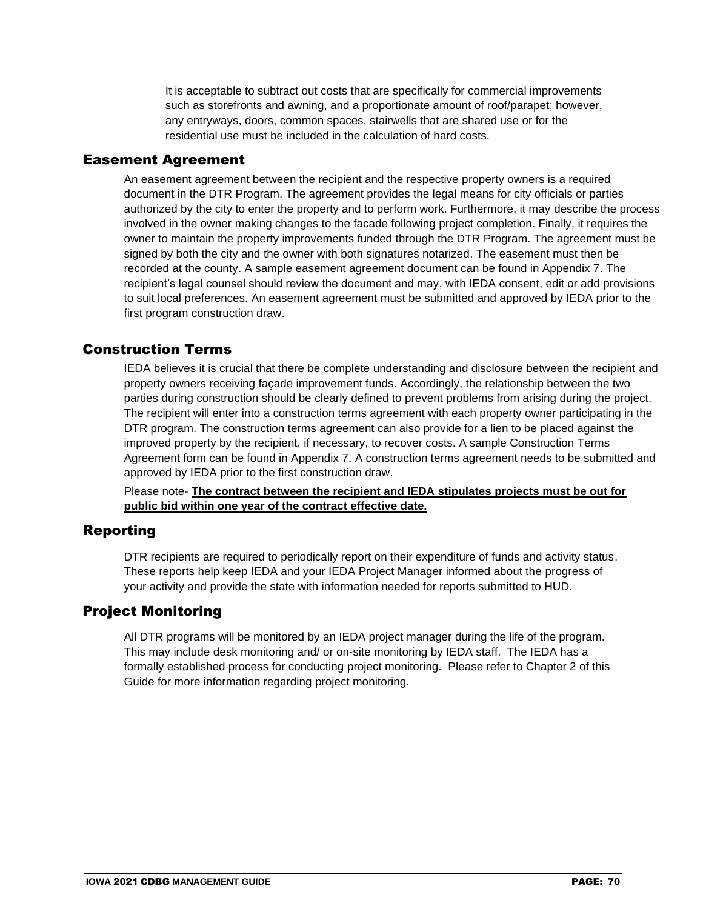It is acceptable to subtract out costs that are specifically for commercial improvements such as storefronts and awning, and a proportionate amount of roof/parapet; however, any entryways, doors, common spaces, stairwells that are shared use or for the residential use must be included in the calculation of hard costs.

## Easement Agreement

An easement agreement between the recipient and the respective property owners is a required document in the DTR Program. The agreement provides the legal means for city officials or parties authorized by the city to enter the property and to perform work. Furthermore, it may describe the process involved in the owner making changes to the facade following project completion. Finally, it requires the owner to maintain the property improvements funded through the DTR Program. The agreement must be signed by both the city and the owner with both signatures notarized. The easement must then be recorded at the county. A sample easement agreement document can be found in Appendix 7. The recipient's legal counsel should review the document and may, with IEDA consent, edit or add provisions to suit local preferences. An easement agreement must be submitted and approved by IEDA prior to the first program construction draw.

## Construction Terms

IEDA believes it is crucial that there be complete understanding and disclosure between the recipient and property owners receiving façade improvement funds. Accordingly, the relationship between the two parties during construction should be clearly defined to prevent problems from arising during the project. The recipient will enter into a construction terms agreement with each property owner participating in the DTR program. The construction terms agreement can also provide for a lien to be placed against the improved property by the recipient, if necessary, to recover costs. A sample Construction Terms Agreement form can be found in Appendix 7. A construction terms agreement needs to be submitted and approved by IEDA prior to the first construction draw.

Please note- **The contract between the recipient and IEDA stipulates projects must be out for public bid within one year of the contract effective date.**

## Reporting

DTR recipients are required to periodically report on their expenditure of funds and activity status. These reports help keep IEDA and your IEDA Project Manager informed about the progress of your activity and provide the state with information needed for reports submitted to HUD.

## Project Monitoring

All DTR programs will be monitored by an IEDA project manager during the life of the program. This may include desk monitoring and/ or on-site monitoring by IEDA staff. The IEDA has a formally established process for conducting project monitoring. Please refer to Chapter 2 of this Guide for more information regarding project monitoring.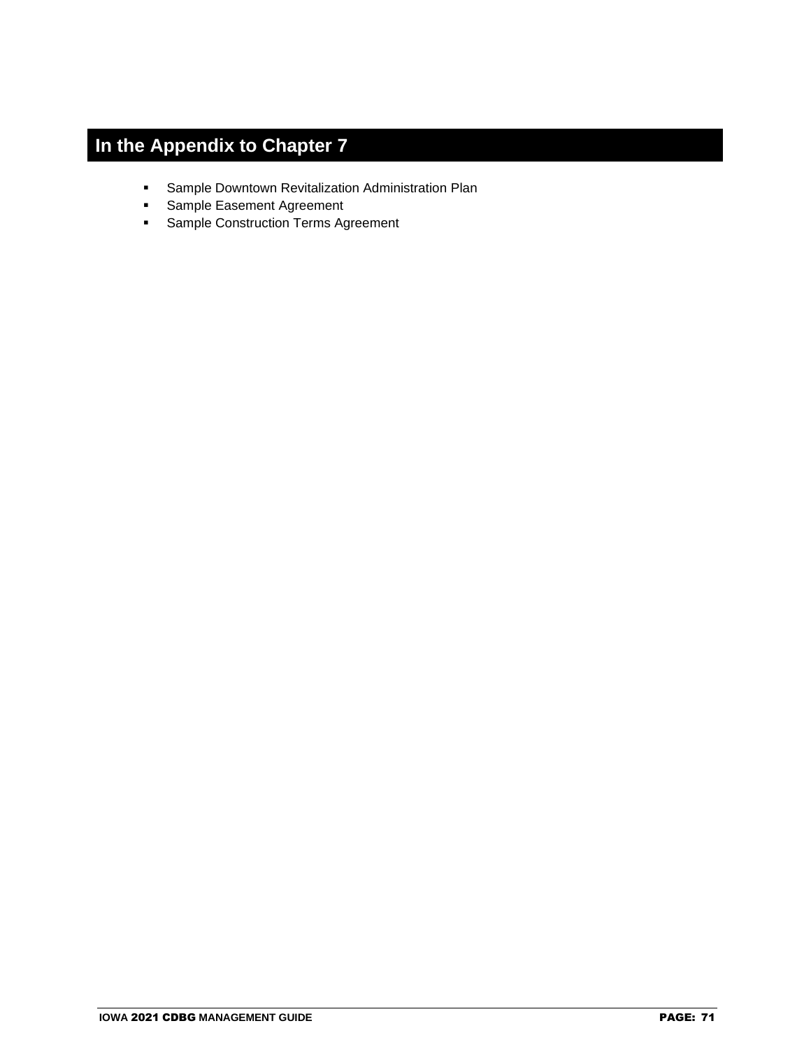## In the Appendix to Chapter 7

- Sample Downtown Revitalization Administration Plan
- Sample Easement Agreement
- Sample Construction Terms Agreement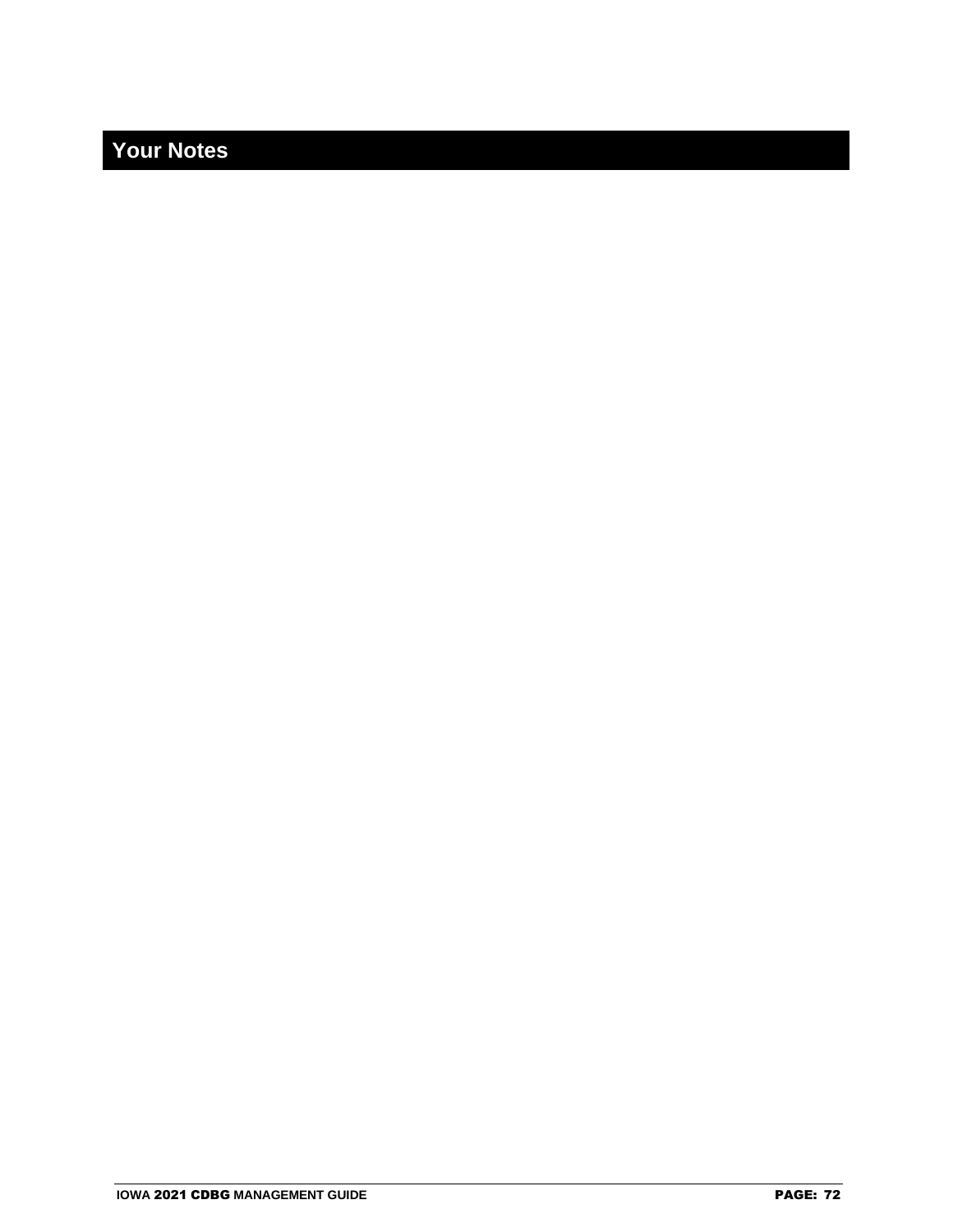## Your Notes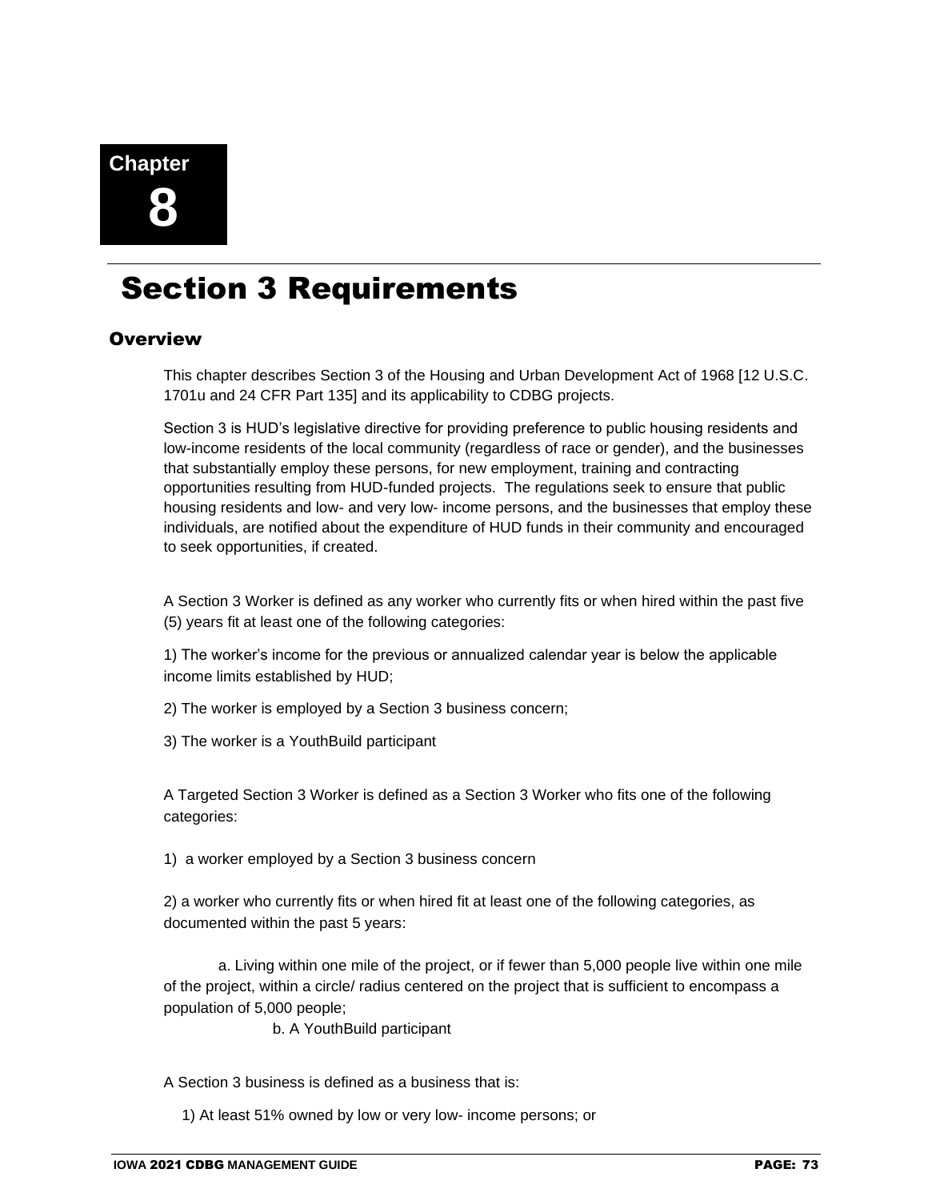Chapter

8

# Section 3 Requirements

## Overview

This chapter describes Section 3 of the Housing and Urban Development Act of 1968 [12 U.S.C. 1701u and 24 CFR Part 135] and its applicability to CDBG projects.

Section 3 is HUD's legislative directive for providing preference to public housing residents and low-income residents of the local community (regardless of race or gender), and the businesses that substantially employ these persons, for new employment, training and contracting opportunities resulting from HUD-funded projects. The regulations seek to ensure that public housing residents and low- and very low- income persons, and the businesses that employ these individuals, are notified about the expenditure of HUD funds in their community and encouraged to seek opportunities, if created.

A Section 3 Worker is defined as any worker who currently fits or when hired within the past five (5) years fit at least one of the following categories:

1) The worker's income for the previous or annualized calendar year is below the applicable income limits established by HUD;

2) The worker is employed by a Section 3 business concern;

3) The worker is a YouthBuild participant

A Targeted Section 3 Worker is defined as a Section 3 Worker who fits one of the following categories:

1) a worker employed by a Section 3 business concern

2) a worker who currently fits or when hired fit at least one of the following categories, as documented within the past 5 years:

a. Living within one mile of the project, or if fewer than 5,000 people live within one mile of the project, within a circle/ radius centered on the project that is sufficient to encompass a population of 5,000 people;

b. A YouthBuild participant

A Section 3 business is defined as a business that is:

1) At least 51% owned by low or very low- income persons; or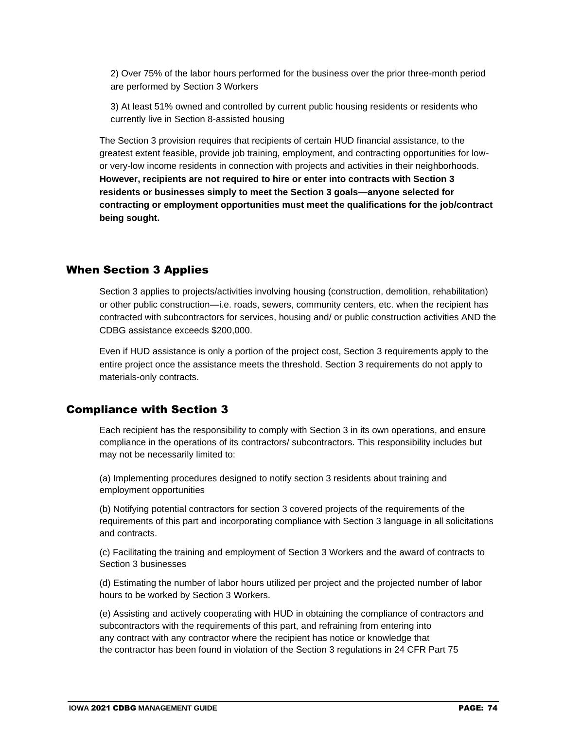2) Over 75% of the labor hours performed for the business over the prior three-month period are performed by Section 3 Workers

3) At least 51% owned and controlled by current public housing residents or residents who currently live in Section 8-assisted housing

The Section 3 provision requires that recipients of certain HUD financial assistance, to the greatest extent feasible, provide job training, employment, and contracting opportunities for low- or very-low income residents in connection with projects and activities in their neighborhoods. **However, recipients are not required to hire or enter into contracts with Section 3 residents or businesses simply to meet the Section 3 goals—anyone selected for contracting or employment opportunities must meet the qualifications for the job/contract being sought.**

## When Section 3 Applies

Section 3 applies to projects/activities involving housing (construction, demolition, rehabilitation) or other public construction—i.e. roads, sewers, community centers, etc. when the recipient has contracted with subcontractors for services, housing and/ or public construction activities AND the CDBG assistance exceeds $200,000.

Even if HUD assistance is only a portion of the project cost, Section 3 requirements apply to the entire project once the assistance meets the threshold. Section 3 requirements do not apply to materials-only contracts.

## Compliance with Section 3

Each recipient has the responsibility to comply with Section 3 in its own operations, and ensure compliance in the operations of its contractors/ subcontractors. This responsibility includes but may not be necessarily limited to:

(a) Implementing procedures designed to notify section 3 residents about training and employment opportunities

(b) Notifying potential contractors for section 3 covered projects of the requirements of the requirements of this part and incorporating compliance with Section 3 language in all solicitations and contracts.

(c) Facilitating the training and employment of Section 3 Workers and the award of contracts to Section 3 businesses

(d) Estimating the number of labor hours utilized per project and the projected number of labor hours to be worked by Section 3 Workers.

(e) Assisting and actively cooperating with HUD in obtaining the compliance of contractors and subcontractors with the requirements of this part, and refraining from entering into any contract with any contractor where the recipient has notice or knowledge that the contractor has been found in violation of the Section 3 regulations in 24 CFR Part 75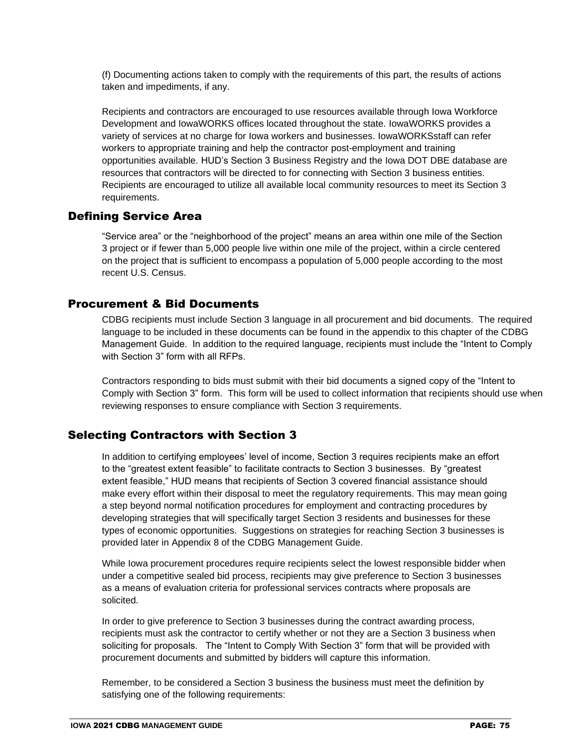(f) Documenting actions taken to comply with the requirements of this part, the results of actions taken and impediments, if any.

Recipients and contractors are encouraged to use resources available through Iowa Workforce Development and IowaWORKS offices located throughout the state. IowaWORKS provides a variety of services at no charge for Iowa workers and businesses. IowaWORKSstaff can refer workers to appropriate training and help the contractor post-employment and training opportunities available. HUD's Section 3 Business Registry and the Iowa DOT DBE database are resources that contractors will be directed to for connecting with Section 3 business entities. Recipients are encouraged to utilize all available local community resources to meet its Section 3 requirements.

## Defining Service Area

"Service area" or the "neighborhood of the project" means an area within one mile of the Section 3 project or if fewer than 5,000 people live within one mile of the project, within a circle centered on the project that is sufficient to encompass a population of 5,000 people according to the most recent U.S. Census.

## Procurement & Bid Documents

CDBG recipients must include Section 3 language in all procurement and bid documents. The required language to be included in these documents can be found in the appendix to this chapter of the CDBG Management Guide. In addition to the required language, recipients must include the "Intent to Comply with Section 3" form with all RFPs.

Contractors responding to bids must submit with their bid documents a signed copy of the "Intent to Comply with Section 3" form. This form will be used to collect information that recipients should use when reviewing responses to ensure compliance with Section 3 requirements.

## Selecting Contractors with Section 3

In addition to certifying employees' level of income, Section 3 requires recipients make an effort to the "greatest extent feasible" to facilitate contracts to Section 3 businesses. By "greatest extent feasible," HUD means that recipients of Section 3 covered financial assistance should make every effort within their disposal to meet the regulatory requirements. This may mean going a step beyond normal notification procedures for employment and contracting procedures by developing strategies that will specifically target Section 3 residents and businesses for these types of economic opportunities. Suggestions on strategies for reaching Section 3 businesses is provided later in Appendix 8 of the CDBG Management Guide.

While Iowa procurement procedures require recipients select the lowest responsible bidder when under a competitive sealed bid process, recipients may give preference to Section 3 businesses as a means of evaluation criteria for professional services contracts where proposals are solicited.

In order to give preference to Section 3 businesses during the contract awarding process, recipients must ask the contractor to certify whether or not they are a Section 3 business when soliciting for proposals. The "Intent to Comply With Section 3" form that will be provided with procurement documents and submitted by bidders will capture this information.

Remember, to be considered a Section 3 business the business must meet the definition by satisfying one of the following requirements: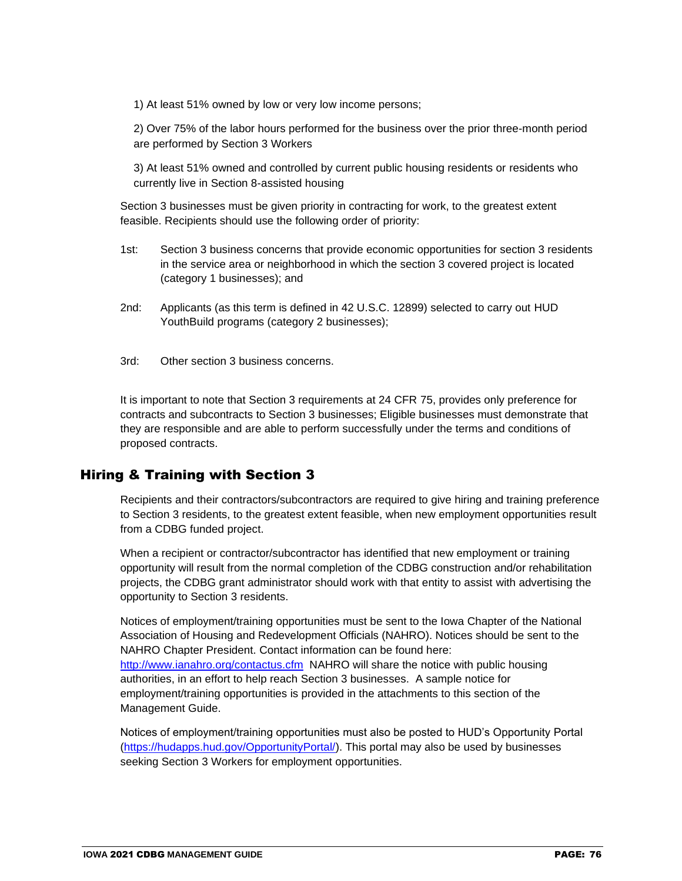1) At least 51% owned by low or very low income persons;

2) Over 75% of the labor hours performed for the business over the prior three-month period are performed by Section 3 Workers

3) At least 51% owned and controlled by current public housing residents or residents who currently live in Section 8-assisted housing

Section 3 businesses must be given priority in contracting for work, to the greatest extent feasible. Recipients should use the following order of priority:

1st: Section 3 business concerns that provide economic opportunities for section 3 residents in the service area or neighborhood in which the section 3 covered project is located (category 1 businesses); and

2nd: Applicants (as this term is defined in 42 U.S.C. 12899) selected to carry out HUD YouthBuild programs (category 2 businesses);

3rd: Other section 3 business concerns.

It is important to note that Section 3 requirements at 24 CFR 75, provides only preference for contracts and subcontracts to Section 3 businesses; Eligible businesses must demonstrate that they are responsible and are able to perform successfully under the terms and conditions of proposed contracts.

## Hiring & Training with Section 3

Recipients and their contractors/subcontractors are required to give hiring and training preference to Section 3 residents, to the greatest extent feasible, when new employment opportunities result from a CDBG funded project.

When a recipient or contractor/subcontractor has identified that new employment or training opportunity will result from the normal completion of the CDBG construction and/or rehabilitation projects, the CDBG grant administrator should work with that entity to assist with advertising the opportunity to Section 3 residents.

Notices of employment/training opportunities must be sent to the Iowa Chapter of the National Association of Housing and Redevelopment Officials (NAHRO). Notices should be sent to the NAHRO Chapter President. Contact information can be found here: http://www.ianahro.org/contactus.cfm NAHRO will share the notice with public housing authorities, in an effort to help reach Section 3 businesses. A sample notice for employment/training opportunities is provided in the attachments to this section of the Management Guide.

Notices of employment/training opportunities must also be posted to HUD's Opportunity Portal (https://hudapps.hud.gov/OpportunityPortal/). This portal may also be used by businesses seeking Section 3 Workers for employment opportunities.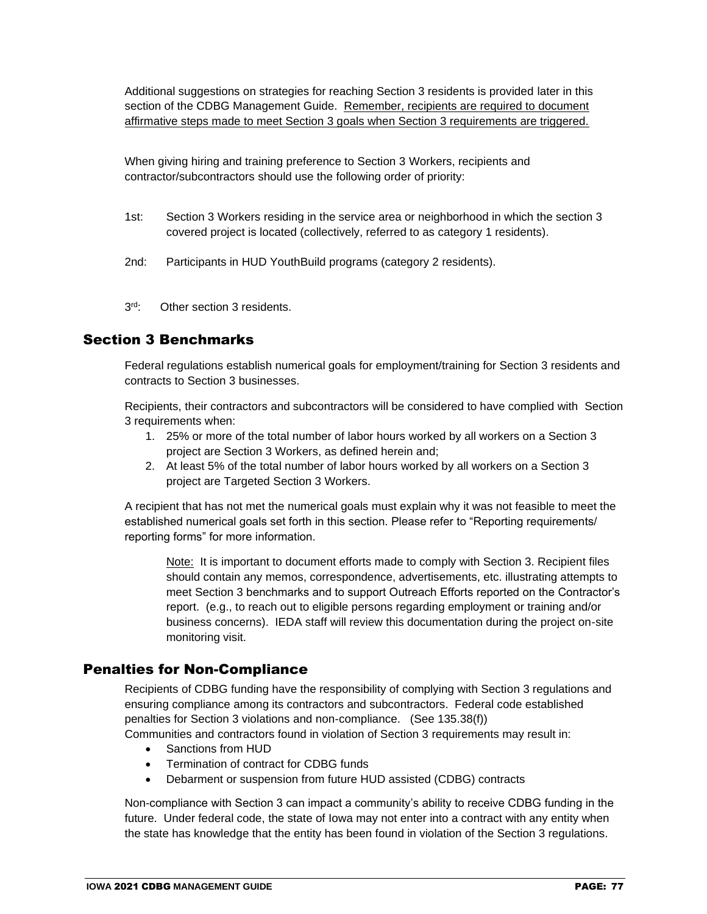Additional suggestions on strategies for reaching Section 3 residents is provided later in this section of the CDBG Management Guide. Remember, recipients are required to document affirmative steps made to meet Section 3 goals when Section 3 requirements are triggered.

When giving hiring and training preference to Section 3 Workers, recipients and contractor/subcontractors should use the following order of priority:

1st: Section 3 Workers residing in the service area or neighborhood in which the section 3 covered project is located (collectively, referred to as category 1 residents).

2nd: Participants in HUD YouthBuild programs (category 2 residents).

3rd: Other section 3 residents.

## Section 3 Benchmarks

Federal regulations establish numerical goals for employment/training for Section 3 residents and contracts to Section 3 businesses.

Recipients, their contractors and subcontractors will be considered to have complied with Section 3 requirements when:

1. 25% or more of the total number of labor hours worked by all workers on a Section 3 project are Section 3 Workers, as defined herein and;
2. At least 5% of the total number of labor hours worked by all workers on a Section 3 project are Targeted Section 3 Workers.

A recipient that has not met the numerical goals must explain why it was not feasible to meet the established numerical goals set forth in this section. Please refer to "Reporting requirements/ reporting forms" for more information.

> Note: It is important to document efforts made to comply with Section 3. Recipient files should contain any memos, correspondence, advertisements, etc. illustrating attempts to meet Section 3 benchmarks and to support Outreach Efforts reported on the Contractor's report. (e.g., to reach out to eligible persons regarding employment or training and/or business concerns). IEDA staff will review this documentation during the project on-site monitoring visit.

## Penalties for Non-Compliance

Recipients of CDBG funding have the responsibility of complying with Section 3 regulations and ensuring compliance among its contractors and subcontractors. Federal code established penalties for Section 3 violations and non-compliance. (See 135.38(f))
Communities and contractors found in violation of Section 3 requirements may result in:

- Sanctions from HUD
- Termination of contract for CDBG funds
- Debarment or suspension from future HUD assisted (CDBG) contracts

Non-compliance with Section 3 can impact a community's ability to receive CDBG funding in the future. Under federal code, the state of Iowa may not enter into a contract with any entity when the state has knowledge that the entity has been found in violation of the Section 3 regulations.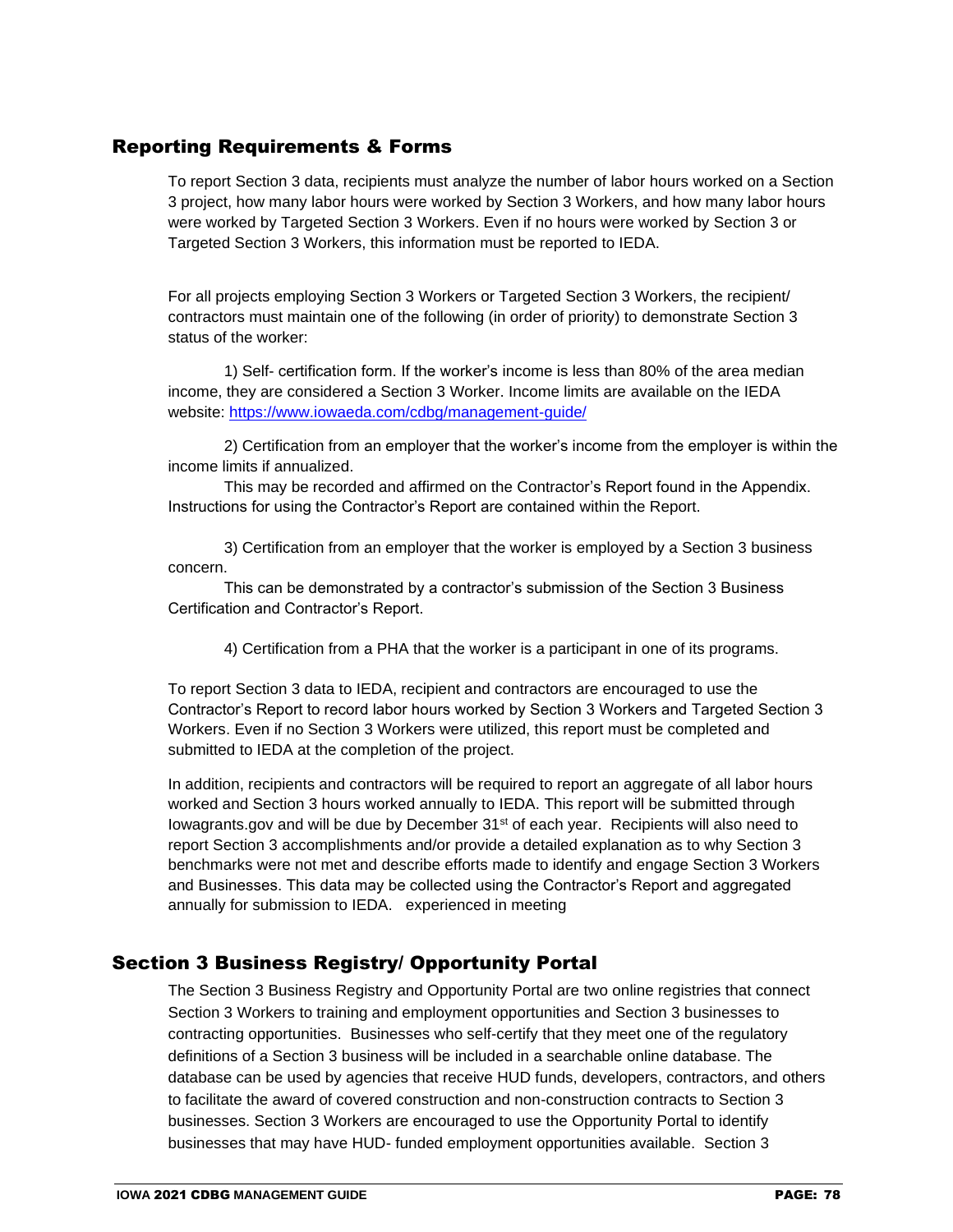## Reporting Requirements & Forms

To report Section 3 data, recipients must analyze the number of labor hours worked on a Section 3 project, how many labor hours were worked by Section 3 Workers, and how many labor hours were worked by Targeted Section 3 Workers. Even if no hours were worked by Section 3 or Targeted Section 3 Workers, this information must be reported to IEDA.

For all projects employing Section 3 Workers or Targeted Section 3 Workers, the recipient/ contractors must maintain one of the following (in order of priority) to demonstrate Section 3 status of the worker:

1) Self- certification form. If the worker's income is less than 80% of the area median income, they are considered a Section 3 Worker. Income limits are available on the IEDA website: https://www.iowaeda.com/cdbg/management-guide/

2) Certification from an employer that the worker's income from the employer is within the income limits if annualized.
This may be recorded and affirmed on the Contractor's Report found in the Appendix. Instructions for using the Contractor's Report are contained within the Report.

3) Certification from an employer that the worker is employed by a Section 3 business concern.
This can be demonstrated by a contractor's submission of the Section 3 Business Certification and Contractor's Report.

4) Certification from a PHA that the worker is a participant in one of its programs.

To report Section 3 data to IEDA, recipient and contractors are encouraged to use the Contractor's Report to record labor hours worked by Section 3 Workers and Targeted Section 3 Workers. Even if no Section 3 Workers were utilized, this report must be completed and submitted to IEDA at the completion of the project.

In addition, recipients and contractors will be required to report an aggregate of all labor hours worked and Section 3 hours worked annually to IEDA. This report will be submitted through Iowagrants.gov and will be due by December 31st of each year. Recipients will also need to report Section 3 accomplishments and/or provide a detailed explanation as to why Section 3 benchmarks were not met and describe efforts made to identify and engage Section 3 Workers and Businesses. This data may be collected using the Contractor's Report and aggregated annually for submission to IEDA. experienced in meeting

## Section 3 Business Registry/ Opportunity Portal

The Section 3 Business Registry and Opportunity Portal are two online registries that connect Section 3 Workers to training and employment opportunities and Section 3 businesses to contracting opportunities. Businesses who self-certify that they meet one of the regulatory definitions of a Section 3 business will be included in a searchable online database. The database can be used by agencies that receive HUD funds, developers, contractors, and others to facilitate the award of covered construction and non-construction contracts to Section 3 businesses. Section 3 Workers are encouraged to use the Opportunity Portal to identify businesses that may have HUD- funded employment opportunities available. Section 3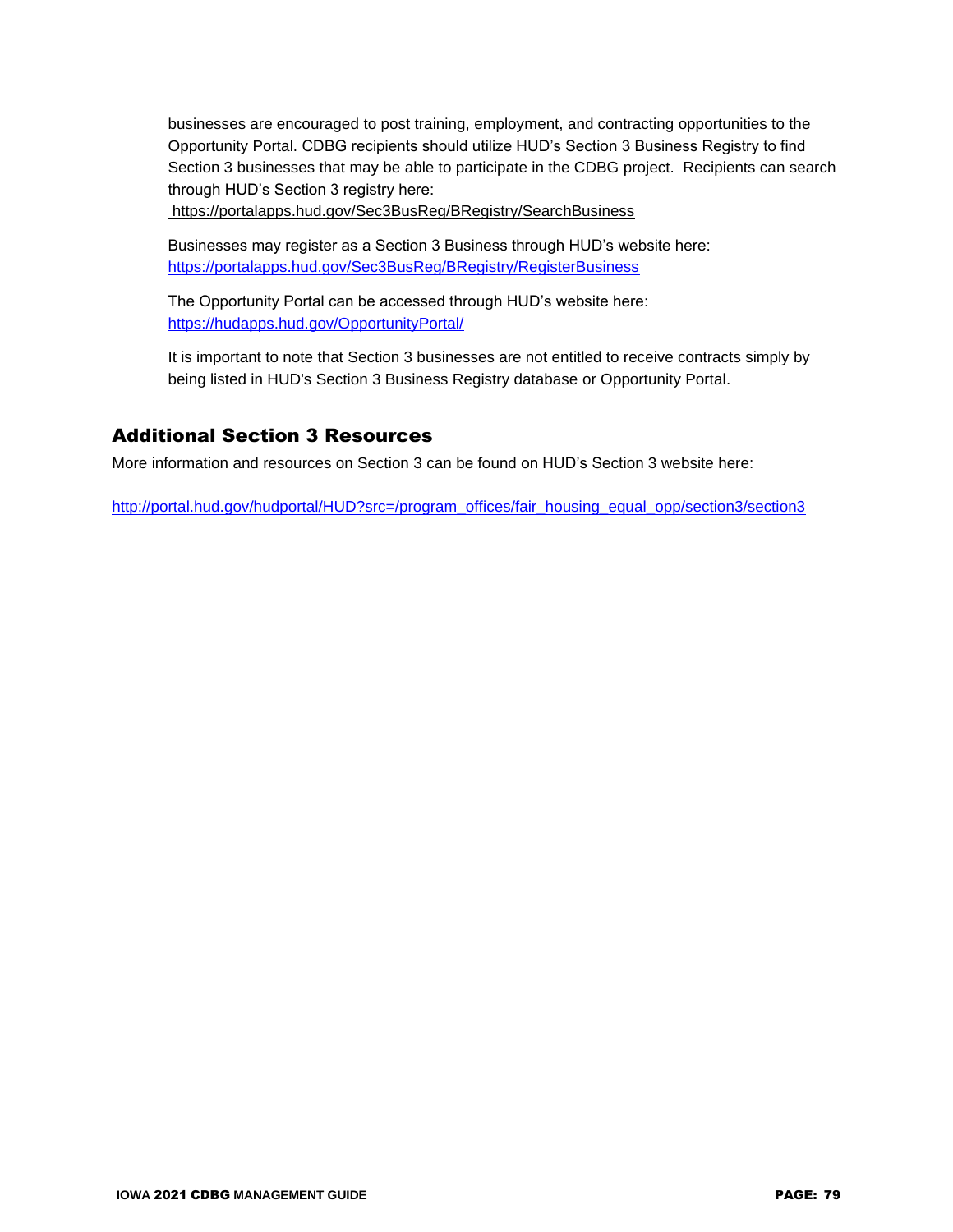businesses are encouraged to post training, employment, and contracting opportunities to the Opportunity Portal. CDBG recipients should utilize HUD's Section 3 Business Registry to find Section 3 businesses that may be able to participate in the CDBG project. Recipients can search through HUD's Section 3 registry here:
https://portalapps.hud.gov/Sec3BusReg/BRegistry/SearchBusiness

Businesses may register as a Section 3 Business through HUD's website here:
https://portalapps.hud.gov/Sec3BusReg/BRegistry/RegisterBusiness

The Opportunity Portal can be accessed through HUD's website here:
https://hudapps.hud.gov/OpportunityPortal/

It is important to note that Section 3 businesses are not entitled to receive contracts simply by being listed in HUD's Section 3 Business Registry database or Opportunity Portal.

## Additional Section 3 Resources

More information and resources on Section 3 can be found on HUD's Section 3 website here:

http://portal.hud.gov/hudportal/HUD?src=/program_offices/fair_housing_equal_opp/section3/section3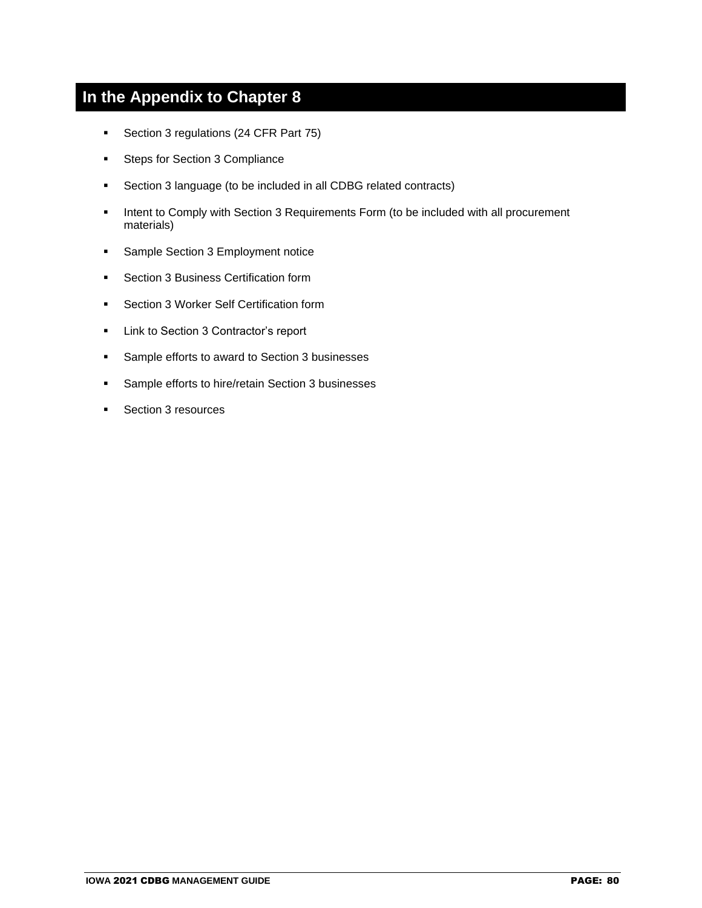## In the Appendix to Chapter 8

- Section 3 regulations (24 CFR Part 75)
- Steps for Section 3 Compliance
- Section 3 language (to be included in all CDBG related contracts)
- Intent to Comply with Section 3 Requirements Form (to be included with all procurement materials)
- Sample Section 3 Employment notice
- Section 3 Business Certification form
- Section 3 Worker Self Certification form
- Link to Section 3 Contractor's report
- Sample efforts to award to Section 3 businesses
- Sample efforts to hire/retain Section 3 businesses
- Section 3 resources